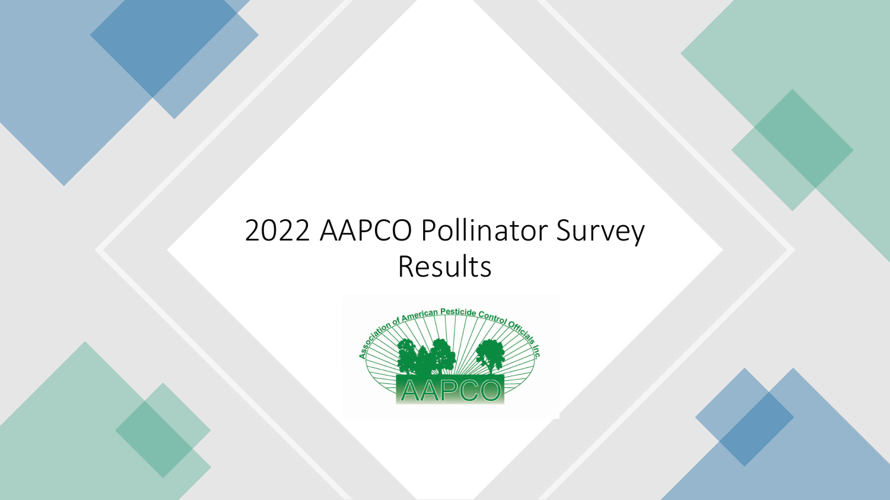# 2022 AAPCO Pollinator Survey Results

Association of American Pesticide Control Officials Inc.

AAPCO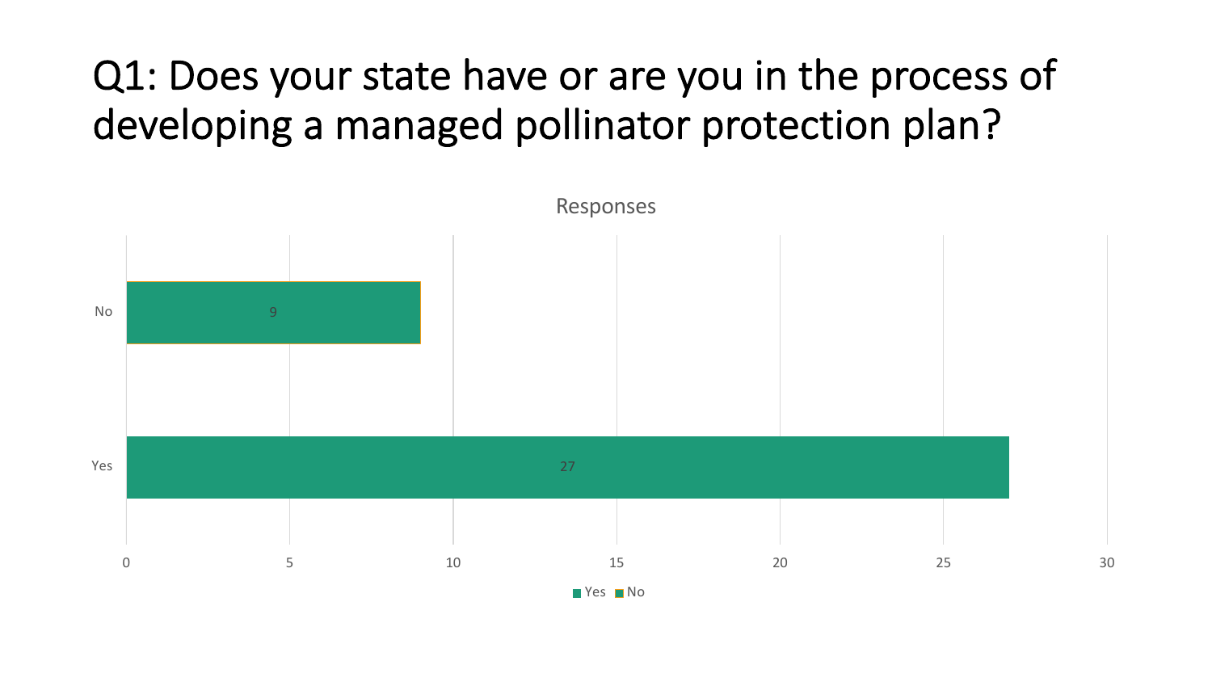# Q1: Does your state have or are you in the process of developing a managed pollinator protection plan?

Responses

| Response | Count |
| --- | --- |
| No | 9 |
| Yes | 27 |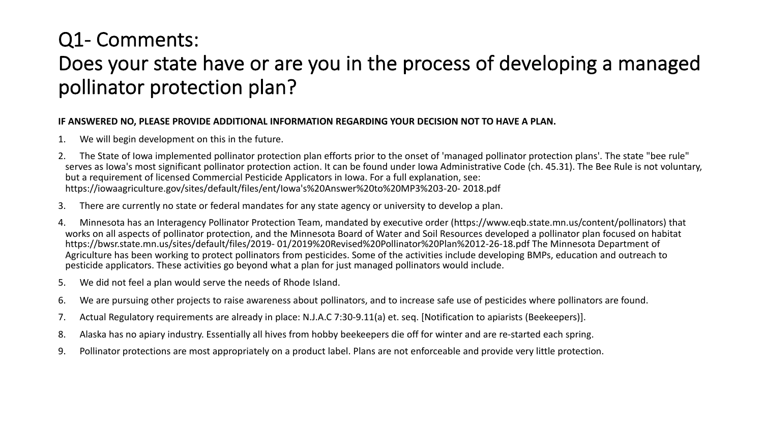# Q1- Comments:
# Does your state have or are you in the process of developing a managed pollinator protection plan?

**IF ANSWERED NO, PLEASE PROVIDE ADDITIONAL INFORMATION REGARDING YOUR DECISION NOT TO HAVE A PLAN.**

1. We will begin development on this in the future.
2. The State of Iowa implemented pollinator protection plan efforts prior to the onset of 'managed pollinator protection plans'. The state "bee rule" serves as Iowa's most significant pollinator protection action. It can be found under Iowa Administrative Code (ch. 45.31). The Bee Rule is not voluntary, but a requirement of licensed Commercial Pesticide Applicators in Iowa. For a full explanation, see: https://iowaagriculture.gov/sites/default/files/ent/Iowa's%20Answer%20to%20MP3%203-20- 2018.pdf
3. There are currently no state or federal mandates for any state agency or university to develop a plan.
4. Minnesota has an Interagency Pollinator Protection Team, mandated by executive order (https://www.eqb.state.mn.us/content/pollinators) that works on all aspects of pollinator protection, and the Minnesota Board of Water and Soil Resources developed a pollinator plan focused on habitat https://bwsr.state.mn.us/sites/default/files/2019- 01/2019%20Revised%20Pollinator%20Plan%2012-26-18.pdf The Minnesota Department of Agriculture has been working to protect pollinators from pesticides. Some of the activities include developing BMPs, education and outreach to pesticide applicators. These activities go beyond what a plan for just managed pollinators would include.
5. We did not feel a plan would serve the needs of Rhode Island.
6. We are pursuing other projects to raise awareness about pollinators, and to increase safe use of pesticides where pollinators are found.
7. Actual Regulatory requirements are already in place: N.J.A.C 7:30-9.11(a) et. seq. [Notification to apiarists (Beekeepers)].
8. Alaska has no apiary industry. Essentially all hives from hobby beekeepers die off for winter and are re-started each spring.
9. Pollinator protections are most appropriately on a product label. Plans are not enforceable and provide very little protection.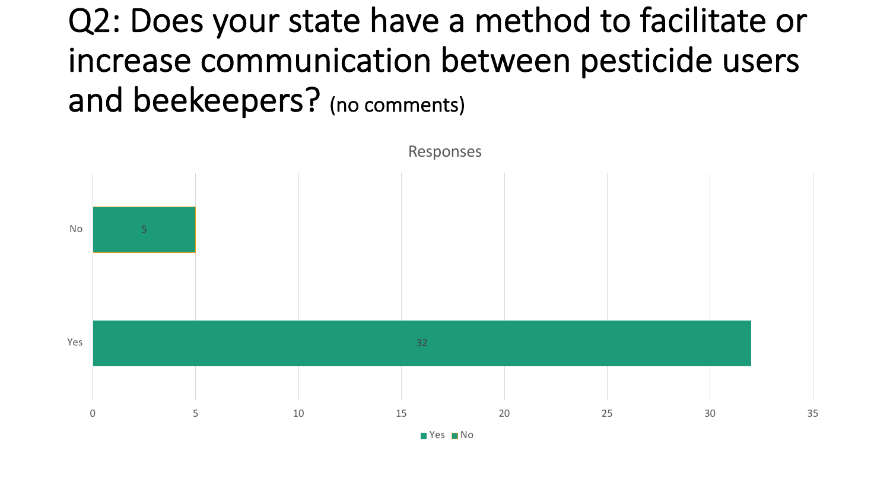# Q2: Does your state have a method to facilitate or increase communication between pesticide users and beekeepers? (no comments)

Responses

| Response | Count |
| --- | --- |
| No | 5 |
| Yes | 32 |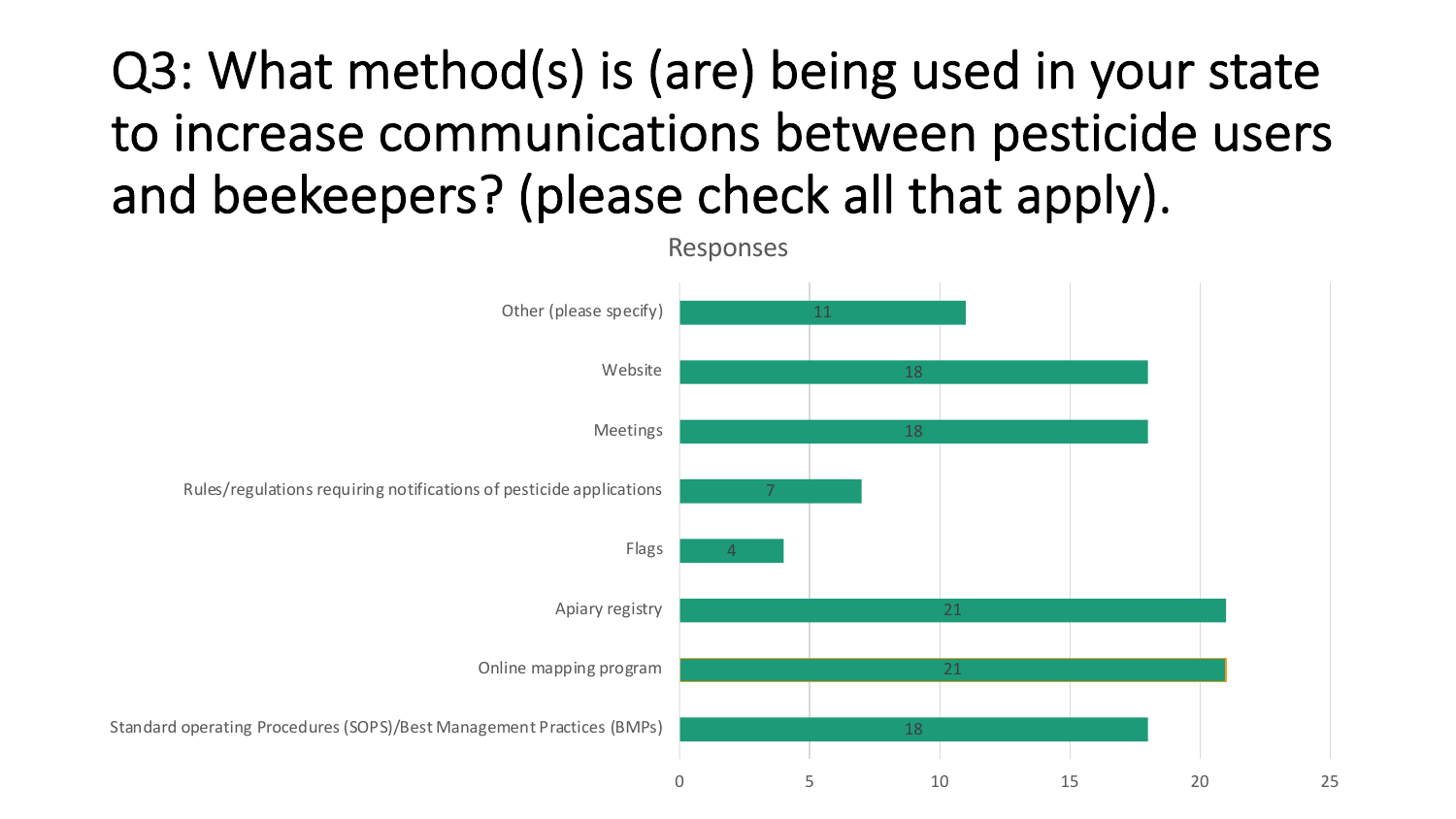# Q3: What method(s) is (are) being used in your state to increase communications between pesticide users and beekeepers? (please check all that apply).

Responses

| Method | Responses |
| --- | --- |
| Other (please specify) | 11 |
| Website | 18 |
| Meetings | 18 |
| Rules/regulations requiring notifications of pesticide applications | 7 |
| Flags | 4 |
| Apiary registry | 21 |
| Online mapping program | 21 |
| Standard operating Procedures (SOPS)/Best Management Practices (BMPs) | 18 |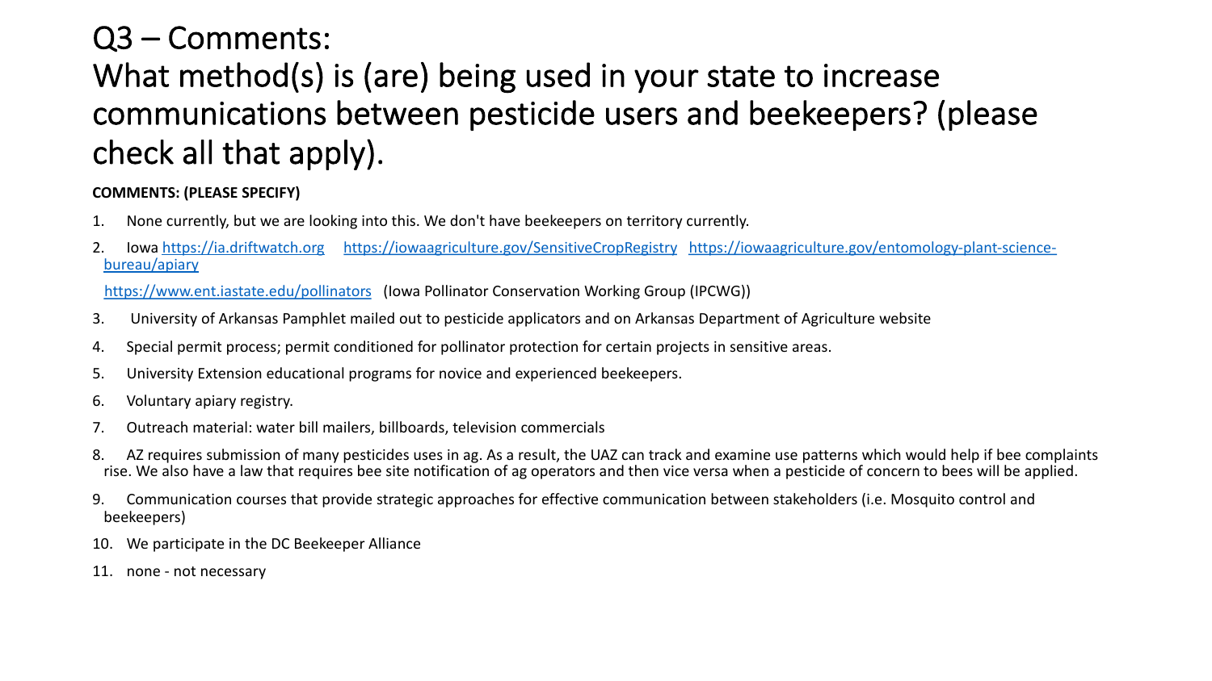# Q3 – Comments:
# What method(s) is (are) being used in your state to increase communications between pesticide users and beekeepers? (please check all that apply).

**COMMENTS: (PLEASE SPECIFY)**

1. None currently, but we are looking into this. We don't have beekeepers on territory currently.
2. Iowa https://ia.driftwatch.org https://iowaagriculture.gov/SensitiveCropRegistry https://iowaagriculture.gov/entomology-plant-science-bureau/apiary

   https://www.ent.iastate.edu/pollinators (Iowa Pollinator Conservation Working Group (IPCWG))
3. University of Arkansas Pamphlet mailed out to pesticide applicators and on Arkansas Department of Agriculture website
4. Special permit process; permit conditioned for pollinator protection for certain projects in sensitive areas.
5. University Extension educational programs for novice and experienced beekeepers.
6. Voluntary apiary registry.
7. Outreach material: water bill mailers, billboards, television commercials
8. AZ requires submission of many pesticides uses in ag. As a result, the UAZ can track and examine use patterns which would help if bee complaints rise. We also have a law that requires bee site notification of ag operators and then vice versa when a pesticide of concern to bees will be applied.
9. Communication courses that provide strategic approaches for effective communication between stakeholders (i.e. Mosquito control and beekeepers)
10. We participate in the DC Beekeeper Alliance
11. none - not necessary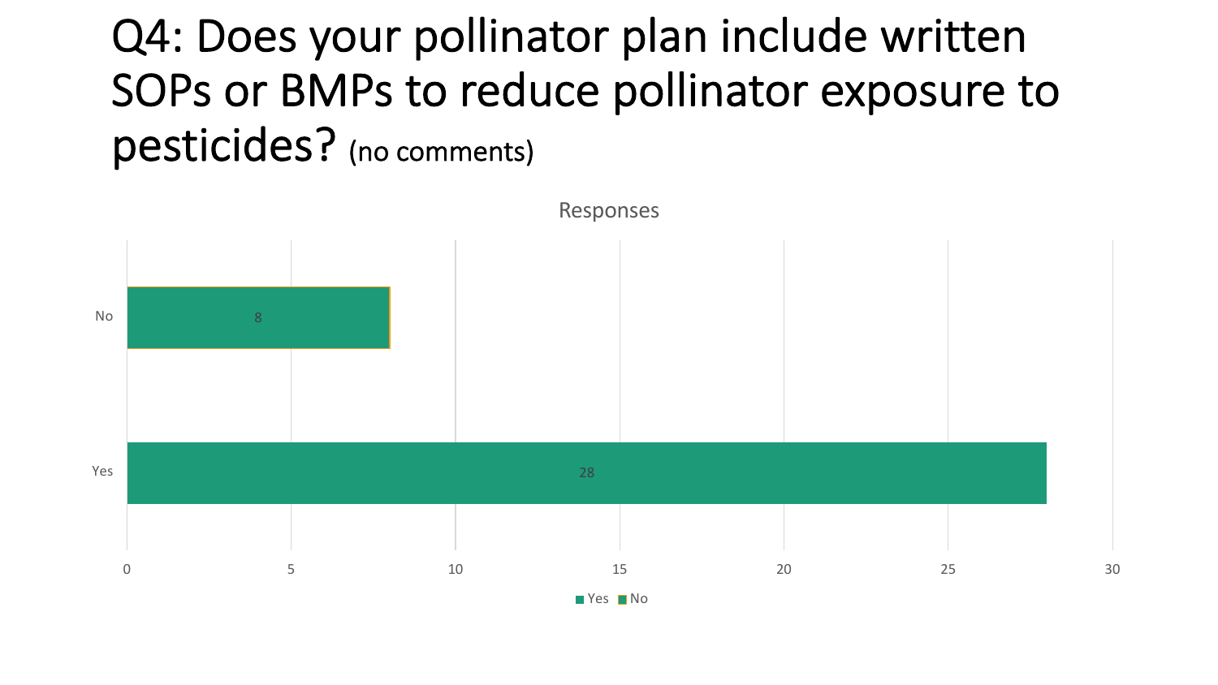# Q4: Does your pollinator plan include written SOPs or BMPs to reduce pollinator exposure to pesticides? (no comments)

Responses

| Response | Count |
| --- | --- |
| No | 8 |
| Yes | 28 |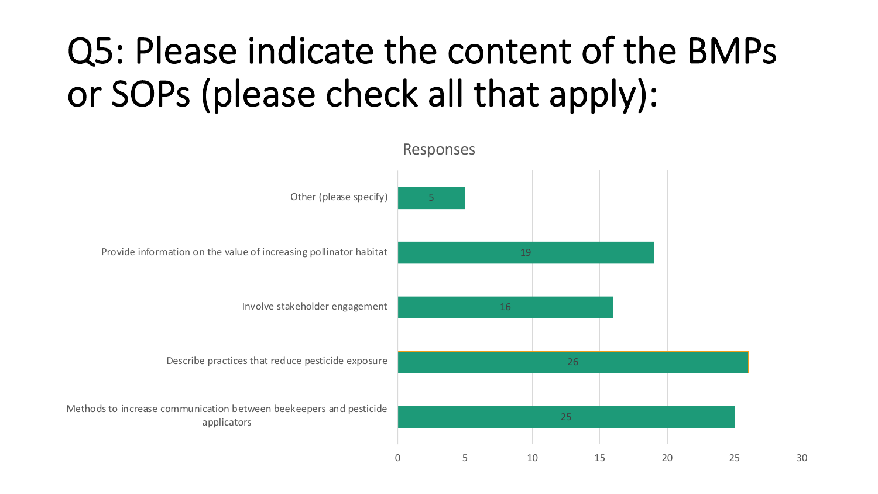# Q5: Please indicate the content of the BMPs or SOPs (please check all that apply):

**Responses**

| Response option | Responses |
|---|---|
| Other (please specify) | 5 |
| Provide information on the value of increasing pollinator habitat | 19 |
| Involve stakeholder engagement | 16 |
| Describe practices that reduce pesticide exposure | 26 |
| Methods to increase communication between beekeepers and pesticide applicators | 25 |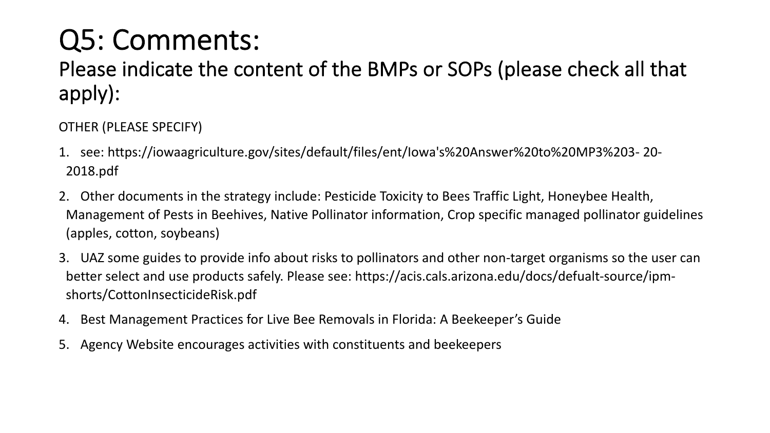# Q5: Comments:

## Please indicate the content of the BMPs or SOPs (please check all that apply):

OTHER (PLEASE SPECIFY)

1. see: https://iowaagriculture.gov/sites/default/files/ent/Iowa's%20Answer%20to%20MP3%203- 20-2018.pdf
2. Other documents in the strategy include: Pesticide Toxicity to Bees Traffic Light, Honeybee Health, Management of Pests in Beehives, Native Pollinator information, Crop specific managed pollinator guidelines (apples, cotton, soybeans)
3. UAZ some guides to provide info about risks to pollinators and other non-target organisms so the user can better select and use products safely. Please see: https://acis.cals.arizona.edu/docs/defualt-source/ipm-shorts/CottonInsecticideRisk.pdf
4. Best Management Practices for Live Bee Removals in Florida: A Beekeeper's Guide
5. Agency Website encourages activities with constituents and beekeepers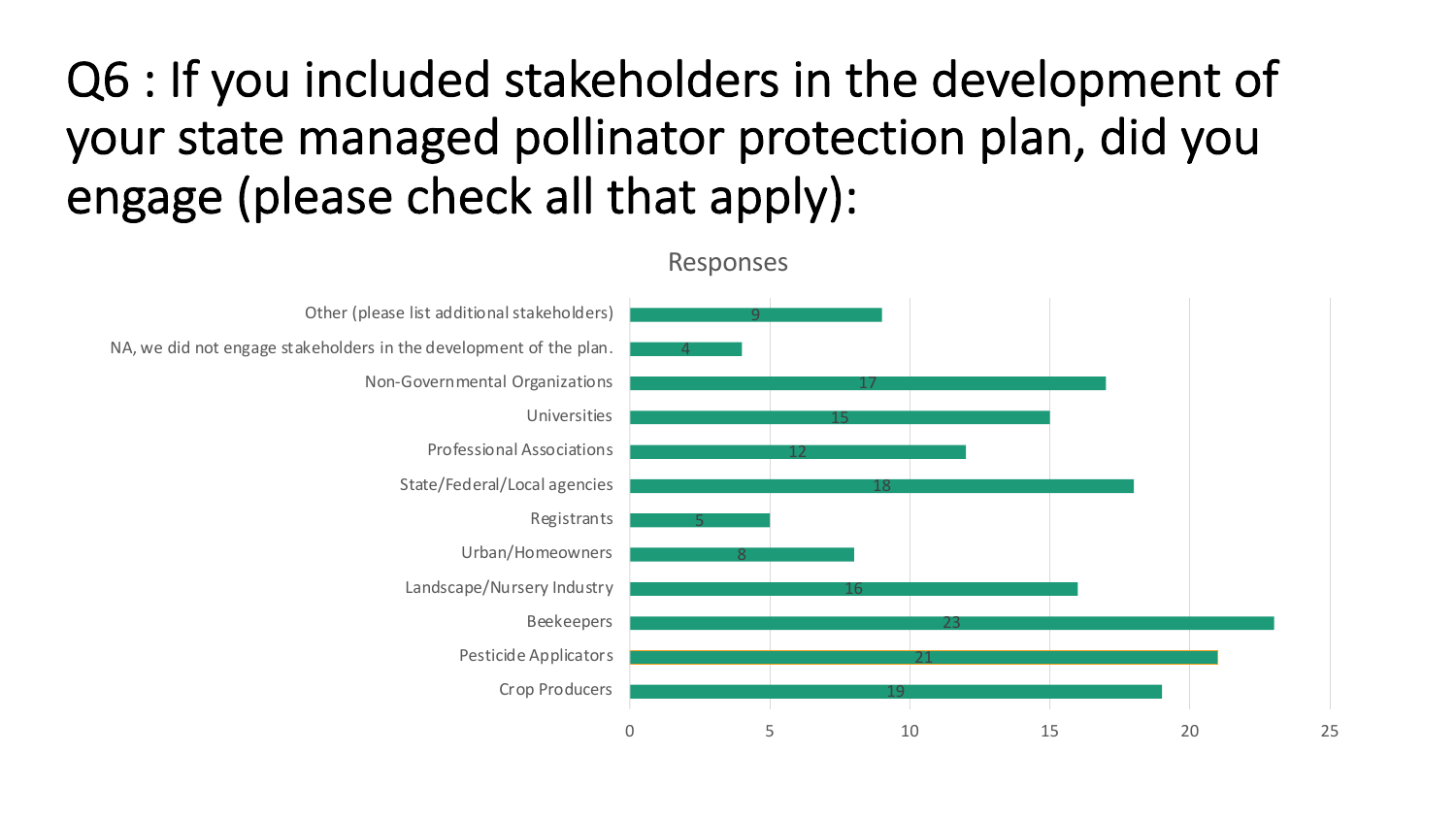# Q6 : If you included stakeholders in the development of your state managed pollinator protection plan, did you engage (please check all that apply):

Responses

| Stakeholder | Responses |
| --- | --- |
| Other (please list additional stakeholders) | 9 |
| NA, we did not engage stakeholders in the development of the plan. | 4 |
| Non-Governmental Organizations | 17 |
| Universities | 15 |
| Professional Associations | 12 |
| State/Federal/Local agencies | 18 |
| Registrants | 5 |
| Urban/Homeowners | 8 |
| Landscape/Nursery Industry | 16 |
| Beekeepers | 23 |
| Pesticide Applicators | 21 |
| Crop Producers | 19 |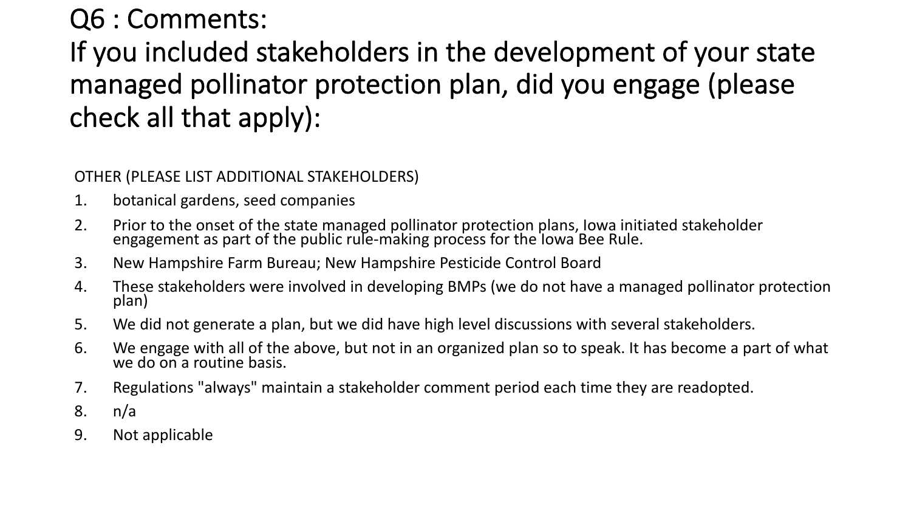# Q6 : Comments:
# If you included stakeholders in the development of your state managed pollinator protection plan, did you engage (please check all that apply):

OTHER (PLEASE LIST ADDITIONAL STAKEHOLDERS)

1. botanical gardens, seed companies
2. Prior to the onset of the state managed pollinator protection plans, Iowa initiated stakeholder engagement as part of the public rule-making process for the Iowa Bee Rule.
3. New Hampshire Farm Bureau; New Hampshire Pesticide Control Board
4. These stakeholders were involved in developing BMPs (we do not have a managed pollinator protection plan)
5. We did not generate a plan, but we did have high level discussions with several stakeholders.
6. We engage with all of the above, but not in an organized plan so to speak. It has become a part of what we do on a routine basis.
7. Regulations "always" maintain a stakeholder comment period each time they are readopted.
8. n/a
9. Not applicable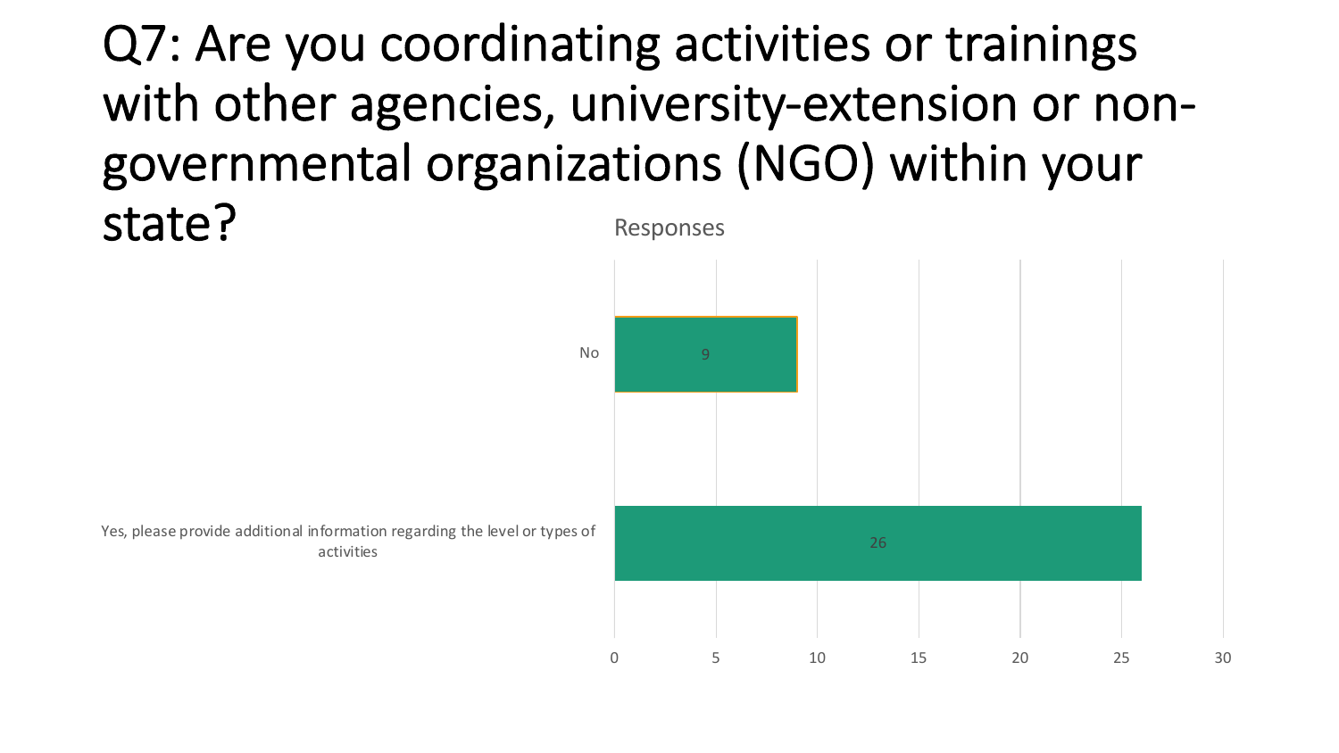# Q7: Are you coordinating activities or trainings with other agencies, university-extension or non-governmental organizations (NGO) within your state?

Responses

| Response | Count |
|---|---|
| No | 9 |
| Yes, please provide additional information regarding the level or types of activities | 26 |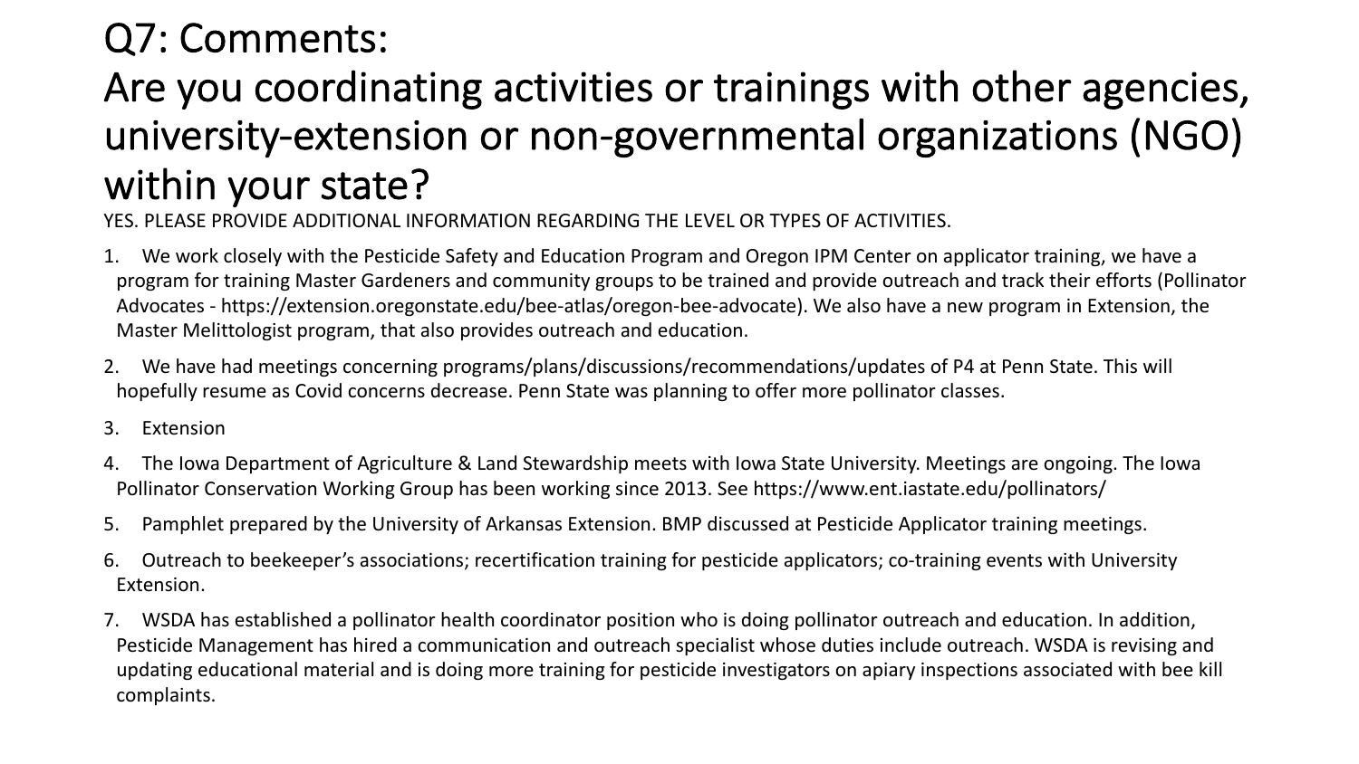# Q7: Comments:

# Are you coordinating activities or trainings with other agencies, university-extension or non-governmental organizations (NGO) within your state?

YES. PLEASE PROVIDE ADDITIONAL INFORMATION REGARDING THE LEVEL OR TYPES OF ACTIVITIES.

1. We work closely with the Pesticide Safety and Education Program and Oregon IPM Center on applicator training, we have a program for training Master Gardeners and community groups to be trained and provide outreach and track their efforts (Pollinator Advocates - https://extension.oregonstate.edu/bee-atlas/oregon-bee-advocate). We also have a new program in Extension, the Master Melittologist program, that also provides outreach and education.
2. We have had meetings concerning programs/plans/discussions/recommendations/updates of P4 at Penn State. This will hopefully resume as Covid concerns decrease. Penn State was planning to offer more pollinator classes.
3. Extension
4. The Iowa Department of Agriculture & Land Stewardship meets with Iowa State University. Meetings are ongoing. The Iowa Pollinator Conservation Working Group has been working since 2013. See https://www.ent.iastate.edu/pollinators/
5. Pamphlet prepared by the University of Arkansas Extension. BMP discussed at Pesticide Applicator training meetings.
6. Outreach to beekeeper's associations; recertification training for pesticide applicators; co-training events with University Extension.
7. WSDA has established a pollinator health coordinator position who is doing pollinator outreach and education. In addition, Pesticide Management has hired a communication and outreach specialist whose duties include outreach. WSDA is revising and updating educational material and is doing more training for pesticide investigators on apiary inspections associated with bee kill complaints.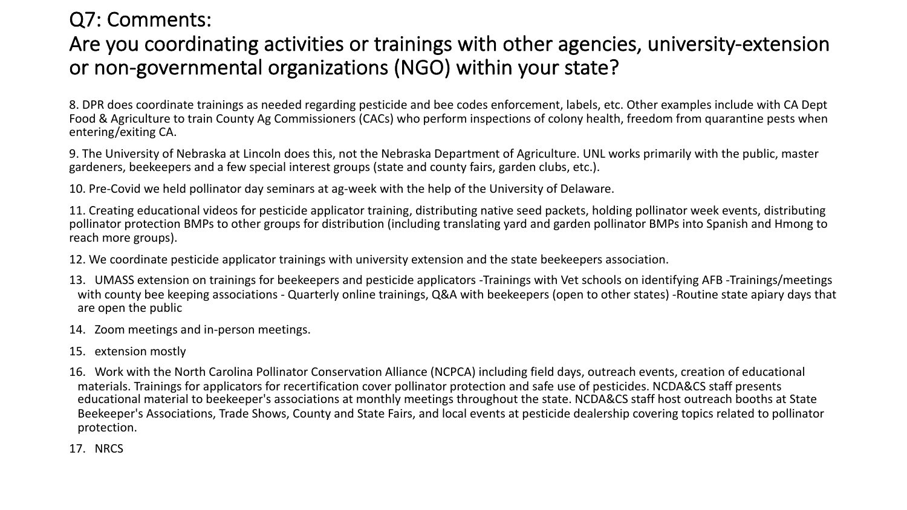# Q7: Comments:
# Are you coordinating activities or trainings with other agencies, university-extension or non-governmental organizations (NGO) within your state?

8. DPR does coordinate trainings as needed regarding pesticide and bee codes enforcement, labels, etc. Other examples include with CA Dept Food & Agriculture to train County Ag Commissioners (CACs) who perform inspections of colony health, freedom from quarantine pests when entering/exiting CA.

9. The University of Nebraska at Lincoln does this, not the Nebraska Department of Agriculture. UNL works primarily with the public, master gardeners, beekeepers and a few special interest groups (state and county fairs, garden clubs, etc.).

10. Pre-Covid we held pollinator day seminars at ag-week with the help of the University of Delaware.

11. Creating educational videos for pesticide applicator training, distributing native seed packets, holding pollinator week events, distributing pollinator protection BMPs to other groups for distribution (including translating yard and garden pollinator BMPs into Spanish and Hmong to reach more groups).

12. We coordinate pesticide applicator trainings with university extension and the state beekeepers association.

13. UMASS extension on trainings for beekeepers and pesticide applicators -Trainings with Vet schools on identifying AFB -Trainings/meetings with county bee keeping associations - Quarterly online trainings, Q&A with beekeepers (open to other states) -Routine state apiary days that are open the public

14. Zoom meetings and in-person meetings.

15. extension mostly

16. Work with the North Carolina Pollinator Conservation Alliance (NCPCA) including field days, outreach events, creation of educational materials. Trainings for applicators for recertification cover pollinator protection and safe use of pesticides. NCDA&CS staff presents educational material to beekeeper's associations at monthly meetings throughout the state. NCDA&CS staff host outreach booths at State Beekeeper's Associations, Trade Shows, County and State Fairs, and local events at pesticide dealership covering topics related to pollinator protection.

17. NRCS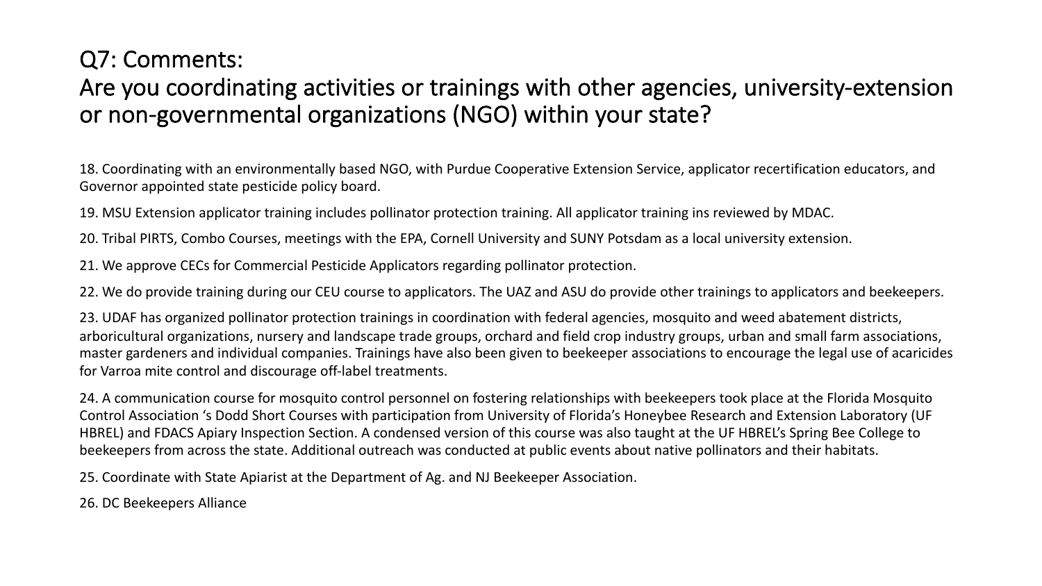# Q7: Comments:
# Are you coordinating activities or trainings with other agencies, university-extension or non-governmental organizations (NGO) within your state?

18. Coordinating with an environmentally based NGO, with Purdue Cooperative Extension Service, applicator recertification educators, and Governor appointed state pesticide policy board.

19. MSU Extension applicator training includes pollinator protection training. All applicator training ins reviewed by MDAC.

20. Tribal PIRTS, Combo Courses, meetings with the EPA, Cornell University and SUNY Potsdam as a local university extension.

21. We approve CECs for Commercial Pesticide Applicators regarding pollinator protection.

22. We do provide training during our CEU course to applicators. The UAZ and ASU do provide other trainings to applicators and beekeepers.

23. UDAF has organized pollinator protection trainings in coordination with federal agencies, mosquito and weed abatement districts, arboricultural organizations, nursery and landscape trade groups, orchard and field crop industry groups, urban and small farm associations, master gardeners and individual companies. Trainings have also been given to beekeeper associations to encourage the legal use of acaricides for Varroa mite control and discourage off-label treatments.

24. A communication course for mosquito control personnel on fostering relationships with beekeepers took place at the Florida Mosquito Control Association 's Dodd Short Courses with participation from University of Florida's Honeybee Research and Extension Laboratory (UF HBREL) and FDACS Apiary Inspection Section. A condensed version of this course was also taught at the UF HBREL's Spring Bee College to beekeepers from across the state. Additional outreach was conducted at public events about native pollinators and their habitats.

25. Coordinate with State Apiarist at the Department of Ag. and NJ Beekeeper Association.

26. DC Beekeepers Alliance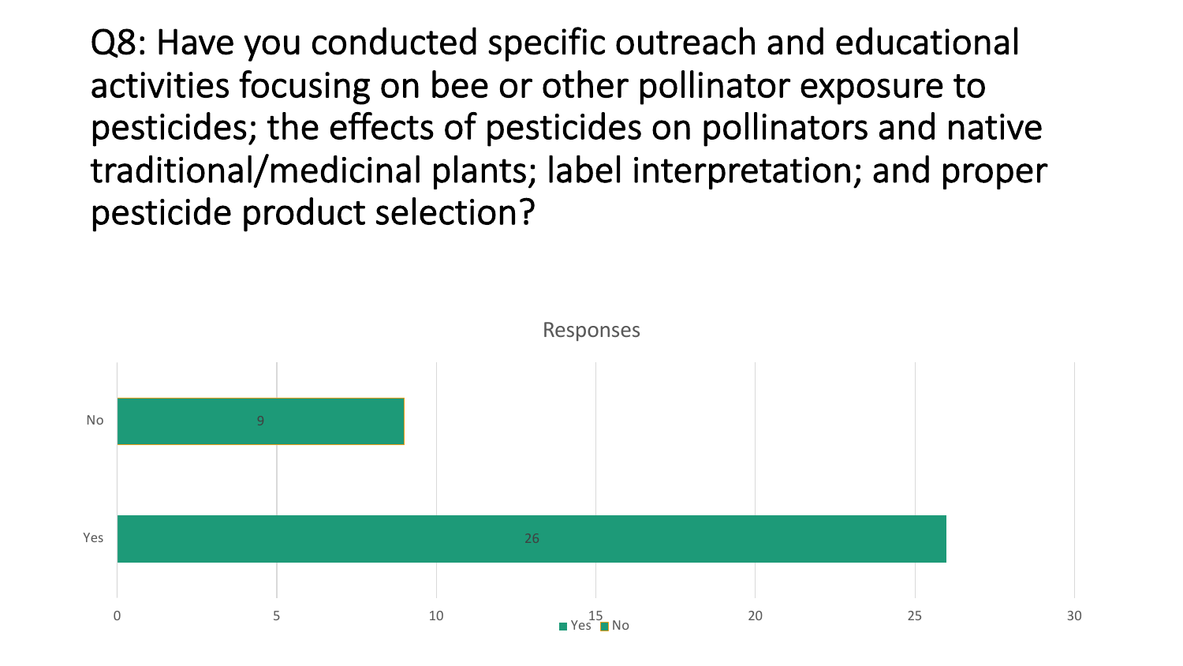# Q8: Have you conducted specific outreach and educational activities focusing on bee or other pollinator exposure to pesticides; the effects of pesticides on pollinators and native traditional/medicinal plants; label interpretation; and proper pesticide product selection?

Responses

| Response | Count |
|---|---|
| No | 9 |
| Yes | 26 |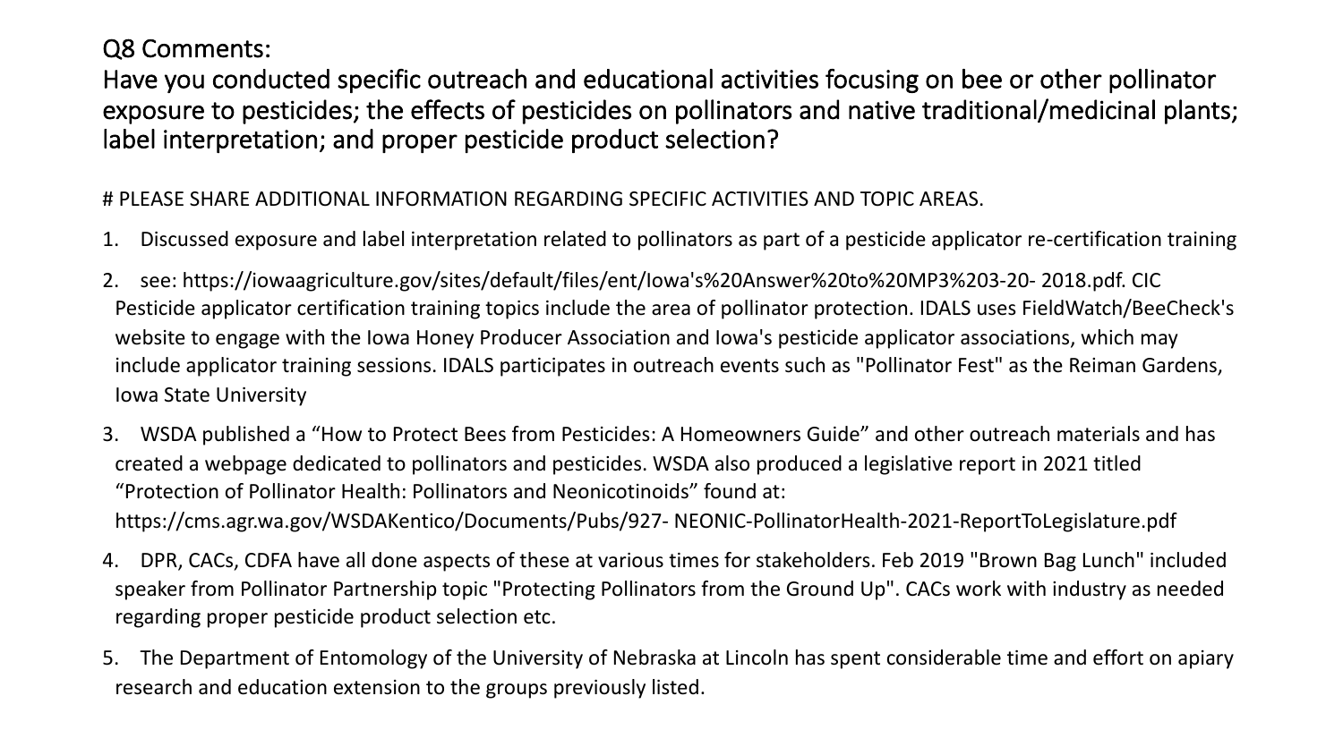# Q8 Comments:

## Have you conducted specific outreach and educational activities focusing on bee or other pollinator exposure to pesticides; the effects of pesticides on pollinators and native traditional/medicinal plants; label interpretation; and proper pesticide product selection?

# PLEASE SHARE ADDITIONAL INFORMATION REGARDING SPECIFIC ACTIVITIES AND TOPIC AREAS.

1. Discussed exposure and label interpretation related to pollinators as part of a pesticide applicator re-certification training
2. see: https://iowaagriculture.gov/sites/default/files/ent/Iowa's%20Answer%20to%20MP3%203-20- 2018.pdf. CIC Pesticide applicator certification training topics include the area of pollinator protection. IDALS uses FieldWatch/BeeCheck's website to engage with the Iowa Honey Producer Association and Iowa's pesticide applicator associations, which may include applicator training sessions. IDALS participates in outreach events such as "Pollinator Fest" as the Reiman Gardens, Iowa State University
3. WSDA published a "How to Protect Bees from Pesticides: A Homeowners Guide" and other outreach materials and has created a webpage dedicated to pollinators and pesticides. WSDA also produced a legislative report in 2021 titled "Protection of Pollinator Health: Pollinators and Neonicotinoids" found at: https://cms.agr.wa.gov/WSDAKentico/Documents/Pubs/927- NEONIC-PollinatorHealth-2021-ReportToLegislature.pdf
4. DPR, CACs, CDFA have all done aspects of these at various times for stakeholders. Feb 2019 "Brown Bag Lunch" included speaker from Pollinator Partnership topic "Protecting Pollinators from the Ground Up". CACs work with industry as needed regarding proper pesticide product selection etc.
5. The Department of Entomology of the University of Nebraska at Lincoln has spent considerable time and effort on apiary research and education extension to the groups previously listed.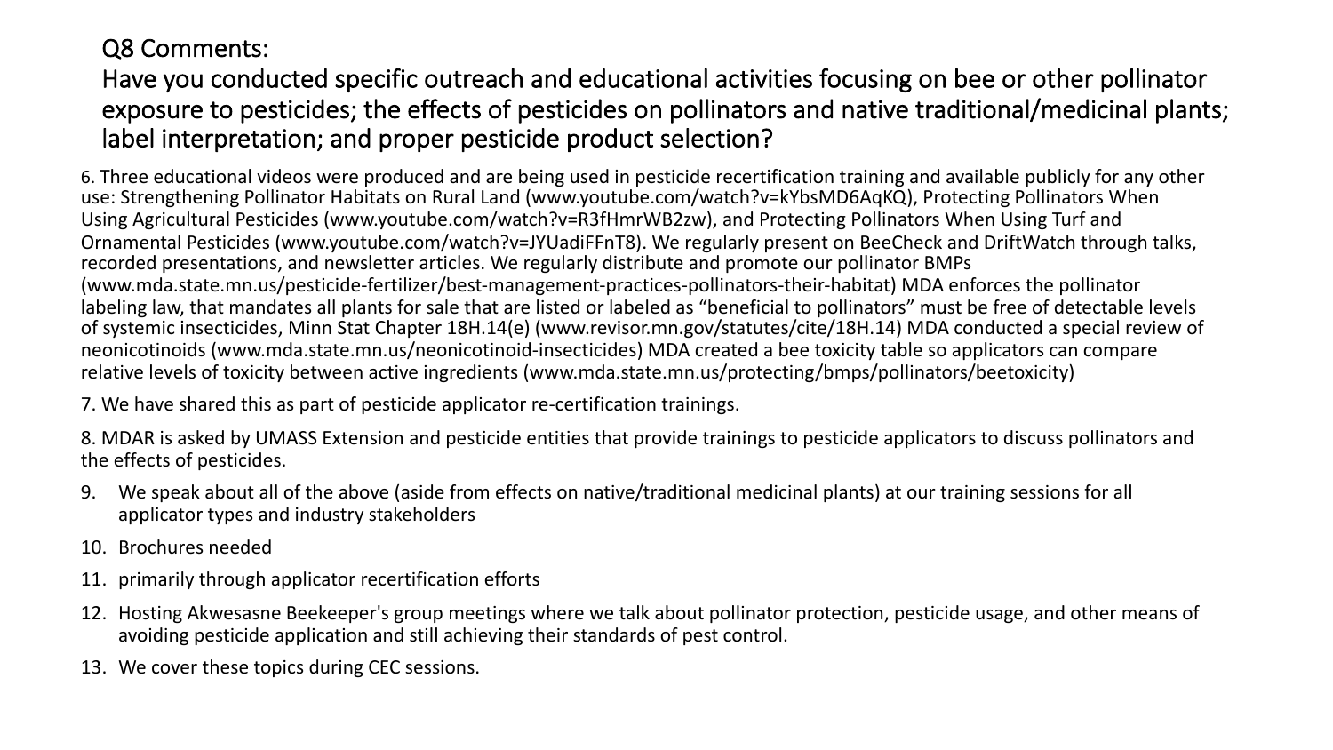## Q8 Comments:
## Have you conducted specific outreach and educational activities focusing on bee or other pollinator exposure to pesticides; the effects of pesticides on pollinators and native traditional/medicinal plants; label interpretation; and proper pesticide product selection?

6. Three educational videos were produced and are being used in pesticide recertification training and available publicly for any other use: Strengthening Pollinator Habitats on Rural Land (www.youtube.com/watch?v=kYbsMD6AqKQ), Protecting Pollinators When Using Agricultural Pesticides (www.youtube.com/watch?v=R3fHmrWB2zw), and Protecting Pollinators When Using Turf and Ornamental Pesticides (www.youtube.com/watch?v=JYUadiFFnT8). We regularly present on BeeCheck and DriftWatch through talks, recorded presentations, and newsletter articles. We regularly distribute and promote our pollinator BMPs (www.mda.state.mn.us/pesticide-fertilizer/best-management-practices-pollinators-their-habitat) MDA enforces the pollinator labeling law, that mandates all plants for sale that are listed or labeled as "beneficial to pollinators" must be free of detectable levels of systemic insecticides, Minn Stat Chapter 18H.14(e) (www.revisor.mn.gov/statutes/cite/18H.14) MDA conducted a special review of neonicotinoids (www.mda.state.mn.us/neonicotinoid-insecticides) MDA created a bee toxicity table so applicators can compare relative levels of toxicity between active ingredients (www.mda.state.mn.us/protecting/bmps/pollinators/beetoxicity)

7. We have shared this as part of pesticide applicator re-certification trainings.

8. MDAR is asked by UMASS Extension and pesticide entities that provide trainings to pesticide applicators to discuss pollinators and the effects of pesticides.

9. We speak about all of the above (aside from effects on native/traditional medicinal plants) at our training sessions for all applicator types and industry stakeholders
10. Brochures needed
11. primarily through applicator recertification efforts
12. Hosting Akwesasne Beekeeper's group meetings where we talk about pollinator protection, pesticide usage, and other means of avoiding pesticide application and still achieving their standards of pest control.
13. We cover these topics during CEC sessions.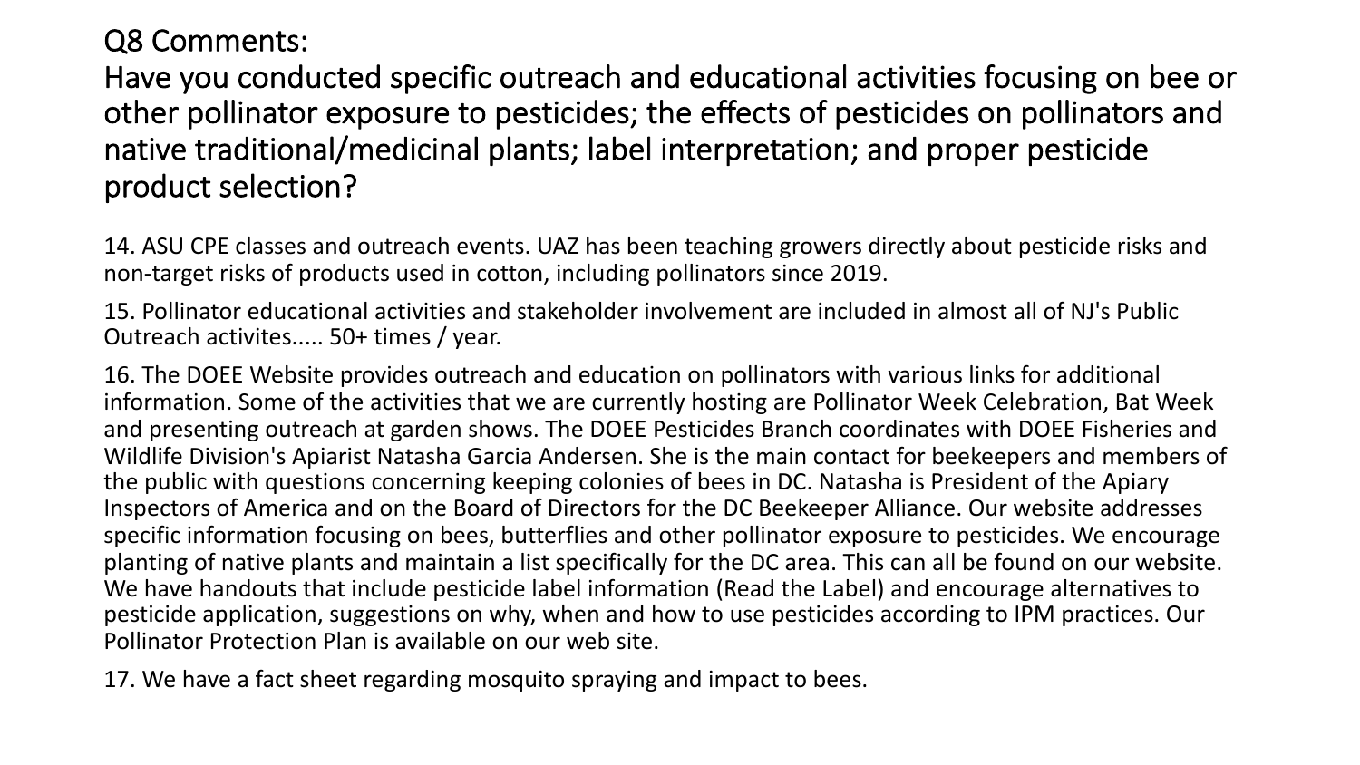# Q8 Comments:

## Have you conducted specific outreach and educational activities focusing on bee or other pollinator exposure to pesticides; the effects of pesticides on pollinators and native traditional/medicinal plants; label interpretation; and proper pesticide product selection?

14. ASU CPE classes and outreach events. UAZ has been teaching growers directly about pesticide risks and non-target risks of products used in cotton, including pollinators since 2019.

15. Pollinator educational activities and stakeholder involvement are included in almost all of NJ's Public Outreach activites..... 50+ times / year.

16. The DOEE Website provides outreach and education on pollinators with various links for additional information. Some of the activities that we are currently hosting are Pollinator Week Celebration, Bat Week and presenting outreach at garden shows. The DOEE Pesticides Branch coordinates with DOEE Fisheries and Wildlife Division's Apiarist Natasha Garcia Andersen. She is the main contact for beekeepers and members of the public with questions concerning keeping colonies of bees in DC. Natasha is President of the Apiary Inspectors of America and on the Board of Directors for the DC Beekeeper Alliance. Our website addresses specific information focusing on bees, butterflies and other pollinator exposure to pesticides. We encourage planting of native plants and maintain a list specifically for the DC area. This can all be found on our website. We have handouts that include pesticide label information (Read the Label) and encourage alternatives to pesticide application, suggestions on why, when and how to use pesticides according to IPM practices. Our Pollinator Protection Plan is available on our web site.

17. We have a fact sheet regarding mosquito spraying and impact to bees.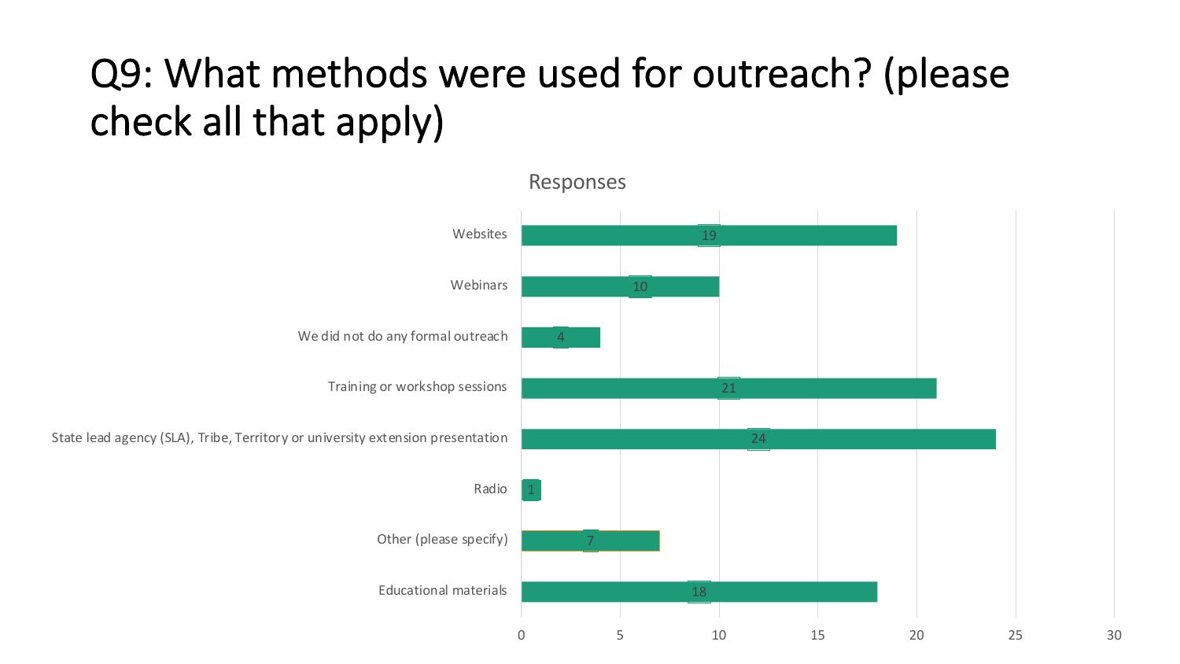# Q9: What methods were used for outreach? (please check all that apply)

**Responses**

| Method | Responses |
| --- | --- |
| Websites | 19 |
| Webinars | 10 |
| We did not do any formal outreach | 4 |
| Training or workshop sessions | 21 |
| State lead agency (SLA), Tribe, Territory or university extension presentation | 24 |
| Radio | 1 |
| Other (please specify) | 7 |
| Educational materials | 18 |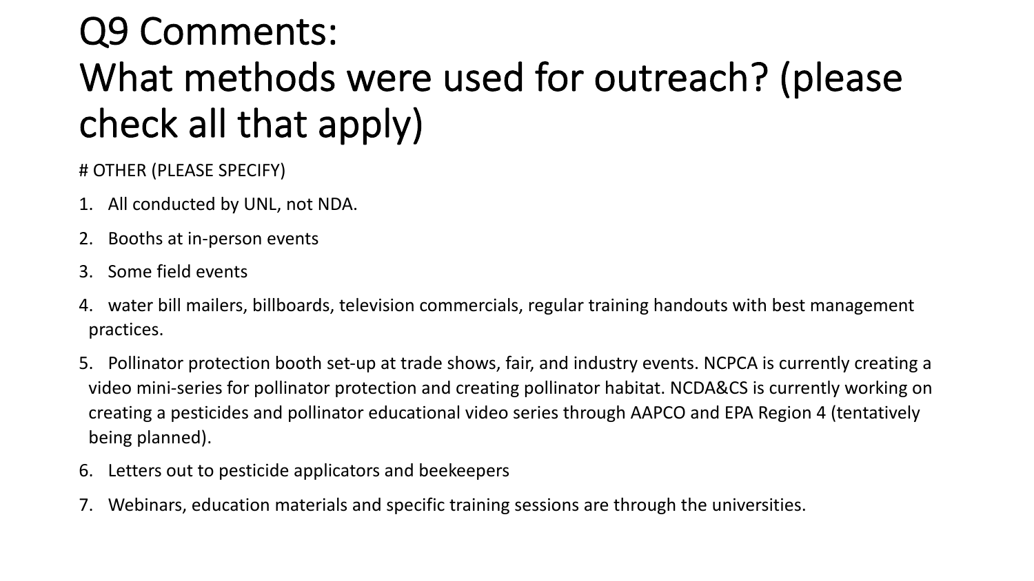# Q9 Comments: What methods were used for outreach? (please check all that apply)

# OTHER (PLEASE SPECIFY)

1. All conducted by UNL, not NDA.
2. Booths at in-person events
3. Some field events
4. water bill mailers, billboards, television commercials, regular training handouts with best management practices.
5. Pollinator protection booth set-up at trade shows, fair, and industry events. NCPCA is currently creating a video mini-series for pollinator protection and creating pollinator habitat. NCDA&CS is currently working on creating a pesticides and pollinator educational video series through AAPCO and EPA Region 4 (tentatively being planned).
6. Letters out to pesticide applicators and beekeepers
7. Webinars, education materials and specific training sessions are through the universities.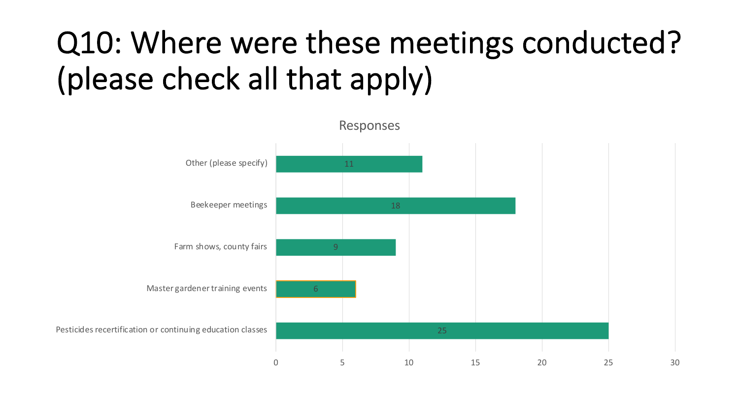# Q10: Where were these meetings conducted? (please check all that apply)

Responses

| Location | Responses |
| --- | --- |
| Other (please specify) | 11 |
| Beekeeper meetings | 18 |
| Farm shows, county fairs | 9 |
| Master gardener training events | 6 |
| Pesticides recertification or continuing education classes | 25 |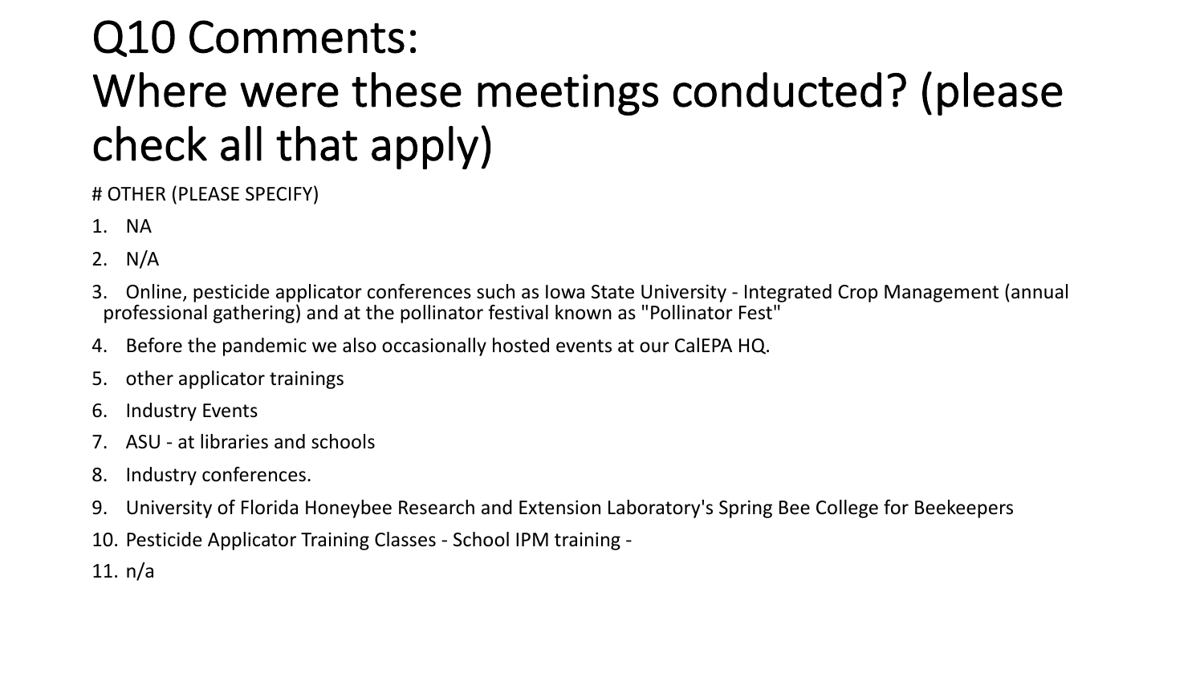# Q10 Comments: Where were these meetings conducted? (please check all that apply)

# OTHER (PLEASE SPECIFY)

1. NA
2. N/A
3. Online, pesticide applicator conferences such as Iowa State University - Integrated Crop Management (annual professional gathering) and at the pollinator festival known as "Pollinator Fest"
4. Before the pandemic we also occasionally hosted events at our CalEPA HQ.
5. other applicator trainings
6. Industry Events
7. ASU - at libraries and schools
8. Industry conferences.
9. University of Florida Honeybee Research and Extension Laboratory's Spring Bee College for Beekeepers
10. Pesticide Applicator Training Classes - School IPM training -
11. n/a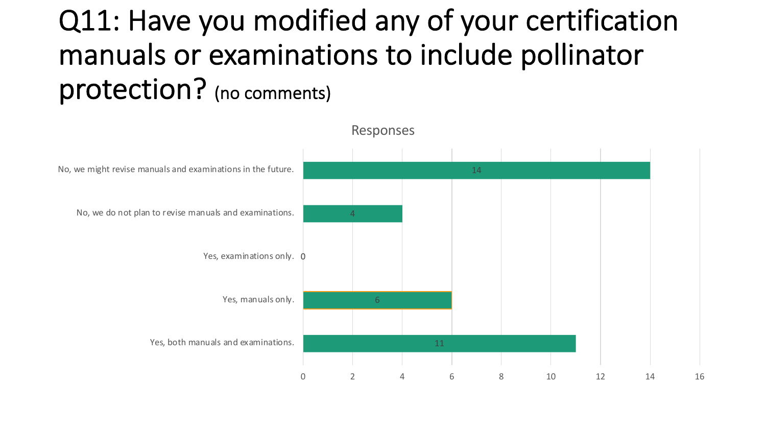# Q11: Have you modified any of your certification manuals or examinations to include pollinator protection? (no comments)

Responses

| Response | Count |
| --- | --- |
| No, we might revise manuals and examinations in the future. | 14 |
| No, we do not plan to revise manuals and examinations. | 4 |
| Yes, examinations only. | 0 |
| Yes, manuals only. | 6 |
| Yes, both manuals and examinations. | 11 |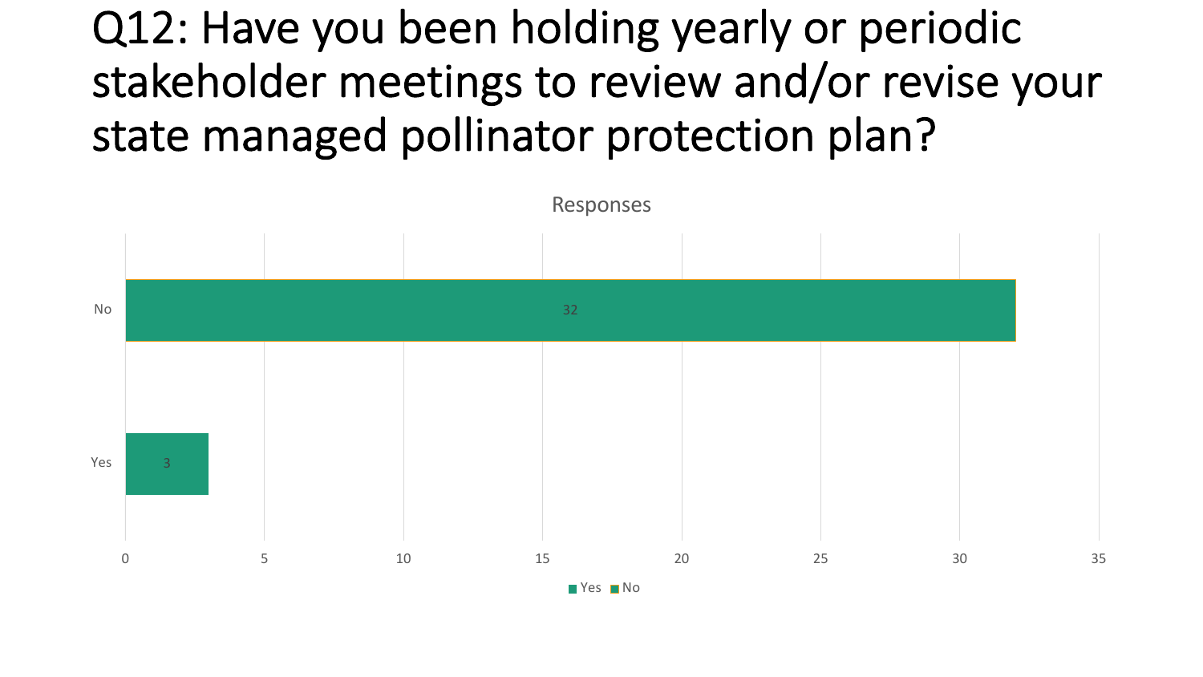# Q12: Have you been holding yearly or periodic stakeholder meetings to review and/or revise your state managed pollinator protection plan?

Responses

| Response | Count |
| --- | --- |
| No | 32 |
| Yes | 3 |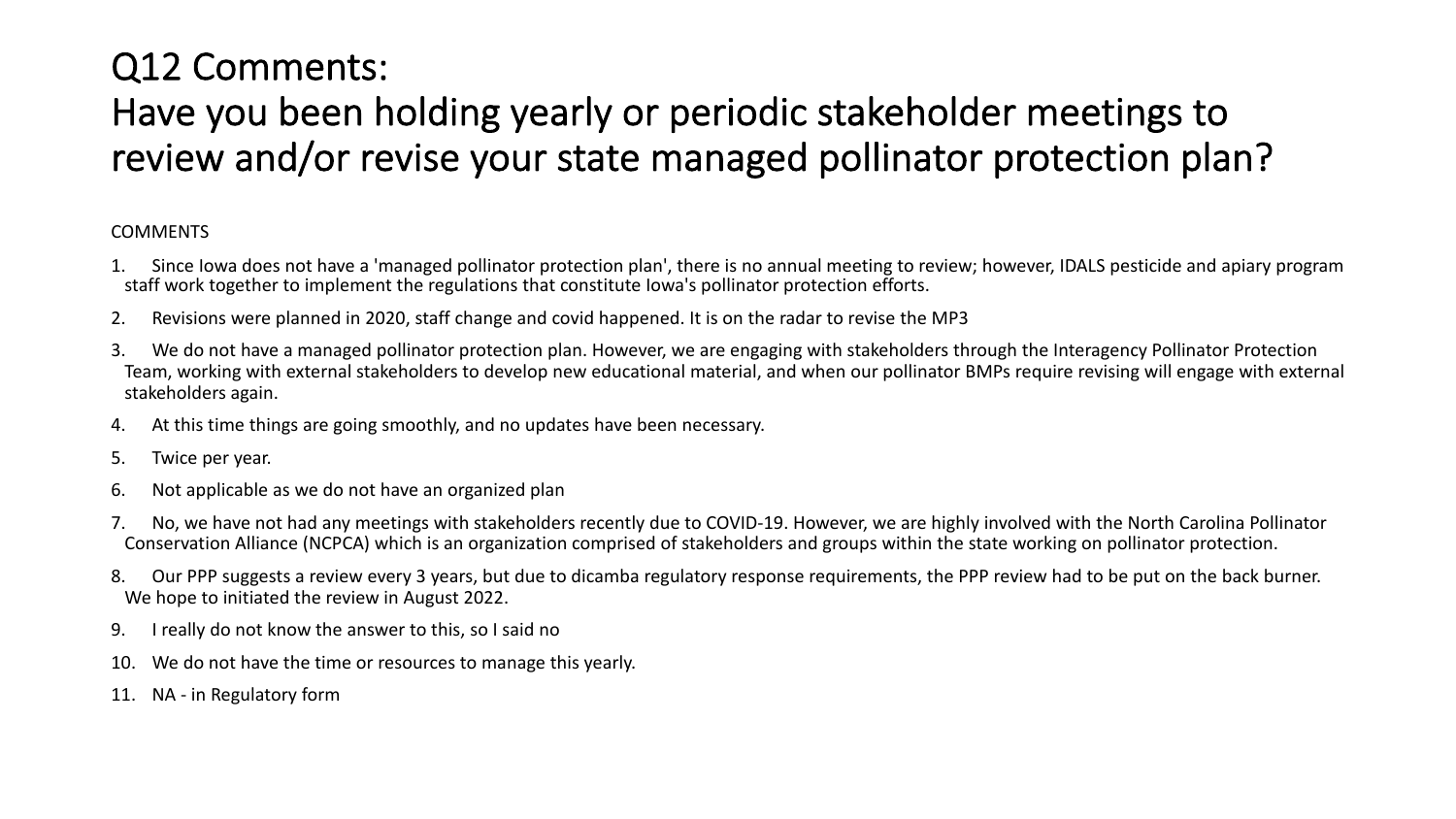# Q12 Comments: Have you been holding yearly or periodic stakeholder meetings to review and/or revise your state managed pollinator protection plan?

COMMENTS

1. Since Iowa does not have a 'managed pollinator protection plan', there is no annual meeting to review; however, IDALS pesticide and apiary program staff work together to implement the regulations that constitute Iowa's pollinator protection efforts.
2. Revisions were planned in 2020, staff change and covid happened. It is on the radar to revise the MP3
3. We do not have a managed pollinator protection plan. However, we are engaging with stakeholders through the Interagency Pollinator Protection Team, working with external stakeholders to develop new educational material, and when our pollinator BMPs require revising will engage with external stakeholders again.
4. At this time things are going smoothly, and no updates have been necessary.
5. Twice per year.
6. Not applicable as we do not have an organized plan
7. No, we have not had any meetings with stakeholders recently due to COVID-19. However, we are highly involved with the North Carolina Pollinator Conservation Alliance (NCPCA) which is an organization comprised of stakeholders and groups within the state working on pollinator protection.
8. Our PPP suggests a review every 3 years, but due to dicamba regulatory response requirements, the PPP review had to be put on the back burner. We hope to initiated the review in August 2022.
9. I really do not know the answer to this, so I said no
10. We do not have the time or resources to manage this yearly.
11. NA - in Regulatory form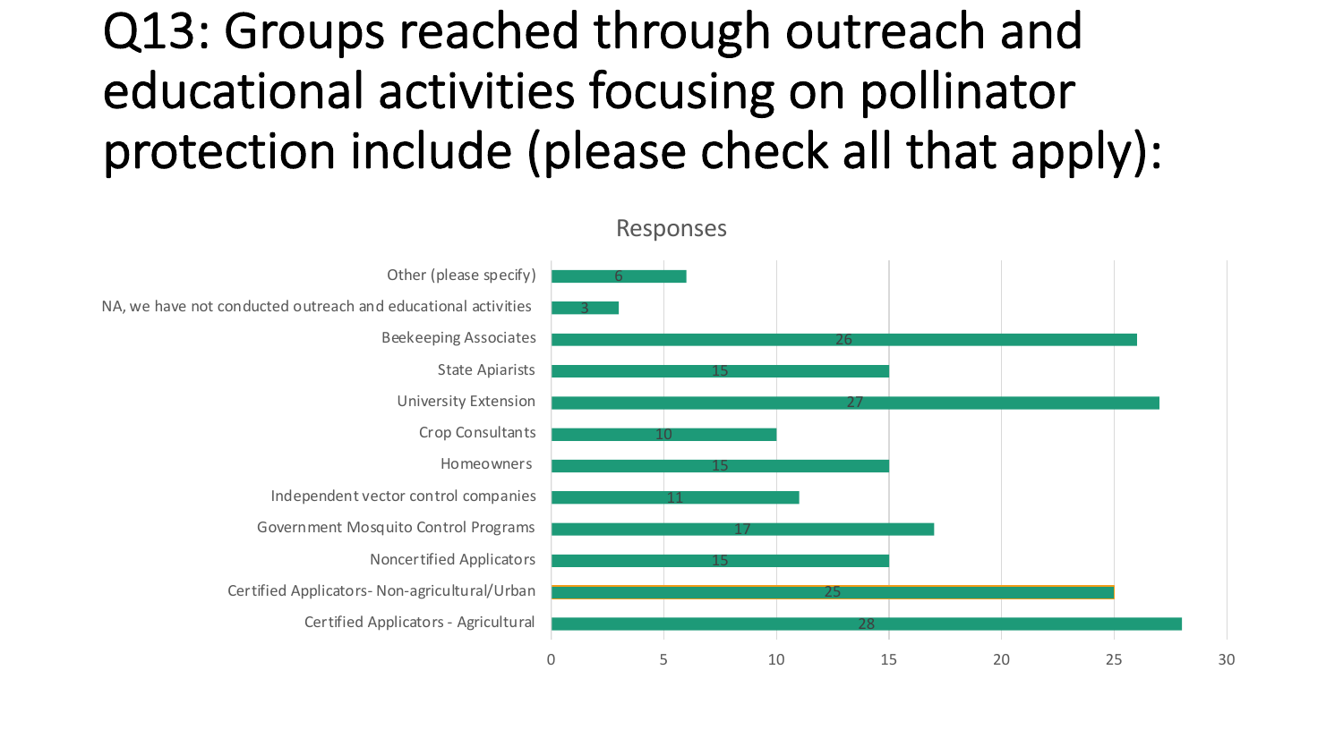# Q13: Groups reached through outreach and educational activities focusing on pollinator protection include (please check all that apply):

Responses

| Group | Responses |
|---|---|
| Other (please specify) | 6 |
| NA, we have not conducted outreach and educational activities | 3 |
| Beekeeping Associates | 26 |
| State Apiarists | 15 |
| University Extension | 27 |
| Crop Consultants | 10 |
| Homeowners | 15 |
| Independent vector control companies | 11 |
| Government Mosquito Control Programs | 17 |
| Noncertified Applicators | 15 |
| Certified Applicators- Non-agricultural/Urban | 25 |
| Certified Applicators - Agricultural | 28 |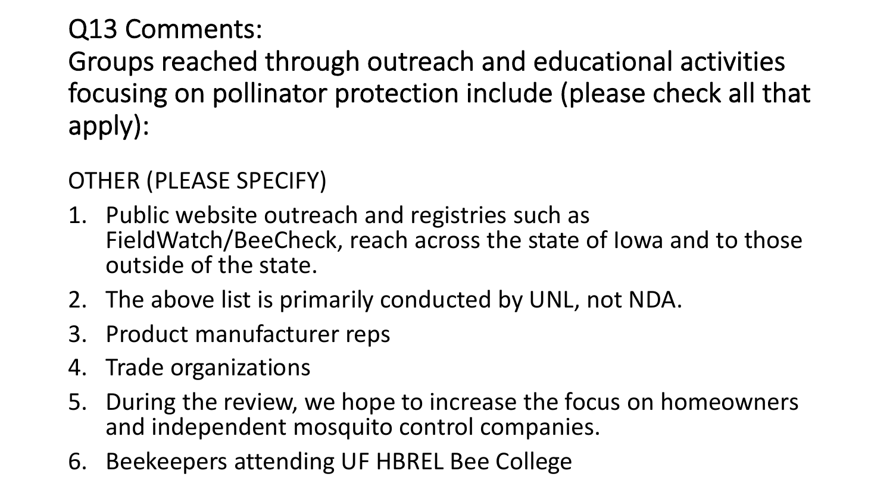# Q13 Comments:
# Groups reached through outreach and educational activities focusing on pollinator protection include (please check all that apply):

OTHER (PLEASE SPECIFY)

1. Public website outreach and registries such as FieldWatch/BeeCheck, reach across the state of Iowa and to those outside of the state.
2. The above list is primarily conducted by UNL, not NDA.
3. Product manufacturer reps
4. Trade organizations
5. During the review, we hope to increase the focus on homeowners and independent mosquito control companies.
6. Beekeepers attending UF HBREL Bee College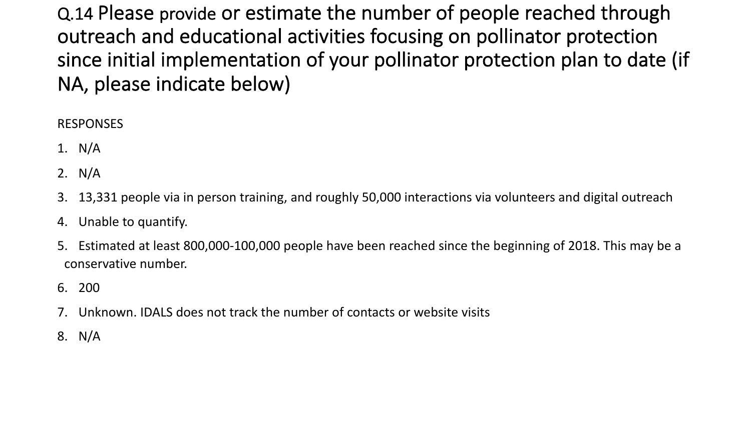# Q.14 Please provide or estimate the number of people reached through outreach and educational activities focusing on pollinator protection since initial implementation of your pollinator protection plan to date (if NA, please indicate below)

RESPONSES

1. N/A
2. N/A
3. 13,331 people via in person training, and roughly 50,000 interactions via volunteers and digital outreach
4. Unable to quantify.
5. Estimated at least 800,000-100,000 people have been reached since the beginning of 2018. This may be a conservative number.
6. 200
7. Unknown. IDALS does not track the number of contacts or website visits
8. N/A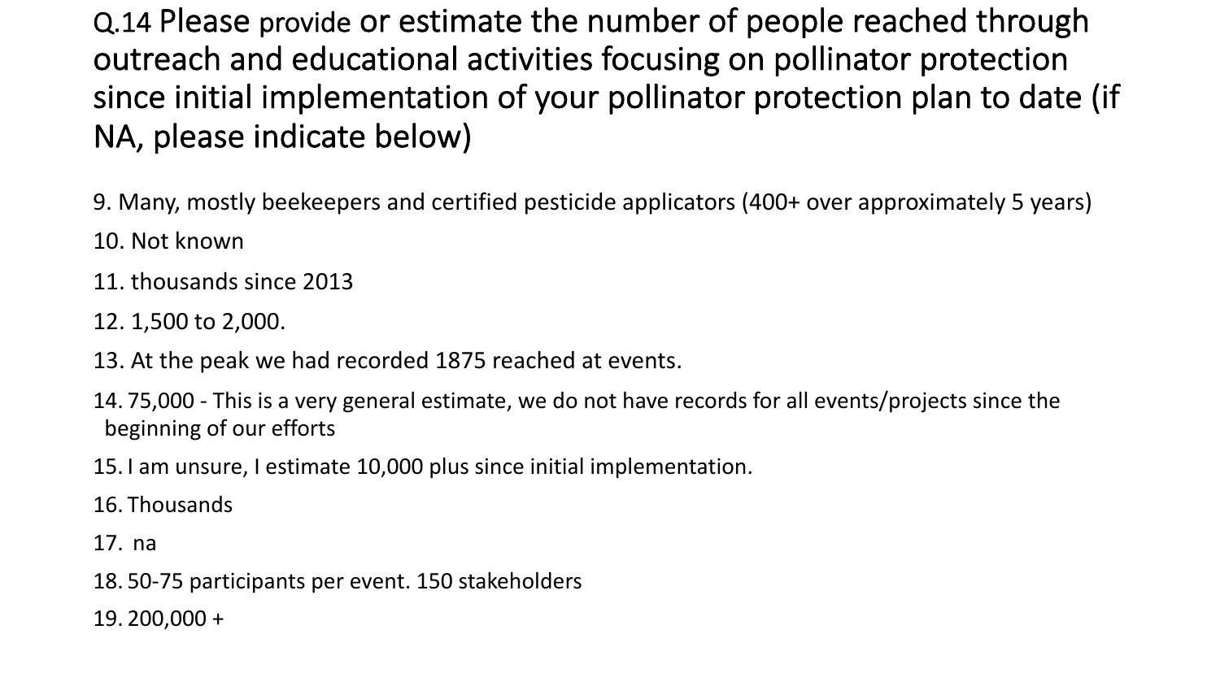# Q.14 Please provide or estimate the number of people reached through outreach and educational activities focusing on pollinator protection since initial implementation of your pollinator protection plan to date (if NA, please indicate below)

9. Many, mostly beekeepers and certified pesticide applicators (400+ over approximately 5 years)
10. Not known
11. thousands since 2013
12. 1,500 to 2,000.
13. At the peak we had recorded 1875 reached at events.
14. 75,000 - This is a very general estimate, we do not have records for all events/projects since the beginning of our efforts
15. I am unsure, I estimate 10,000 plus since initial implementation.
16. Thousands
17. na
18. 50-75 participants per event. 150 stakeholders
19. 200,000 +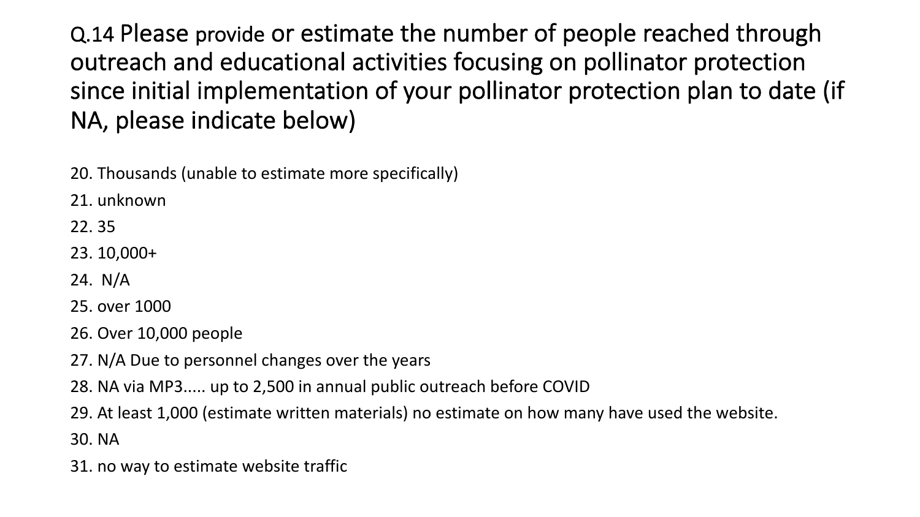## Q.14 Please provide or estimate the number of people reached through outreach and educational activities focusing on pollinator protection since initial implementation of your pollinator protection plan to date (if NA, please indicate below)

20. Thousands (unable to estimate more specifically)
21. unknown
22. 35
23. 10,000+
24. N/A
25. over 1000
26. Over 10,000 people
27. N/A Due to personnel changes over the years
28. NA via MP3..... up to 2,500 in annual public outreach before COVID
29. At least 1,000 (estimate written materials) no estimate on how many have used the website.
30. NA
31. no way to estimate website traffic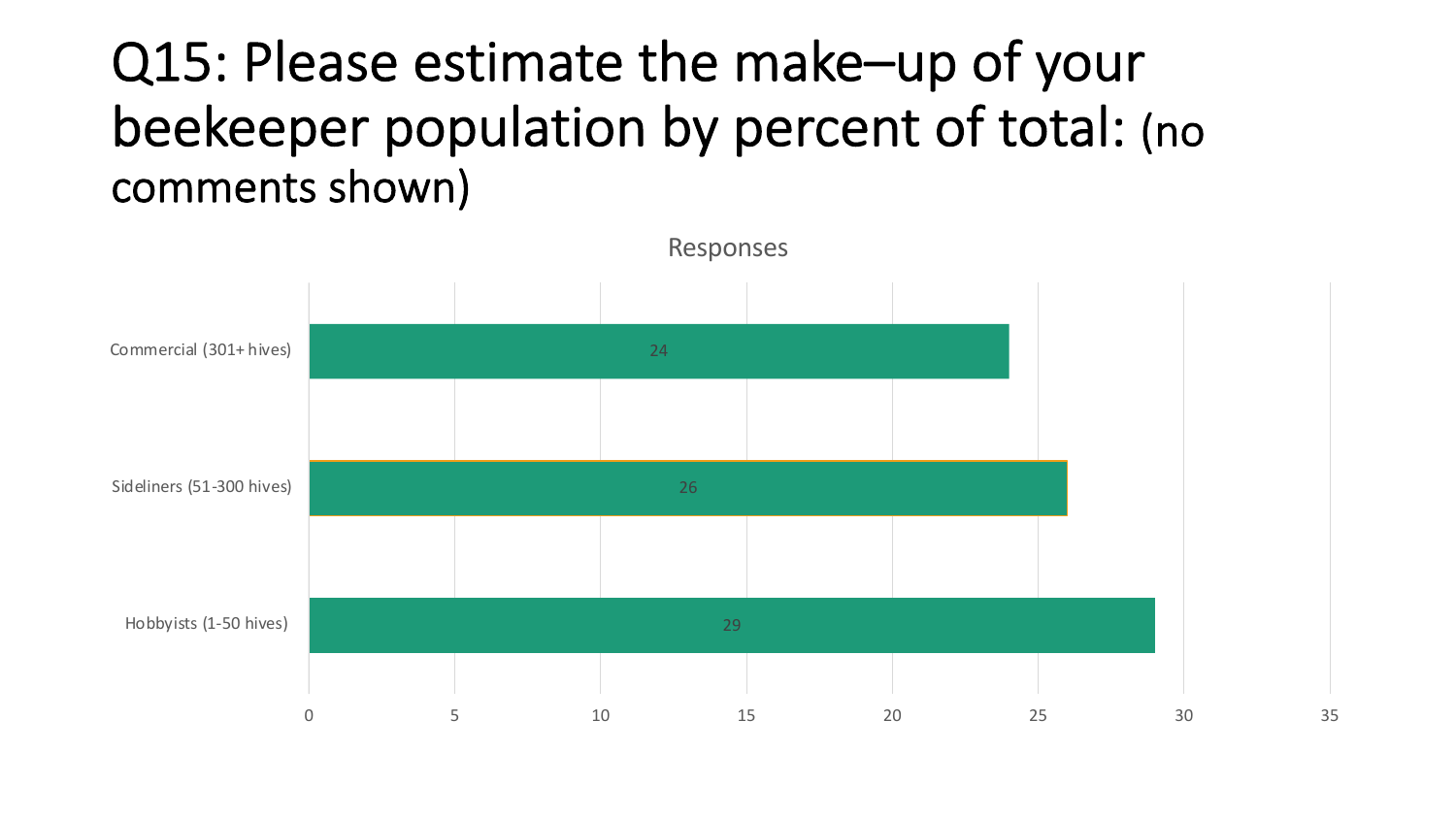# Q15: Please estimate the make–up of your beekeeper population by percent of total: (no comments shown)

Responses

| Category | Responses |
| --- | --- |
| Commercial (301+ hives) | 24 |
| Sideliners (51-300 hives) | 26 |
| Hobbyists (1-50 hives) | 29 |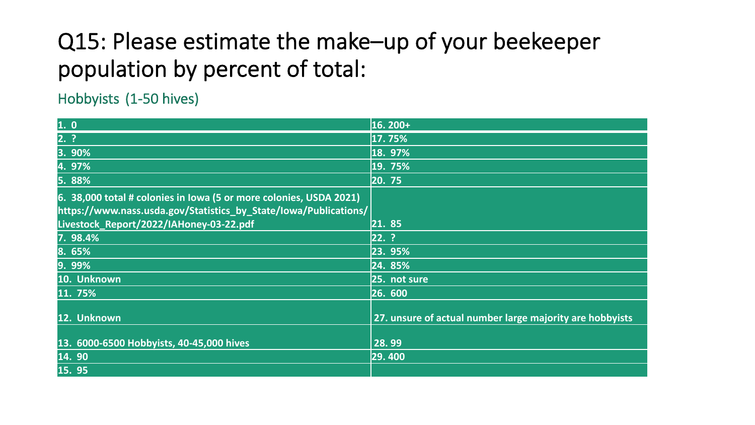# Q15: Please estimate the make–up of your beekeeper population by percent of total:

## Hobbyists (1-50 hives)

| | |
|---|---|
| 1. 0 | 16. 200+ |
| 2. ? | 17. 75% |
| 3. 90% | 18. 97% |
| 4. 97% | 19. 75% |
| 5. 88% | 20. 75 |
| 6. 38,000 total # colonies in Iowa (5 or more colonies, USDA 2021) https://www.nass.usda.gov/Statistics_by_State/Iowa/Publications/Livestock_Report/2022/IAHoney-03-22.pdf | 21. 85 |
| 7. 98.4% | 22. ? |
| 8. 65% | 23. 95% |
| 9. 99% | 24. 85% |
| 10. Unknown | 25. not sure |
| 11. 75% | 26. 600 |
| 12. Unknown | 27. unsure of actual number large majority are hobbyists |
| 13. 6000-6500 Hobbyists, 40-45,000 hives | 28. 99 |
| 14. 90 | 29. 400 |
| 15. 95 | |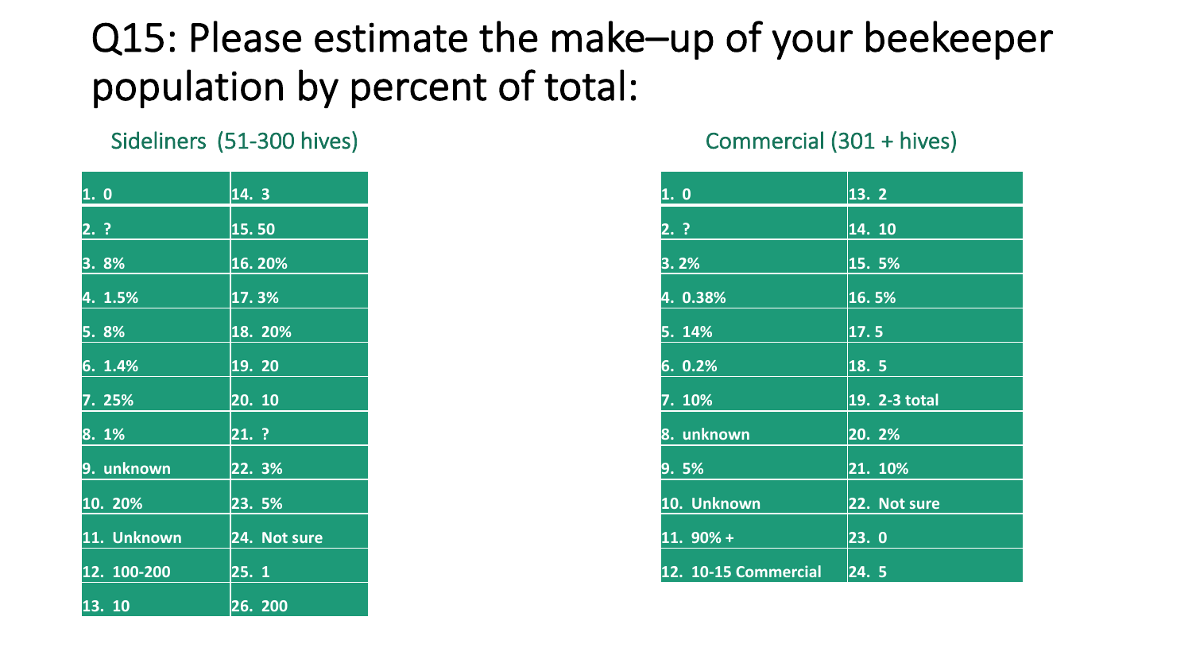# Q15: Please estimate the make–up of your beekeeper population by percent of total:

## Sideliners (51-300 hives)

| | |
|---|---|
| 1. 0 | 14. 3 |
| 2. ? | 15. 50 |
| 3. 8% | 16. 20% |
| 4. 1.5% | 17. 3% |
| 5. 8% | 18. 20% |
| 6. 1.4% | 19. 20 |
| 7. 25% | 20. 10 |
| 8. 1% | 21. ? |
| 9. unknown | 22. 3% |
| 10. 20% | 23. 5% |
| 11. Unknown | 24. Not sure |
| 12. 100-200 | 25. 1 |
| 13. 10 | 26. 200 |

## Commercial (301 + hives)

| | |
|---|---|
| 1. 0 | 13. 2 |
| 2. ? | 14. 10 |
| 3. 2% | 15. 5% |
| 4. 0.38% | 16. 5% |
| 5. 14% | 17. 5 |
| 6. 0.2% | 18. 5 |
| 7. 10% | 19. 2-3 total |
| 8. unknown | 20. 2% |
| 9. 5% | 21. 10% |
| 10. Unknown | 22. Not sure |
| 11. 90% + | 23. 0 |
| 12. 10-15 Commercial | 24. 5 |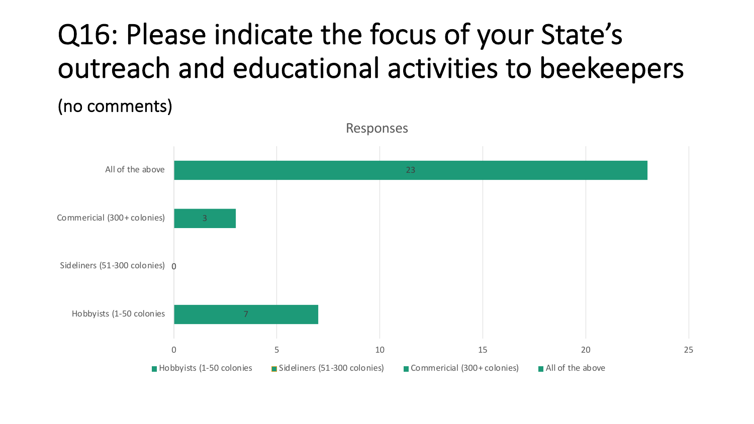# Q16: Please indicate the focus of your State's outreach and educational activities to beekeepers

(no comments)

Responses

| Category | Responses |
|---|---|
| All of the above | 23 |
| Commericial (300+ colonies) | 3 |
| Sideliners (51-300 colonies) | 0 |
| Hobbyists (1-50 colonies | 7 |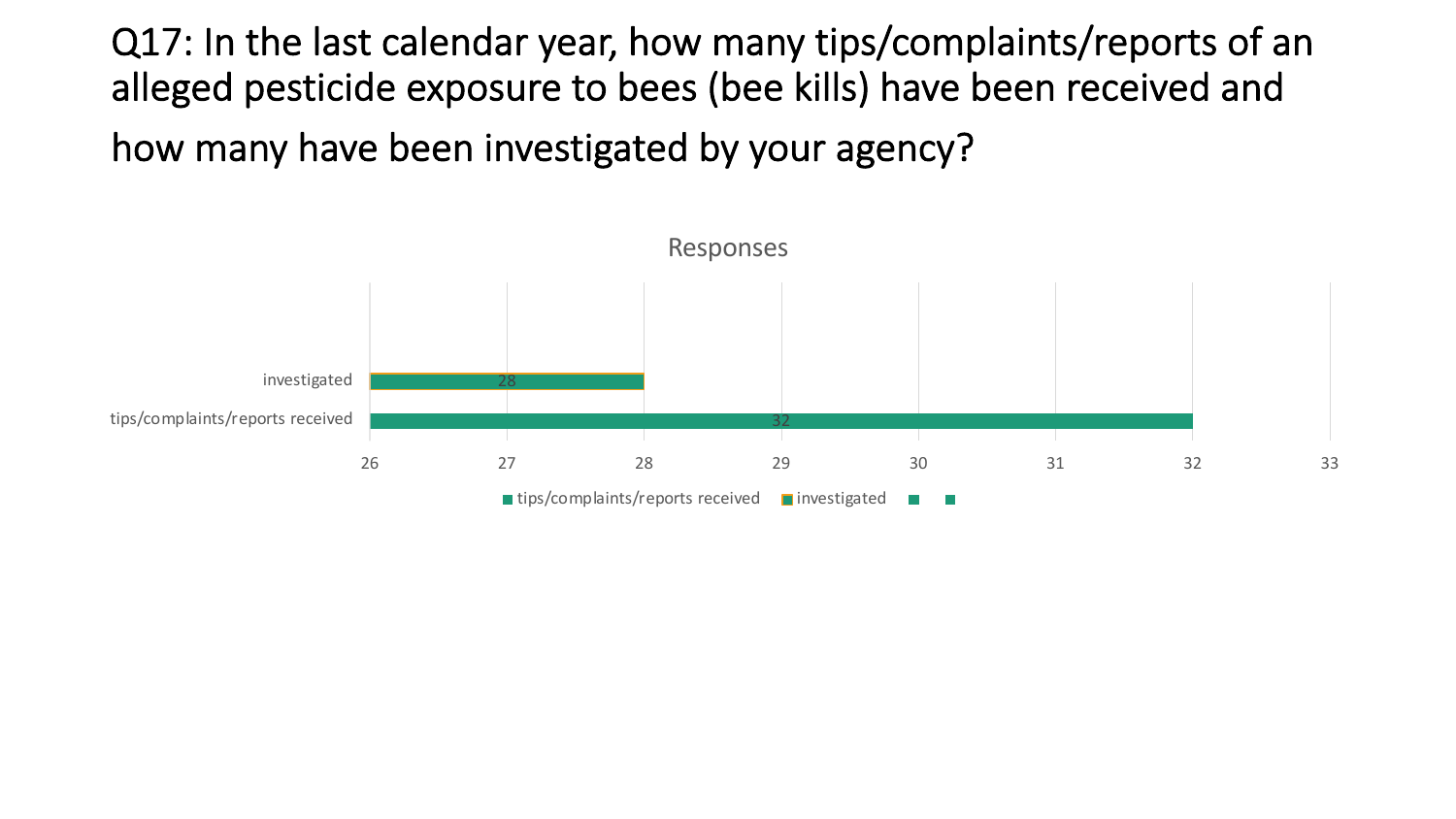# Q17: In the last calendar year, how many tips/complaints/reports of an alleged pesticide exposure to bees (bee kills) have been received and how many have been investigated by your agency?

Responses

| | Responses |
|---|---|
| investigated | 28 |
| tips/complaints/reports received | 32 |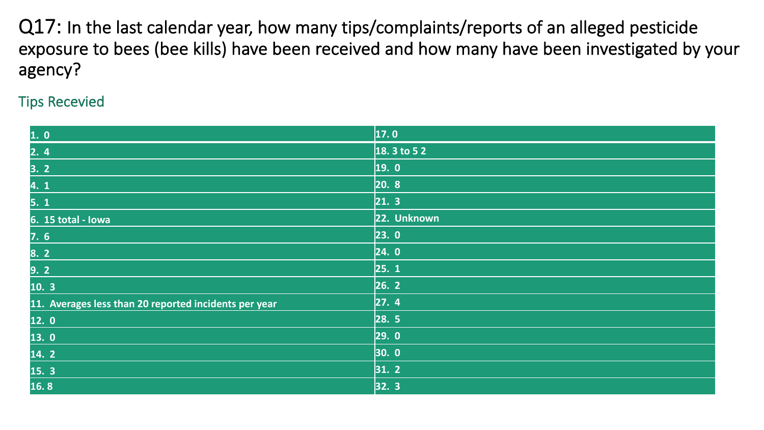**Q17:** In the last calendar year, how many tips/complaints/reports of an alleged pesticide exposure to bees (bee kills) have been received and how many have been investigated by your agency?

## Tips Recevied

| | |
|---|---|
| 1. 0 | 17. 0 |
| 2. 4 | 18. 3 to 5 2 |
| 3. 2 | 19. 0 |
| 4. 1 | 20. 8 |
| 5. 1 | 21. 3 |
| 6. 15 total - Iowa | 22. Unknown |
| 7. 6 | 23. 0 |
| 8. 2 | 24. 0 |
| 9. 2 | 25. 1 |
| 10. 3 | 26. 2 |
| 11. Averages less than 20 reported incidents per year | 27. 4 |
| 12. 0 | 28. 5 |
| 13. 0 | 29. 0 |
| 14. 2 | 30. 0 |
| 15. 3 | 31. 2 |
| 16. 8 | 32. 3 |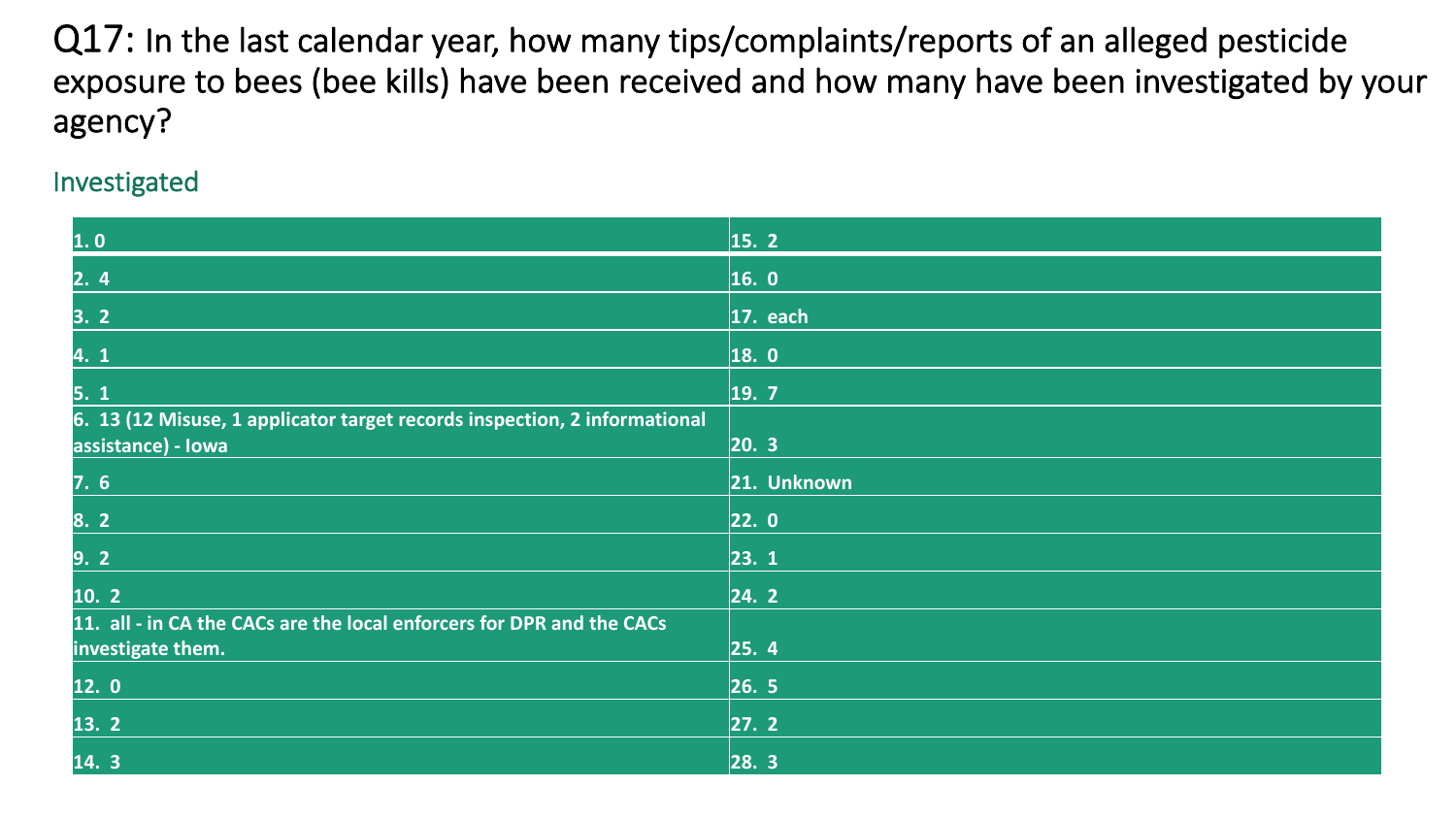# Q17: In the last calendar year, how many tips/complaints/reports of an alleged pesticide exposure to bees (bee kills) have been received and how many have been investigated by your agency?

## Investigated

| | |
|---|---|
| 1. 0 | 15. 2 |
| 2. 4 | 16. 0 |
| 3. 2 | 17. each |
| 4. 1 | 18. 0 |
| 5. 1 | 19. 7 |
| 6. 13 (12 Misuse, 1 applicator target records inspection, 2 informational assistance) - Iowa | 20. 3 |
| 7. 6 | 21. Unknown |
| 8. 2 | 22. 0 |
| 9. 2 | 23. 1 |
| 10. 2 | 24. 2 |
| 11. all - in CA the CACs are the local enforcers for DPR and the CACs investigate them. | 25. 4 |
| 12. 0 | 26. 5 |
| 13. 2 | 27. 2 |
| 14. 3 | 28. 3 |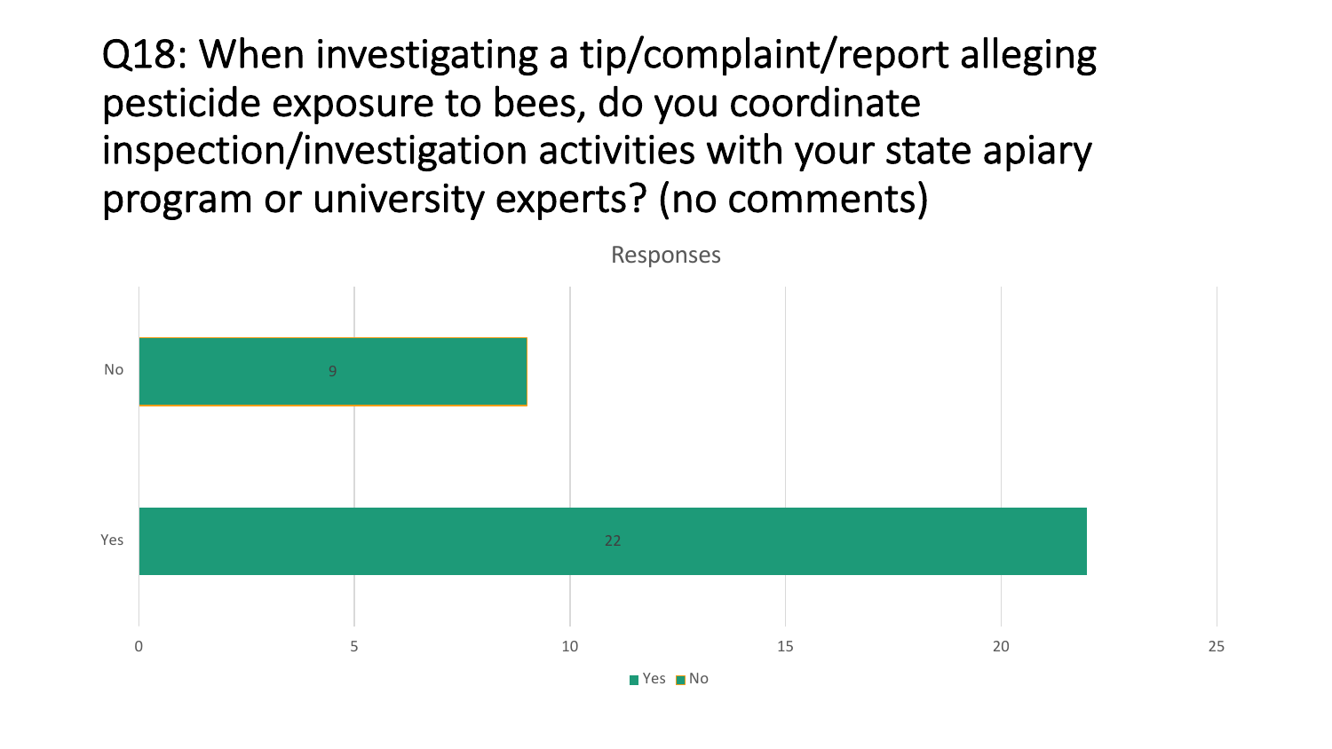# Q18: When investigating a tip/complaint/report alleging pesticide exposure to bees, do you coordinate inspection/investigation activities with your state apiary program or university experts? (no comments)

Responses

| Response | Count |
| --- | --- |
| No | 9 |
| Yes | 22 |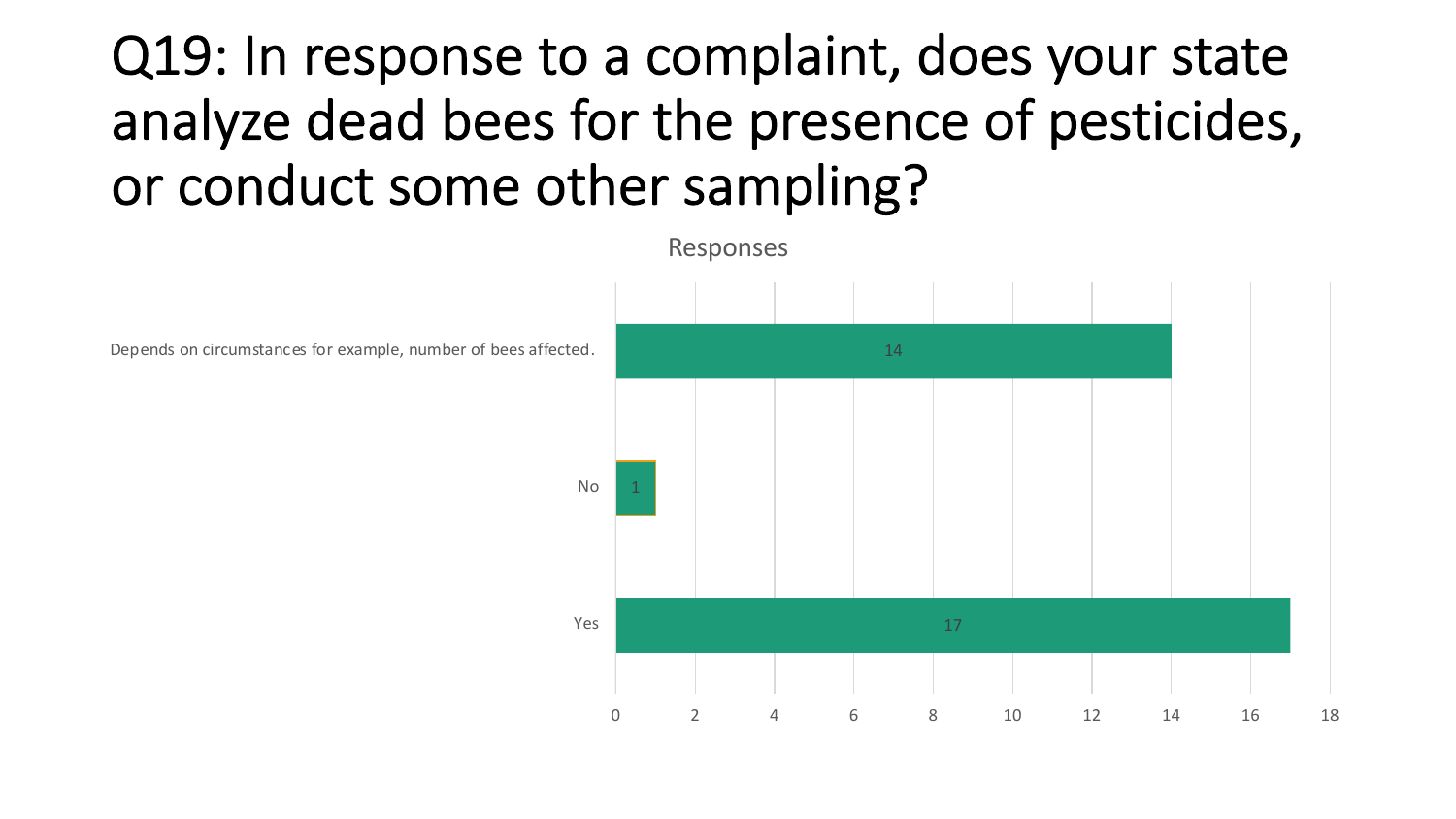# Q19: In response to a complaint, does your state analyze dead bees for the presence of pesticides, or conduct some other sampling?

Responses

| Response | Count |
|---|---|
| Depends on circumstances for example, number of bees affected. | 14 |
| No | 1 |
| Yes | 17 |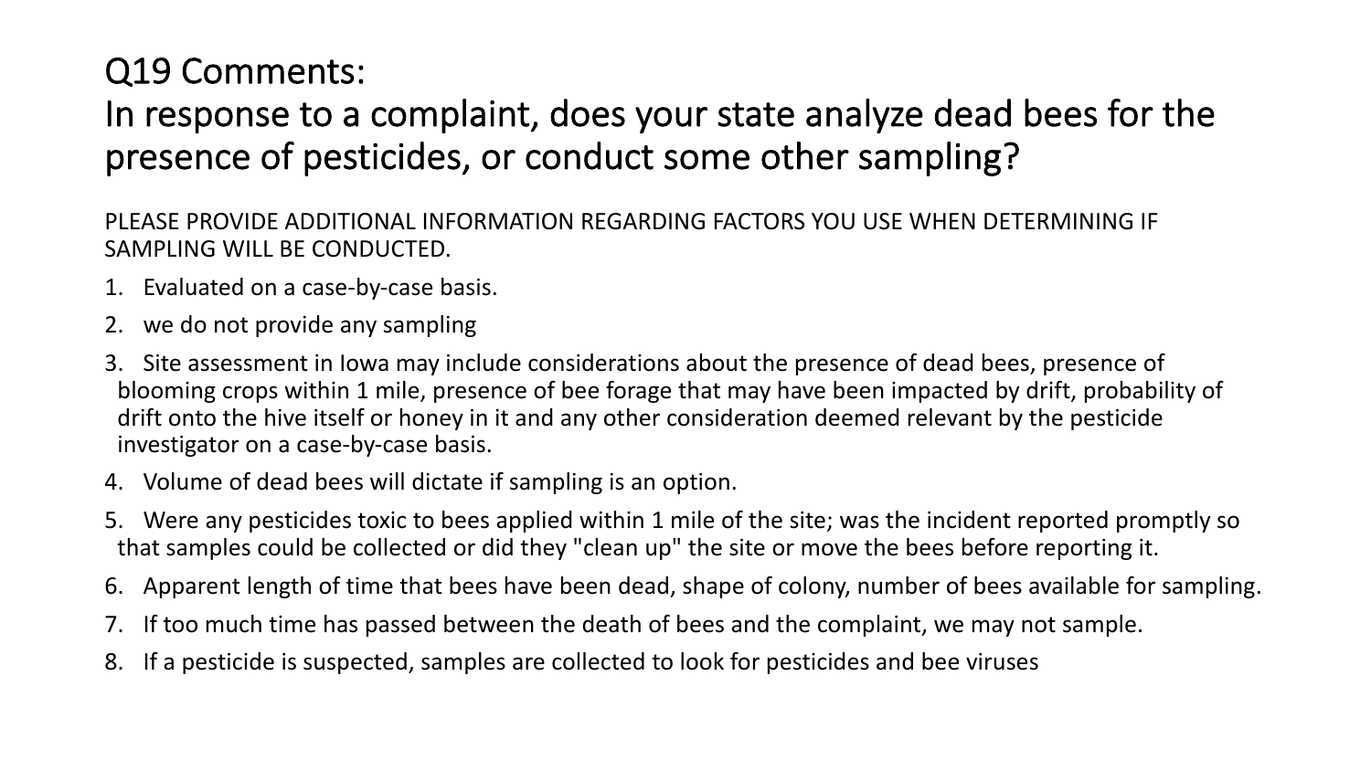# Q19 Comments:
# In response to a complaint, does your state analyze dead bees for the presence of pesticides, or conduct some other sampling?

PLEASE PROVIDE ADDITIONAL INFORMATION REGARDING FACTORS YOU USE WHEN DETERMINING IF SAMPLING WILL BE CONDUCTED.

1. Evaluated on a case-by-case basis.
2. we do not provide any sampling
3. Site assessment in Iowa may include considerations about the presence of dead bees, presence of blooming crops within 1 mile, presence of bee forage that may have been impacted by drift, probability of drift onto the hive itself or honey in it and any other consideration deemed relevant by the pesticide investigator on a case-by-case basis.
4. Volume of dead bees will dictate if sampling is an option.
5. Were any pesticides toxic to bees applied within 1 mile of the site; was the incident reported promptly so that samples could be collected or did they "clean up" the site or move the bees before reporting it.
6. Apparent length of time that bees have been dead, shape of colony, number of bees available for sampling.
7. If too much time has passed between the death of bees and the complaint, we may not sample.
8. If a pesticide is suspected, samples are collected to look for pesticides and bee viruses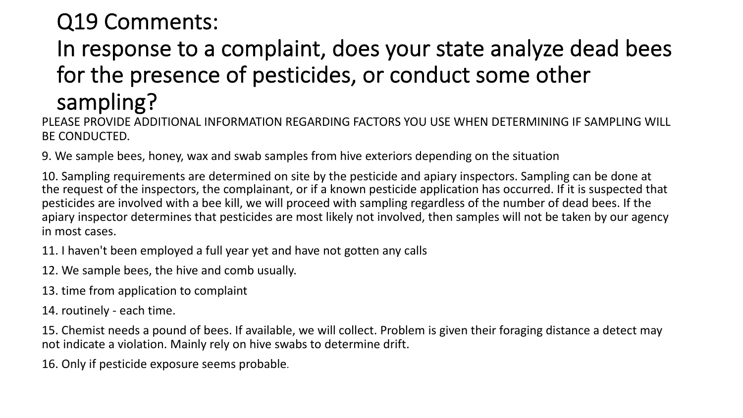# Q19 Comments: In response to a complaint, does your state analyze dead bees for the presence of pesticides, or conduct some other sampling?

PLEASE PROVIDE ADDITIONAL INFORMATION REGARDING FACTORS YOU USE WHEN DETERMINING IF SAMPLING WILL BE CONDUCTED.

9. We sample bees, honey, wax and swab samples from hive exteriors depending on the situation

10. Sampling requirements are determined on site by the pesticide and apiary inspectors. Sampling can be done at the request of the inspectors, the complainant, or if a known pesticide application has occurred. If it is suspected that pesticides are involved with a bee kill, we will proceed with sampling regardless of the number of dead bees. If the apiary inspector determines that pesticides are most likely not involved, then samples will not be taken by our agency in most cases.

11. I haven't been employed a full year yet and have not gotten any calls

12. We sample bees, the hive and comb usually.

13. time from application to complaint

14. routinely - each time.

15. Chemist needs a pound of bees. If available, we will collect. Problem is given their foraging distance a detect may not indicate a violation. Mainly rely on hive swabs to determine drift.

16. Only if pesticide exposure seems probable.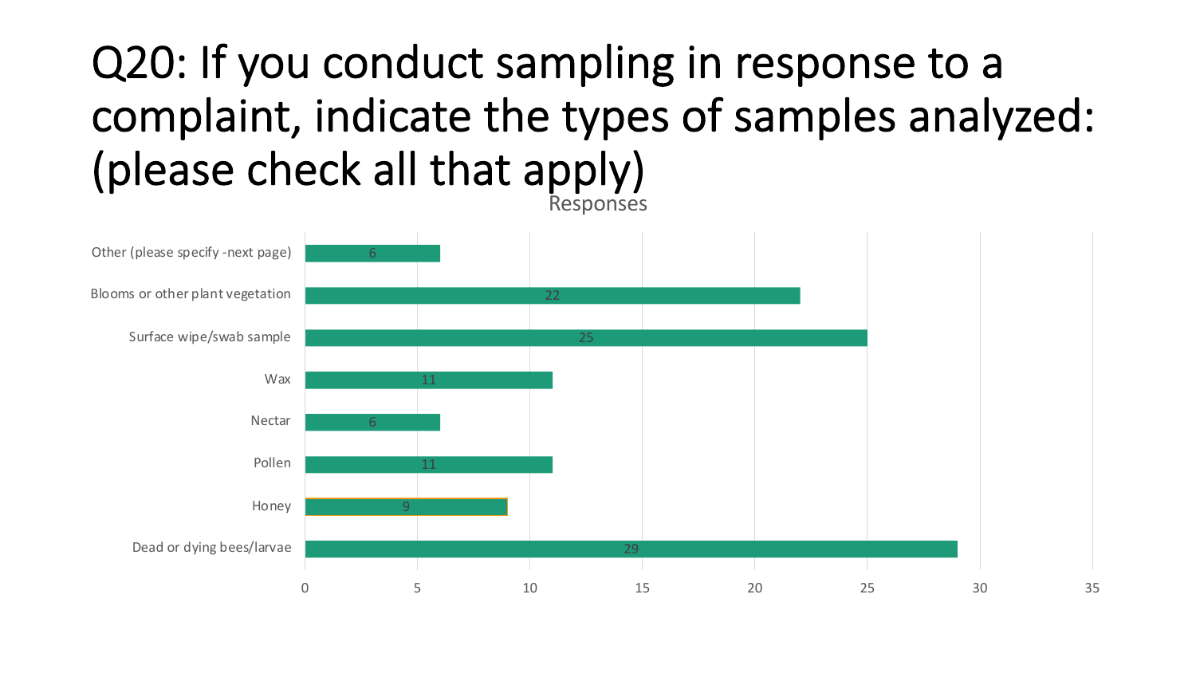# Q20: If you conduct sampling in response to a complaint, indicate the types of samples analyzed: (please check all that apply)

Responses

| Sample type | Responses |
| --- | --- |
| Other (please specify -next page) | 6 |
| Blooms or other plant vegetation | 22 |
| Surface wipe/swab sample | 25 |
| Wax | 11 |
| Nectar | 6 |
| Pollen | 11 |
| Honey | 9 |
| Dead or dying bees/larvae | 29 |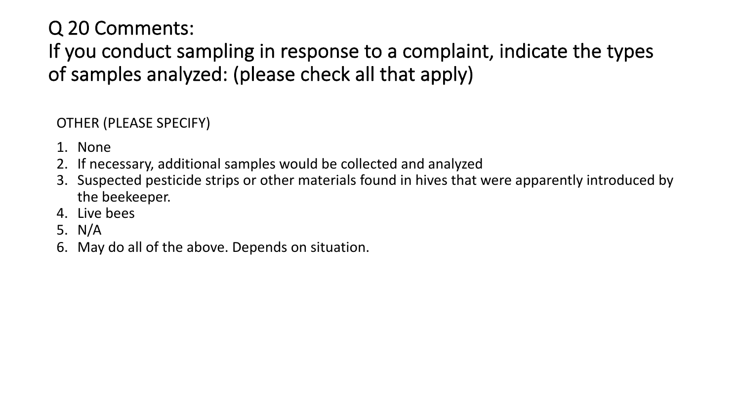# Q 20 Comments:
# If you conduct sampling in response to a complaint, indicate the types of samples analyzed: (please check all that apply)

OTHER (PLEASE SPECIFY)

1. None
2. If necessary, additional samples would be collected and analyzed
3. Suspected pesticide strips or other materials found in hives that were apparently introduced by the beekeeper.
4. Live bees
5. N/A
6. May do all of the above. Depends on situation.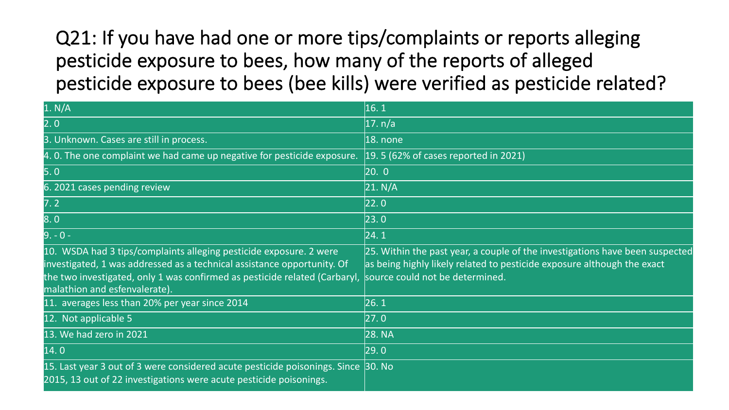# Q21: If you have had one or more tips/complaints or reports alleging pesticide exposure to bees, how many of the reports of alleged pesticide exposure to bees (bee kills) were verified as pesticide related?

| | |
|---|---|
| 1. N/A | 16. 1 |
| 2. 0 | 17. n/a |
| 3. Unknown. Cases are still in process. | 18. none |
| 4. 0. The one complaint we had came up negative for pesticide exposure. | 19. 5 (62% of cases reported in 2021) |
| 5. 0 | 20. 0 |
| 6. 2021 cases pending review | 21. N/A |
| 7. 2 | 22. 0 |
| 8. 0 | 23. 0 |
| 9. - 0 - | 24. 1 |
| 10. WSDA had 3 tips/complaints alleging pesticide exposure. 2 were investigated, 1 was addressed as a technical assistance opportunity. Of the two investigated, only 1 was confirmed as pesticide related (Carbaryl, malathion and esfenvalerate). | 25. Within the past year, a couple of the investigations have been suspected as being highly likely related to pesticide exposure although the exact source could not be determined. |
| 11. averages less than 20% per year since 2014 | 26. 1 |
| 12. Not applicable 5 | 27. 0 |
| 13. We had zero in 2021 | 28. NA |
| 14. 0 | 29. 0 |
| 15. Last year 3 out of 3 were considered acute pesticide poisonings. Since 2015, 13 out of 22 investigations were acute pesticide poisonings. | 30. No |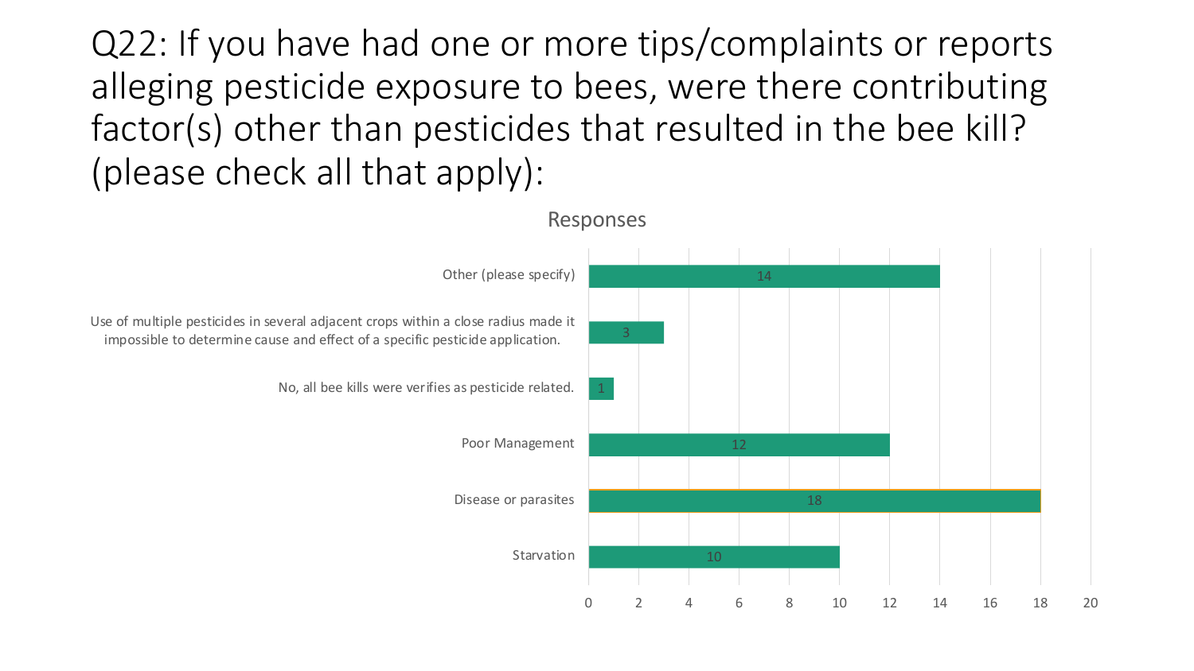# Q22: If you have had one or more tips/complaints or reports alleging pesticide exposure to bees, were there contributing factor(s) other than pesticides that resulted in the bee kill? (please check all that apply):

**Responses**

| Response | Count |
| --- | --- |
| Other (please specify) | 14 |
| Use of multiple pesticides in several adjacent crops within a close radius made it impossible to determine cause and effect of a specific pesticide application. | 3 |
| No, all bee kills were verifies as pesticide related. | 1 |
| Poor Management | 12 |
| Disease or parasites | 18 |
| Starvation | 10 |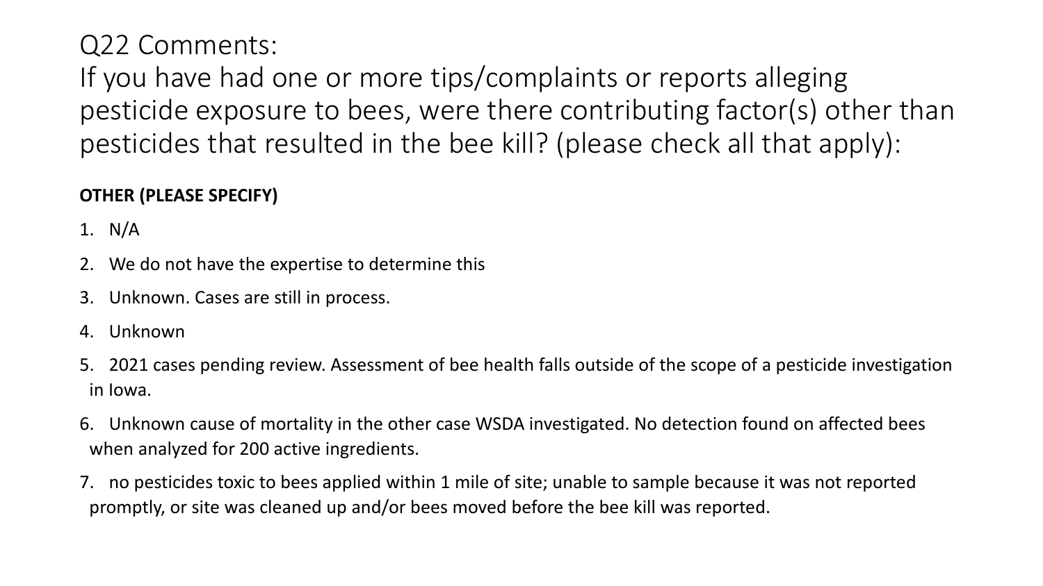# Q22 Comments:
If you have had one or more tips/complaints or reports alleging pesticide exposure to bees, were there contributing factor(s) other than pesticides that resulted in the bee kill? (please check all that apply):

**OTHER (PLEASE SPECIFY)**

1. N/A
2. We do not have the expertise to determine this
3. Unknown. Cases are still in process.
4. Unknown
5. 2021 cases pending review. Assessment of bee health falls outside of the scope of a pesticide investigation in Iowa.
6. Unknown cause of mortality in the other case WSDA investigated. No detection found on affected bees when analyzed for 200 active ingredients.
7. no pesticides toxic to bees applied within 1 mile of site; unable to sample because it was not reported promptly, or site was cleaned up and/or bees moved before the bee kill was reported.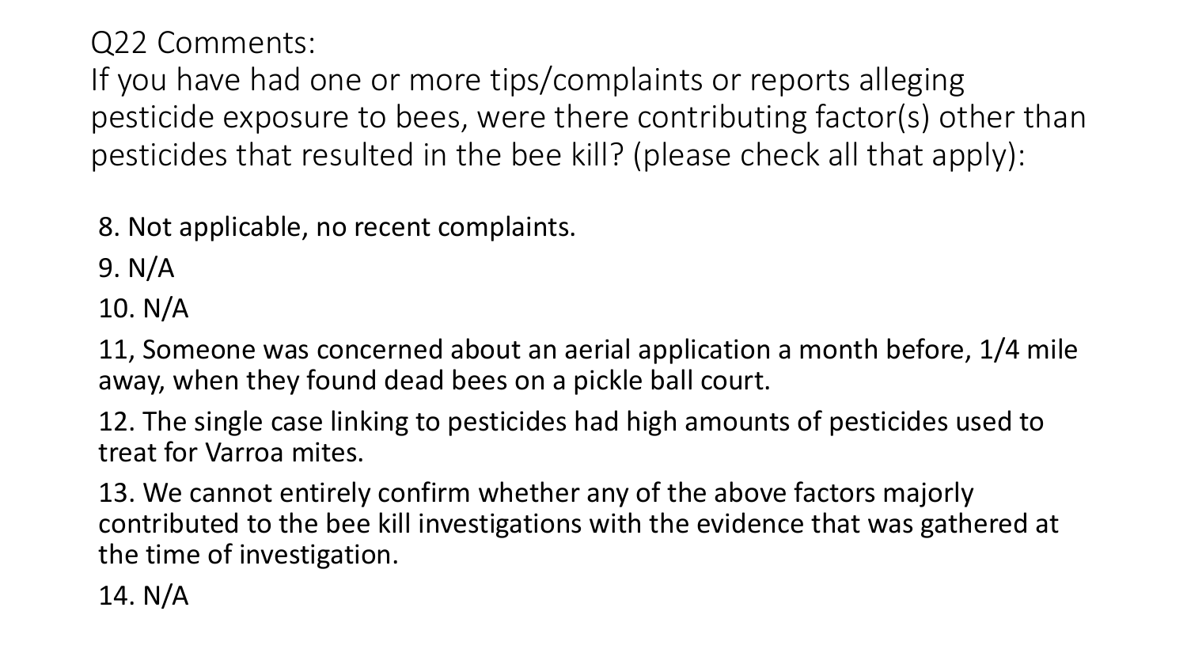Q22 Comments:
If you have had one or more tips/complaints or reports alleging pesticide exposure to bees, were there contributing factor(s) other than pesticides that resulted in the bee kill? (please check all that apply):

8. Not applicable, no recent complaints.

9. N/A

10. N/A

11, Someone was concerned about an aerial application a month before, 1/4 mile away, when they found dead bees on a pickle ball court.

12. The single case linking to pesticides had high amounts of pesticides used to treat for Varroa mites.

13. We cannot entirely confirm whether any of the above factors majorly contributed to the bee kill investigations with the evidence that was gathered at the time of investigation.

14. N/A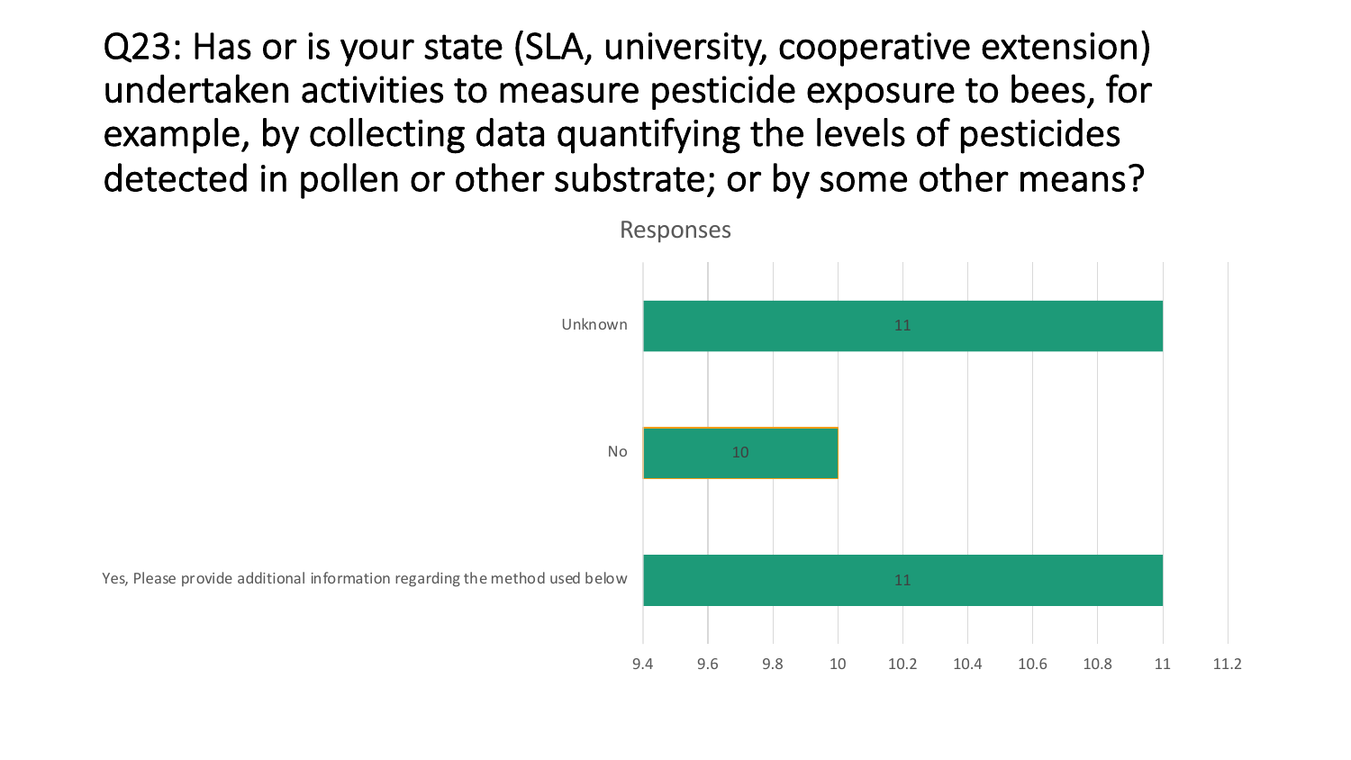# Q23: Has or is your state (SLA, university, cooperative extension) undertaken activities to measure pesticide exposure to bees, for example, by collecting data quantifying the levels of pesticides detected in pollen or other substrate; or by some other means?

Responses

| Response | Count |
| --- | --- |
| Unknown | 11 |
| No | 10 |
| Yes, Please provide additional information regarding the method used below | 11 |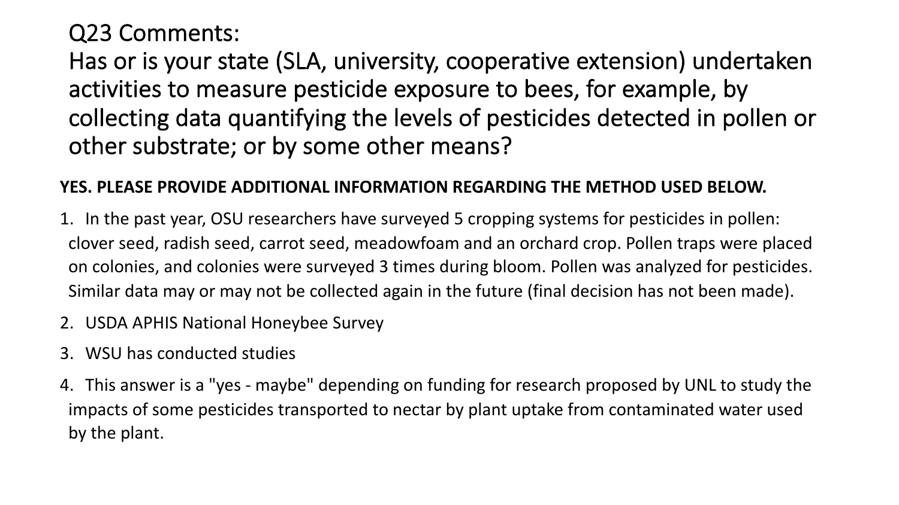# Q23 Comments:
# Has or is your state (SLA, university, cooperative extension) undertaken activities to measure pesticide exposure to bees, for example, by collecting data quantifying the levels of pesticides detected in pollen or other substrate; or by some other means?

**YES. PLEASE PROVIDE ADDITIONAL INFORMATION REGARDING THE METHOD USED BELOW.**

1. In the past year, OSU researchers have surveyed 5 cropping systems for pesticides in pollen: clover seed, radish seed, carrot seed, meadowfoam and an orchard crop. Pollen traps were placed on colonies, and colonies were surveyed 3 times during bloom. Pollen was analyzed for pesticides. Similar data may or may not be collected again in the future (final decision has not been made).
2. USDA APHIS National Honeybee Survey
3. WSU has conducted studies
4. This answer is a "yes - maybe" depending on funding for research proposed by UNL to study the impacts of some pesticides transported to nectar by plant uptake from contaminated water used by the plant.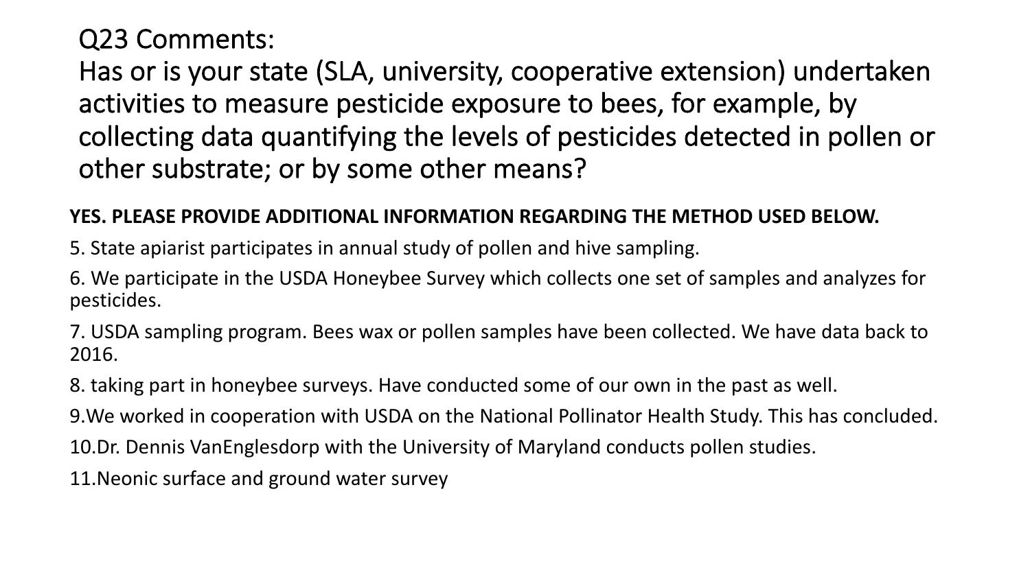# Q23 Comments:

# Has or is your state (SLA, university, cooperative extension) undertaken activities to measure pesticide exposure to bees, for example, by collecting data quantifying the levels of pesticides detected in pollen or other substrate; or by some other means?

**YES. PLEASE PROVIDE ADDITIONAL INFORMATION REGARDING THE METHOD USED BELOW.**

5. State apiarist participates in annual study of pollen and hive sampling.

6. We participate in the USDA Honeybee Survey which collects one set of samples and analyzes for pesticides.

7. USDA sampling program. Bees wax or pollen samples have been collected. We have data back to 2016.

8. taking part in honeybee surveys. Have conducted some of our own in the past as well.

9.We worked in cooperation with USDA on the National Pollinator Health Study. This has concluded.

10.Dr. Dennis VanEnglesdorp with the University of Maryland conducts pollen studies.

11.Neonic surface and ground water survey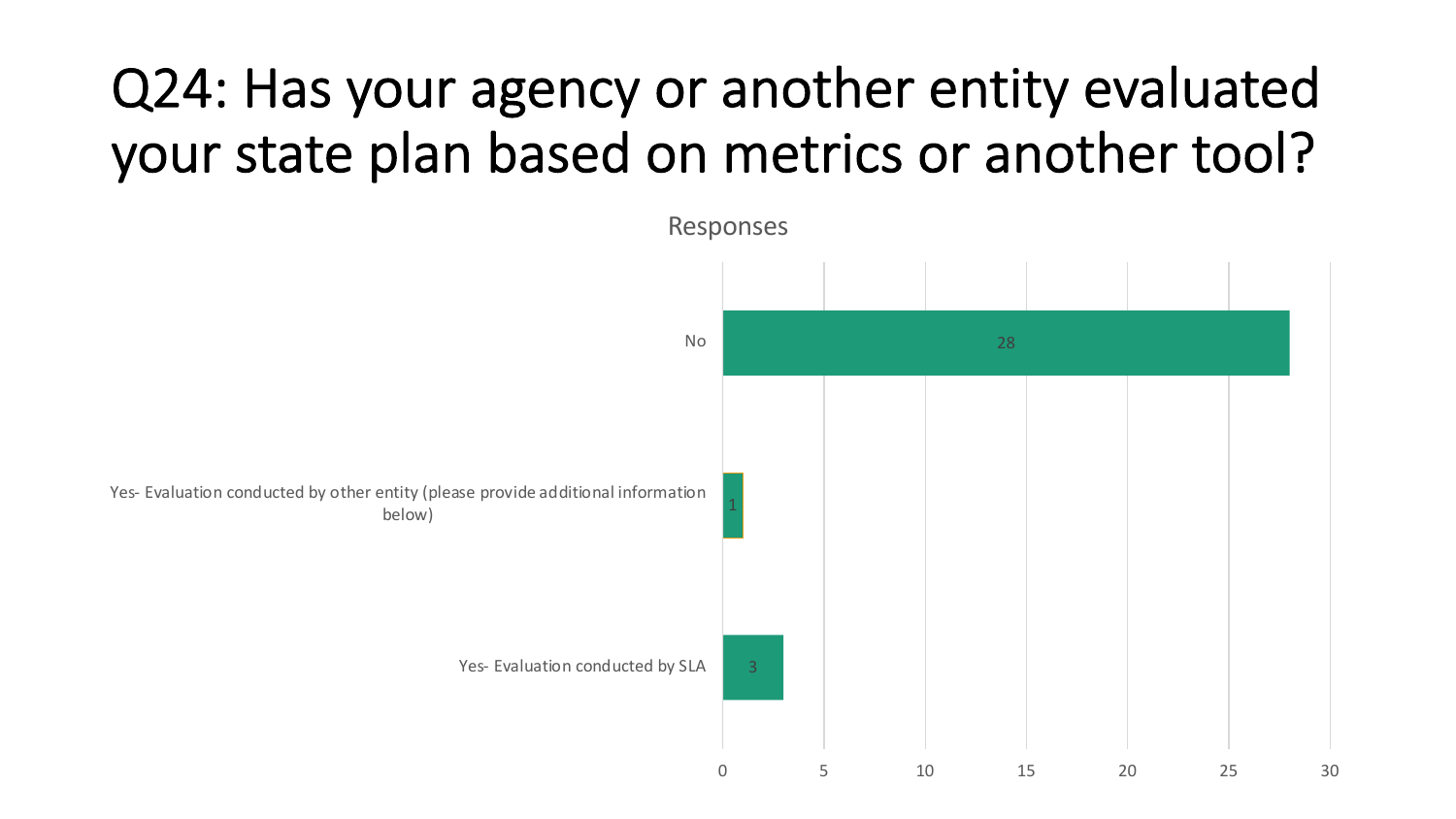# Q24: Has your agency or another entity evaluated your state plan based on metrics or another tool?

Responses

| Response | Count |
|---|---|
| No | 28 |
| Yes- Evaluation conducted by other entity (please provide additional information below) | 1 |
| Yes- Evaluation conducted by SLA | 3 |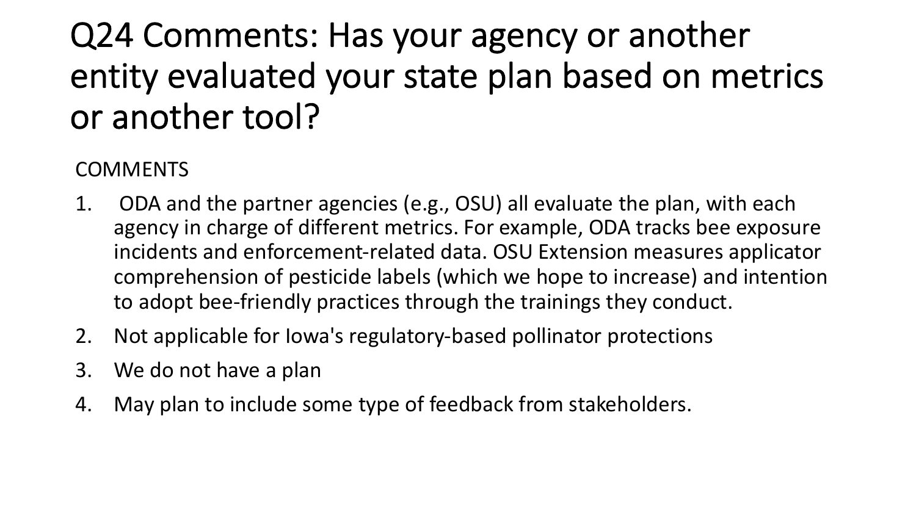# Q24 Comments: Has your agency or another entity evaluated your state plan based on metrics or another tool?

COMMENTS

1. ODA and the partner agencies (e.g., OSU) all evaluate the plan, with each agency in charge of different metrics. For example, ODA tracks bee exposure incidents and enforcement-related data. OSU Extension measures applicator comprehension of pesticide labels (which we hope to increase) and intention to adopt bee-friendly practices through the trainings they conduct.
2. Not applicable for Iowa's regulatory-based pollinator protections
3. We do not have a plan
4. May plan to include some type of feedback from stakeholders.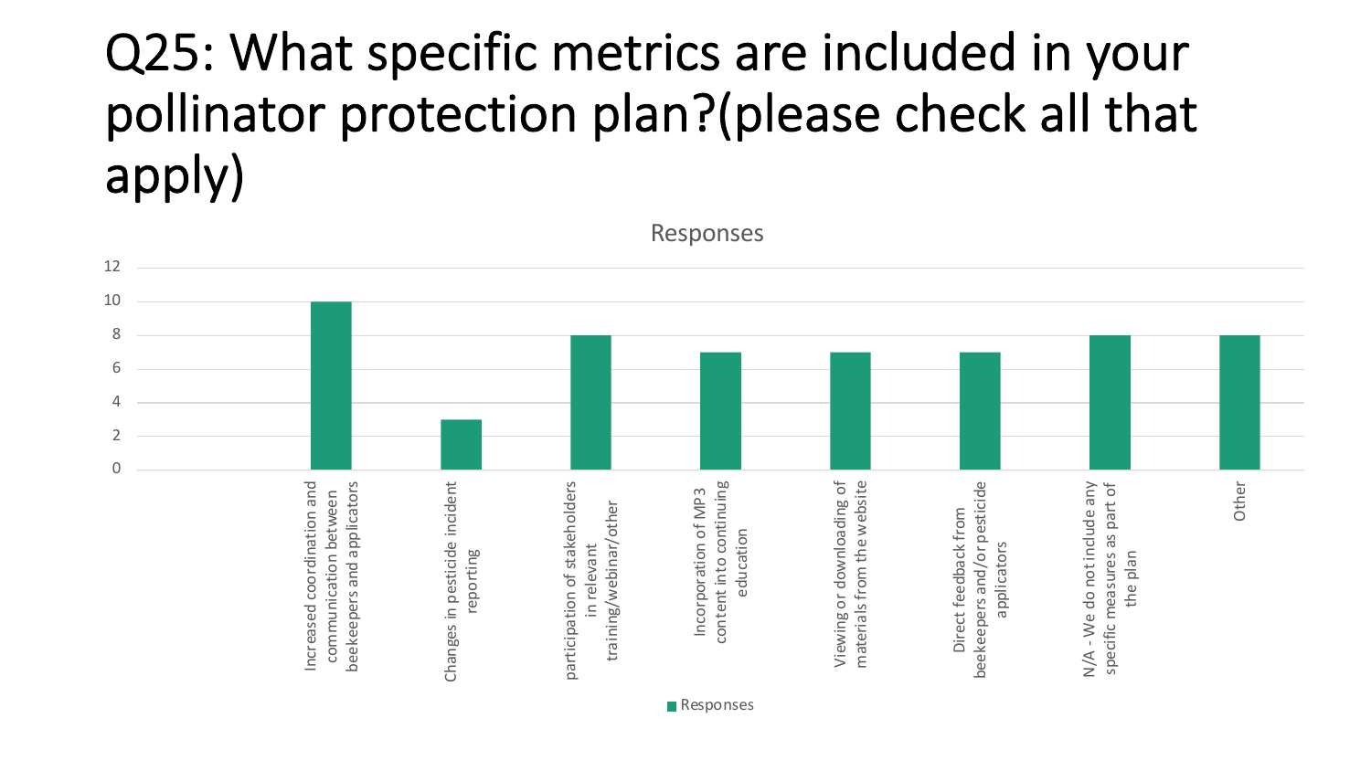# Q25: What specific metrics are included in your pollinator protection plan?(please check all that apply)

Responses

| Category | Responses |
| --- | --- |
| Increased coordination and communication between beekeepers and applicators | 10 |
| Changes in pesticide incident reporting | 3 |
| participation of stakeholders in relevant training/webinar/other | 8 |
| Incorporation of MP3 content into continuing education | 7 |
| Viewing or downloading of materials from the website | 7 |
| Direct feedback from beekeepers and/or pesticide applicators | 7 |
| N/A - We do not include any specific measures as part of the plan | 8 |
| Other | 8 |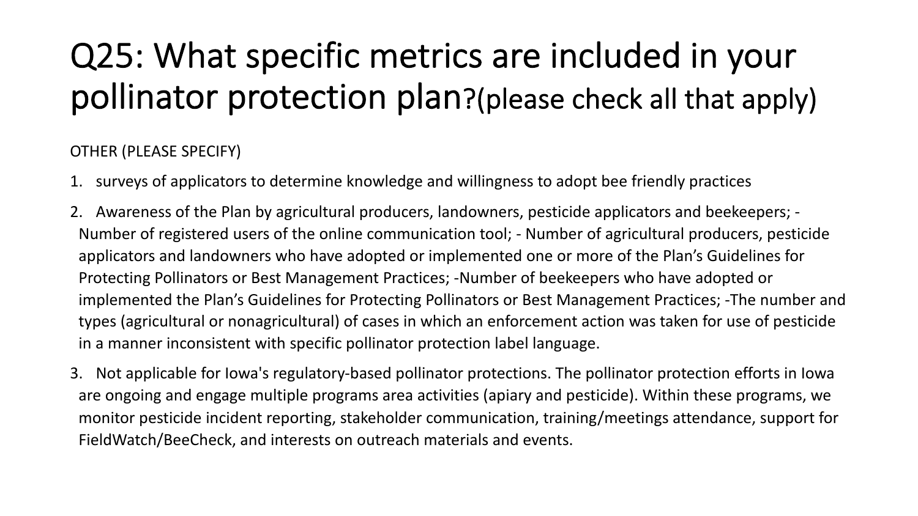# Q25: What specific metrics are included in your pollinator protection plan?(please check all that apply)

OTHER (PLEASE SPECIFY)

1. surveys of applicators to determine knowledge and willingness to adopt bee friendly practices
2. Awareness of the Plan by agricultural producers, landowners, pesticide applicators and beekeepers; - Number of registered users of the online communication tool; - Number of agricultural producers, pesticide applicators and landowners who have adopted or implemented one or more of the Plan's Guidelines for Protecting Pollinators or Best Management Practices; -Number of beekeepers who have adopted or implemented the Plan's Guidelines for Protecting Pollinators or Best Management Practices; -The number and types (agricultural or nonagricultural) of cases in which an enforcement action was taken for use of pesticide in a manner inconsistent with specific pollinator protection label language.
3. Not applicable for Iowa's regulatory-based pollinator protections. The pollinator protection efforts in Iowa are ongoing and engage multiple programs area activities (apiary and pesticide). Within these programs, we monitor pesticide incident reporting, stakeholder communication, training/meetings attendance, support for FieldWatch/BeeCheck, and interests on outreach materials and events.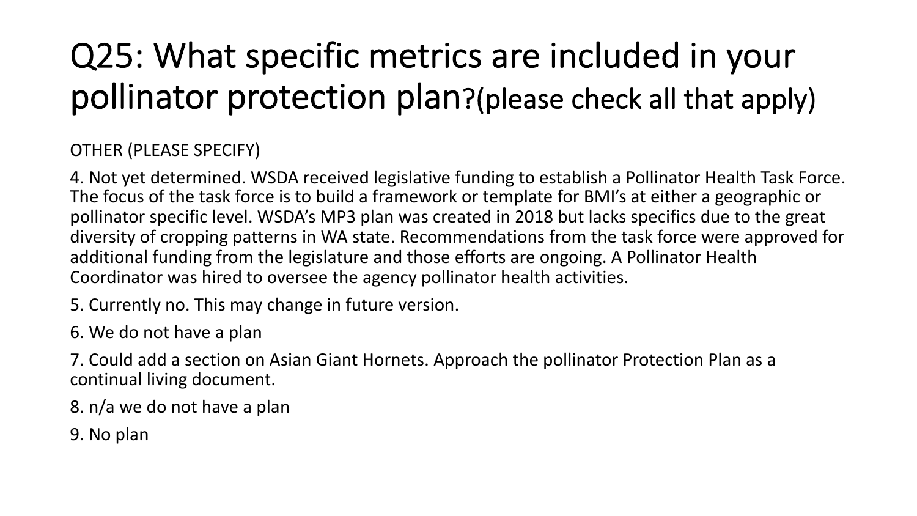# Q25: What specific metrics are included in your pollinator protection plan?(please check all that apply)

OTHER (PLEASE SPECIFY)

4. Not yet determined. WSDA received legislative funding to establish a Pollinator Health Task Force. The focus of the task force is to build a framework or template for BMI's at either a geographic or pollinator specific level. WSDA's MP3 plan was created in 2018 but lacks specifics due to the great diversity of cropping patterns in WA state. Recommendations from the task force were approved for additional funding from the legislature and those efforts are ongoing. A Pollinator Health Coordinator was hired to oversee the agency pollinator health activities.
5. Currently no. This may change in future version.
6. We do not have a plan
7. Could add a section on Asian Giant Hornets. Approach the pollinator Protection Plan as a continual living document.
8. n/a we do not have a plan
9. No plan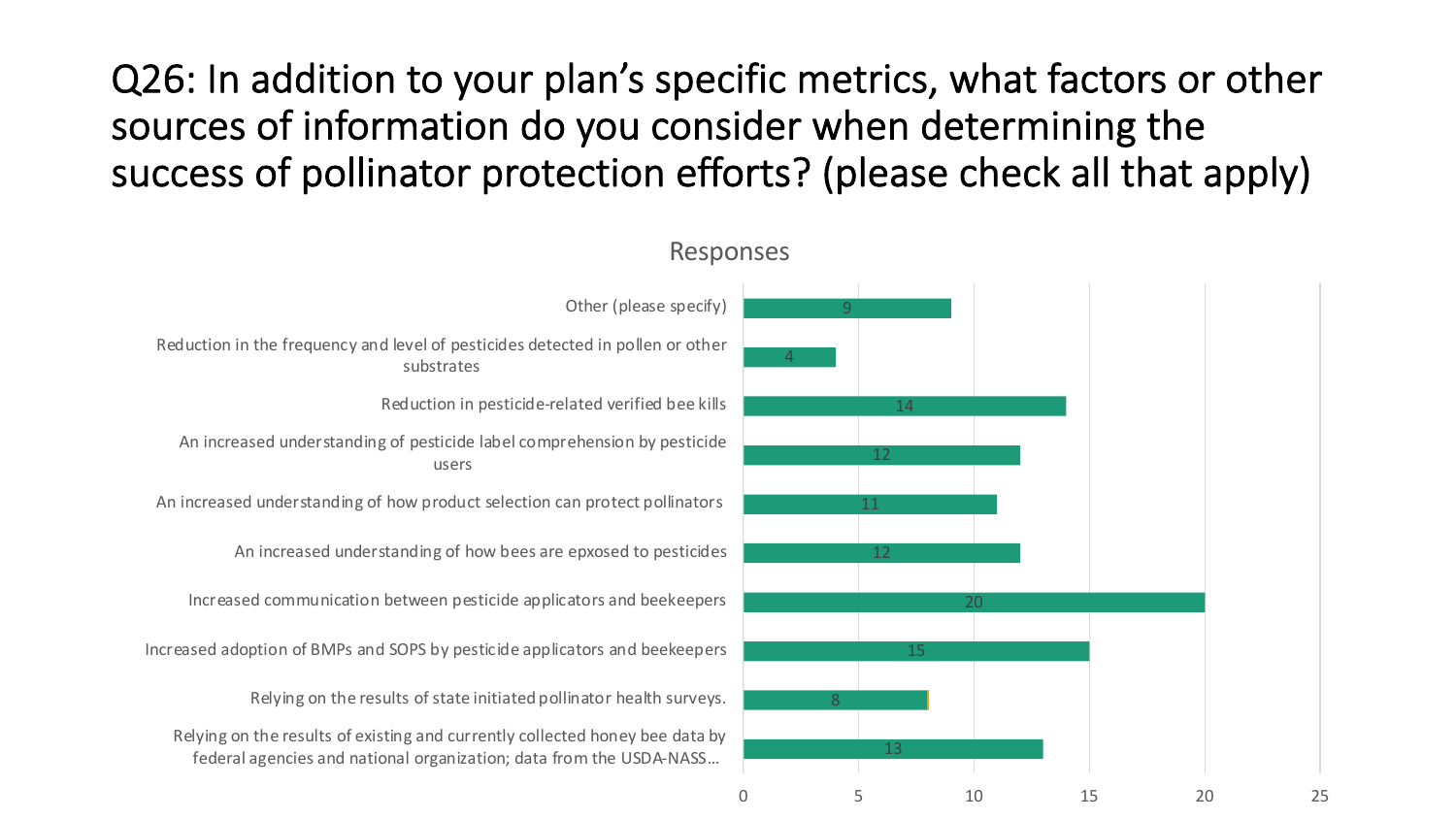# Q26: In addition to your plan's specific metrics, what factors or other sources of information do you consider when determining the success of pollinator protection efforts? (please check all that apply)

Responses

| Answer choice | Responses |
|---|---|
| Other (please specify) | 9 |
| Reduction in the frequency and level of pesticides detected in pollen or other substrates | 4 |
| Reduction in pesticide-related verified bee kills | 14 |
| An increased understanding of pesticide label comprehension by pesticide users | 12 |
| An increased understanding of how product selection can protect pollinators | 11 |
| An increased understanding of how bees are epxosed to pesticides | 12 |
| Increased communication between pesticide applicators and beekeepers | 20 |
| Increased adoption of BMPs and SOPS by pesticide applicators and beekeepers | 15 |
| Relying on the results of state initiated pollinator health surveys. | 8 |
| Relying on the results of existing and currently collected honey bee data by federal agencies and national organization; data from the USDA-NASS… | 13 |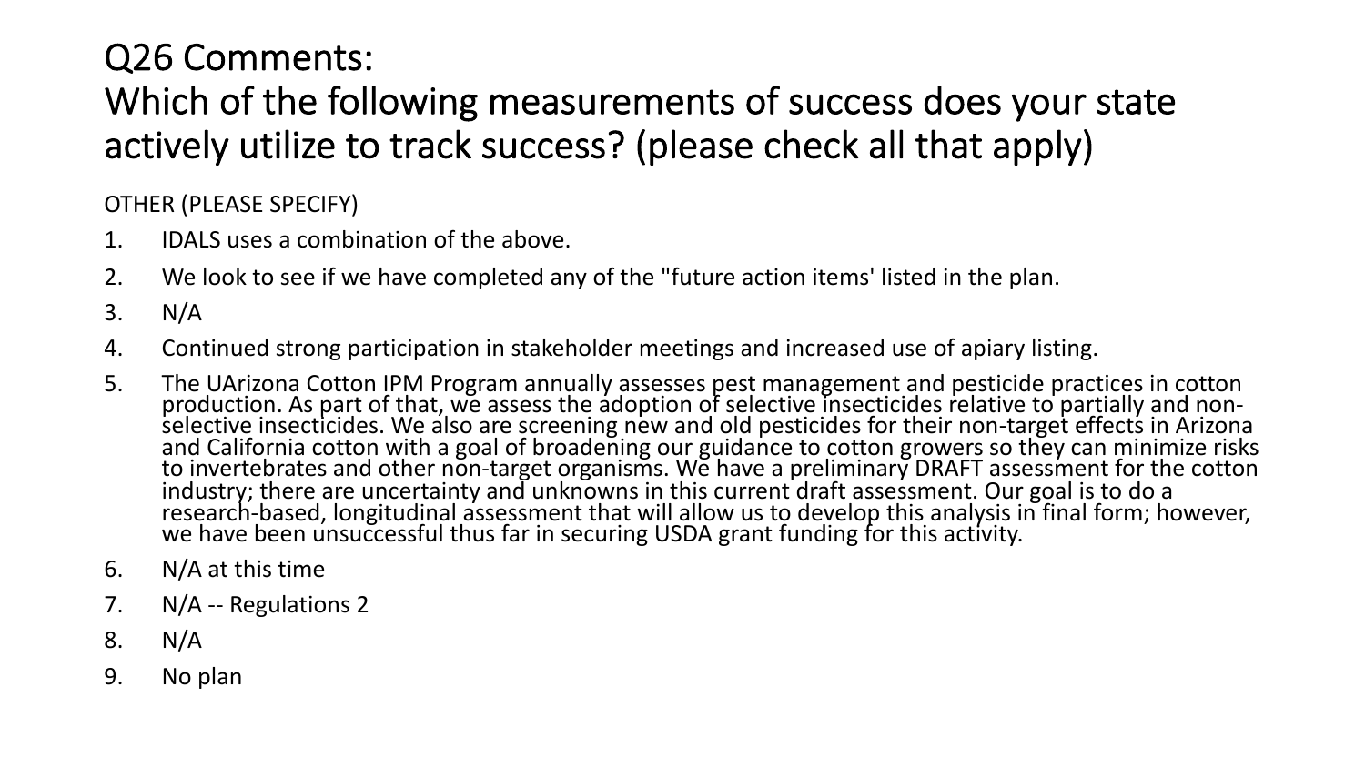# Q26 Comments: Which of the following measurements of success does your state actively utilize to track success? (please check all that apply)

OTHER (PLEASE SPECIFY)

1. IDALS uses a combination of the above.
2. We look to see if we have completed any of the "future action items' listed in the plan.
3. N/A
4. Continued strong participation in stakeholder meetings and increased use of apiary listing.
5. The UArizona Cotton IPM Program annually assesses pest management and pesticide practices in cotton production. As part of that, we assess the adoption of selective insecticides relative to partially and non-selective insecticides. We also are screening new and old pesticides for their non-target effects in Arizona and California cotton with a goal of broadening our guidance to cotton growers so they can minimize risks to invertebrates and other non-target organisms. We have a preliminary DRAFT assessment for the cotton industry; there are uncertainty and unknowns in this current draft assessment. Our goal is to do a research-based, longitudinal assessment that will allow us to develop this analysis in final form; however, we have been unsuccessful thus far in securing USDA grant funding for this activity.
6. N/A at this time
7. N/A -- Regulations 2
8. N/A
9. No plan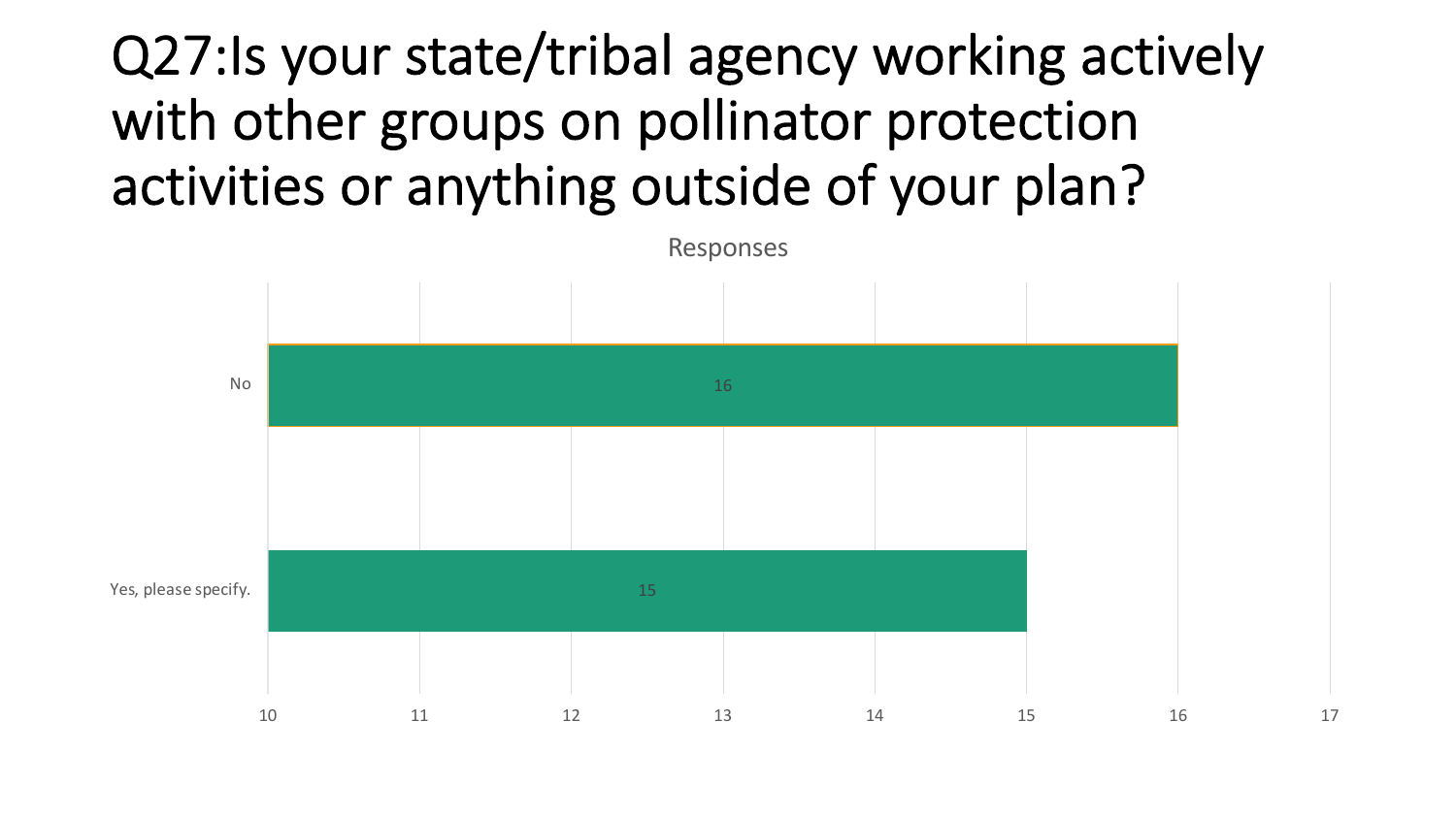# Q27:Is your state/tribal agency working actively with other groups on pollinator protection activities or anything outside of your plan?

Responses

| Response | Count |
|---|---|
| No | 16 |
| Yes, please specify. | 15 |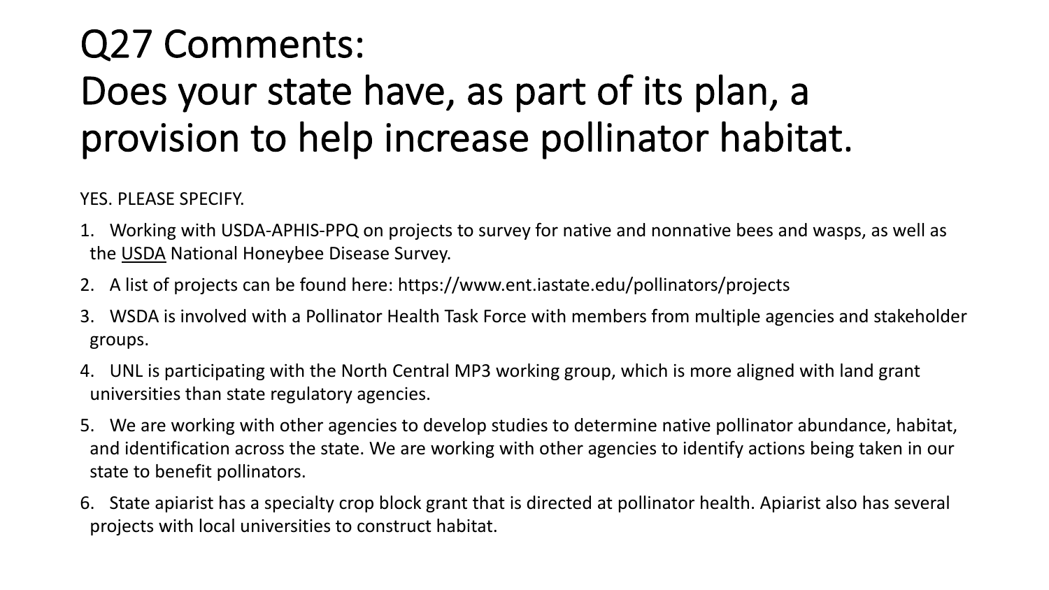# Q27 Comments: Does your state have, as part of its plan, a provision to help increase pollinator habitat.

YES. PLEASE SPECIFY.

1. Working with USDA-APHIS-PPQ on projects to survey for native and nonnative bees and wasps, as well as the USDA National Honeybee Disease Survey.
2. A list of projects can be found here: https://www.ent.iastate.edu/pollinators/projects
3. WSDA is involved with a Pollinator Health Task Force with members from multiple agencies and stakeholder groups.
4. UNL is participating with the North Central MP3 working group, which is more aligned with land grant universities than state regulatory agencies.
5. We are working with other agencies to develop studies to determine native pollinator abundance, habitat, and identification across the state. We are working with other agencies to identify actions being taken in our state to benefit pollinators.
6. State apiarist has a specialty crop block grant that is directed at pollinator health. Apiarist also has several projects with local universities to construct habitat.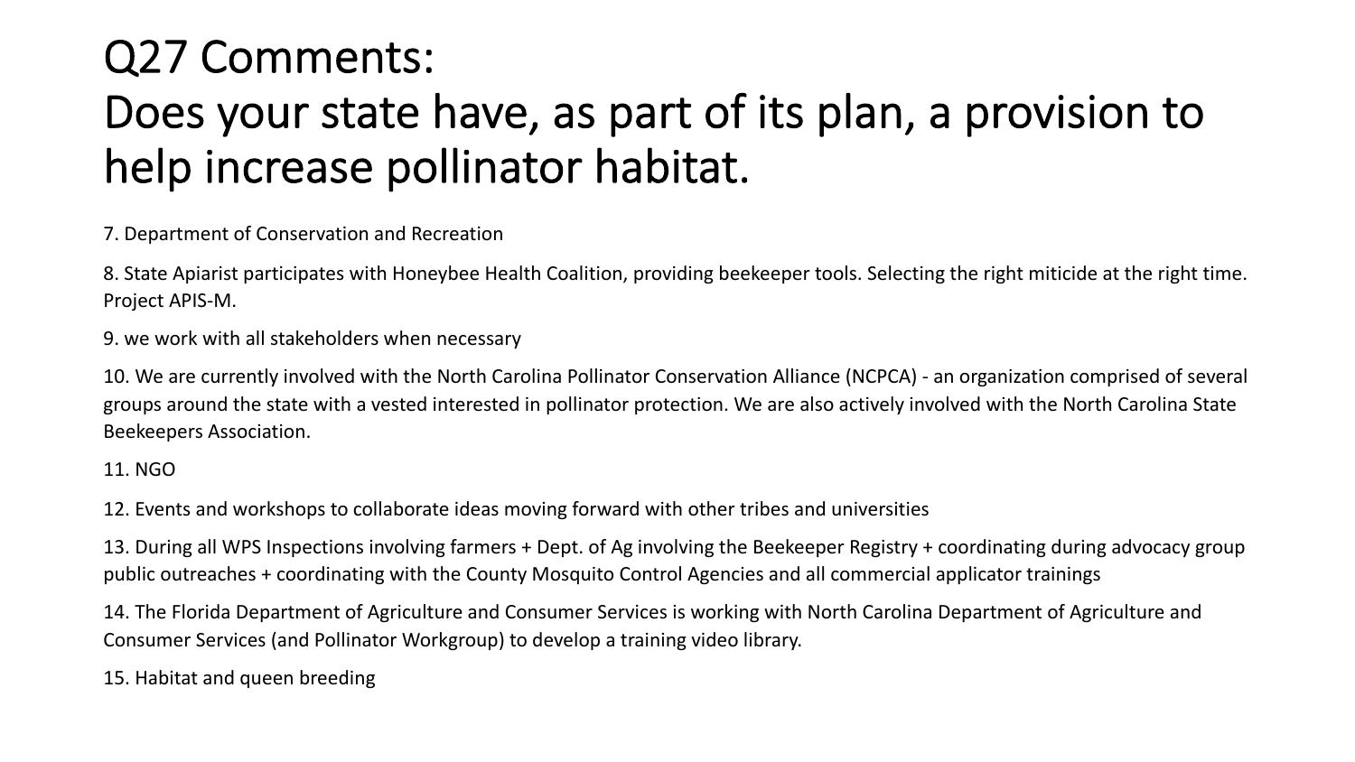# Q27 Comments:
# Does your state have, as part of its plan, a provision to help increase pollinator habitat.

7. Department of Conservation and Recreation

8. State Apiarist participates with Honeybee Health Coalition, providing beekeeper tools. Selecting the right miticide at the right time. Project APIS-M.

9. we work with all stakeholders when necessary

10. We are currently involved with the North Carolina Pollinator Conservation Alliance (NCPCA) - an organization comprised of several groups around the state with a vested interested in pollinator protection. We are also actively involved with the North Carolina State Beekeepers Association.

11. NGO

12. Events and workshops to collaborate ideas moving forward with other tribes and universities

13. During all WPS Inspections involving farmers + Dept. of Ag involving the Beekeeper Registry + coordinating during advocacy group public outreaches + coordinating with the County Mosquito Control Agencies and all commercial applicator trainings

14. The Florida Department of Agriculture and Consumer Services is working with North Carolina Department of Agriculture and Consumer Services (and Pollinator Workgroup) to develop a training video library.

15. Habitat and queen breeding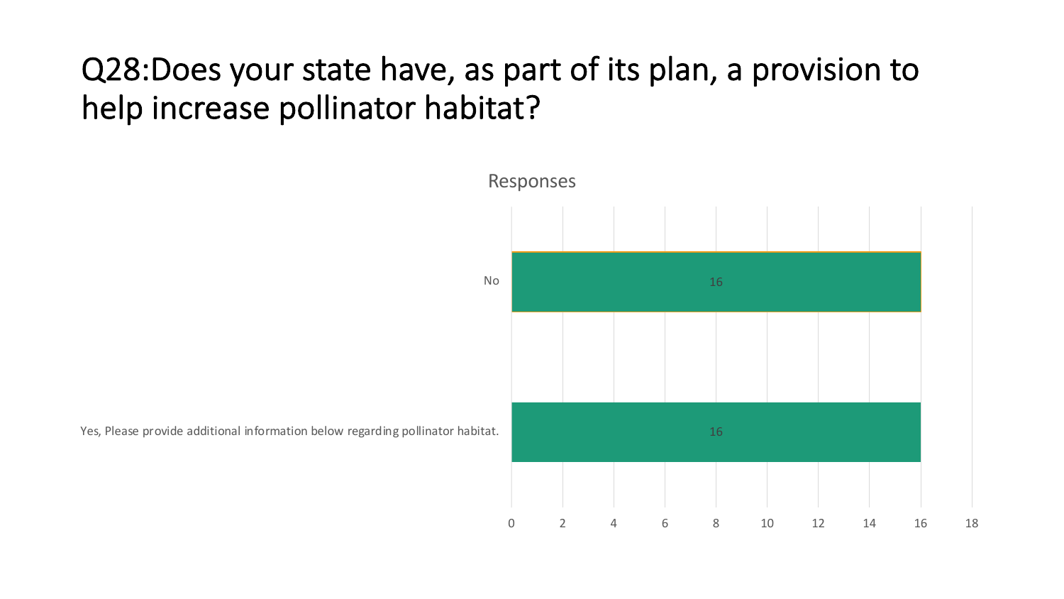# Q28:Does your state have, as part of its plan, a provision to help increase pollinator habitat?

Responses

| Response | Count |
|---|---|
| No | 16 |
| Yes, Please provide additional information below regarding pollinator habitat. | 16 |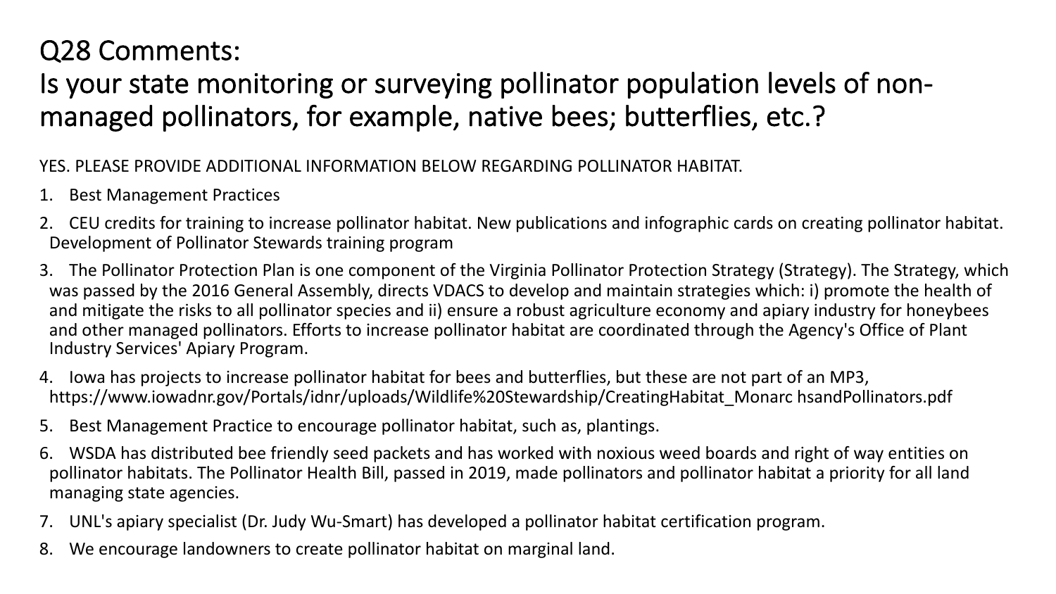# Q28 Comments:
# Is your state monitoring or surveying pollinator population levels of non-managed pollinators, for example, native bees; butterflies, etc.?

YES. PLEASE PROVIDE ADDITIONAL INFORMATION BELOW REGARDING POLLINATOR HABITAT.

1. Best Management Practices
2. CEU credits for training to increase pollinator habitat. New publications and infographic cards on creating pollinator habitat. Development of Pollinator Stewards training program
3. The Pollinator Protection Plan is one component of the Virginia Pollinator Protection Strategy (Strategy). The Strategy, which was passed by the 2016 General Assembly, directs VDACS to develop and maintain strategies which: i) promote the health of and mitigate the risks to all pollinator species and ii) ensure a robust agriculture economy and apiary industry for honeybees and other managed pollinators. Efforts to increase pollinator habitat are coordinated through the Agency's Office of Plant Industry Services' Apiary Program.
4. Iowa has projects to increase pollinator habitat for bees and butterflies, but these are not part of an MP3, https://www.iowadnr.gov/Portals/idnr/uploads/Wildlife%20Stewardship/CreatingHabitat_Monarc hsandPollinators.pdf
5. Best Management Practice to encourage pollinator habitat, such as, plantings.
6. WSDA has distributed bee friendly seed packets and has worked with noxious weed boards and right of way entities on pollinator habitats. The Pollinator Health Bill, passed in 2019, made pollinators and pollinator habitat a priority for all land managing state agencies.
7. UNL's apiary specialist (Dr. Judy Wu-Smart) has developed a pollinator habitat certification program.
8. We encourage landowners to create pollinator habitat on marginal land.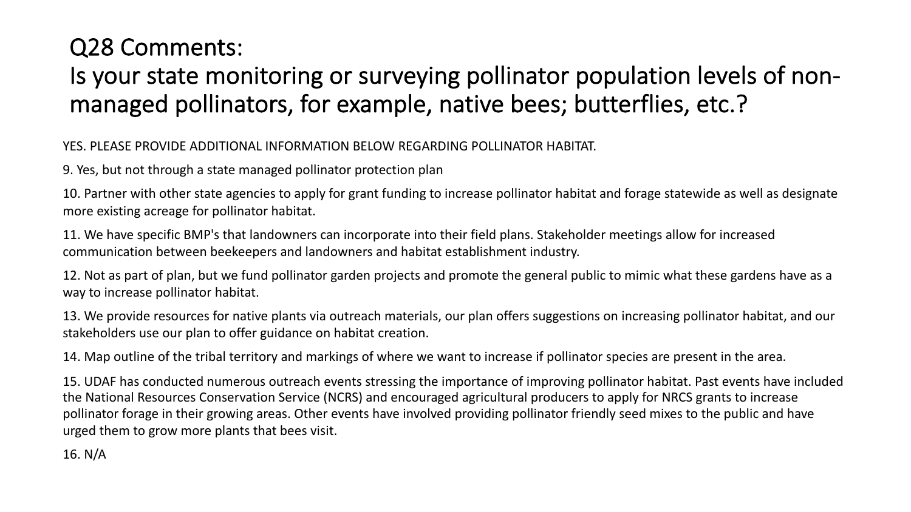# Q28 Comments:
# Is your state monitoring or surveying pollinator population levels of non-managed pollinators, for example, native bees; butterflies, etc.?

YES. PLEASE PROVIDE ADDITIONAL INFORMATION BELOW REGARDING POLLINATOR HABITAT.

9. Yes, but not through a state managed pollinator protection plan

10. Partner with other state agencies to apply for grant funding to increase pollinator habitat and forage statewide as well as designate more existing acreage for pollinator habitat.

11. We have specific BMP's that landowners can incorporate into their field plans. Stakeholder meetings allow for increased communication between beekeepers and landowners and habitat establishment industry.

12. Not as part of plan, but we fund pollinator garden projects and promote the general public to mimic what these gardens have as a way to increase pollinator habitat.

13. We provide resources for native plants via outreach materials, our plan offers suggestions on increasing pollinator habitat, and our stakeholders use our plan to offer guidance on habitat creation.

14. Map outline of the tribal territory and markings of where we want to increase if pollinator species are present in the area.

15. UDAF has conducted numerous outreach events stressing the importance of improving pollinator habitat. Past events have included the National Resources Conservation Service (NCRS) and encouraged agricultural producers to apply for NRCS grants to increase pollinator forage in their growing areas. Other events have involved providing pollinator friendly seed mixes to the public and have urged them to grow more plants that bees visit.

16. N/A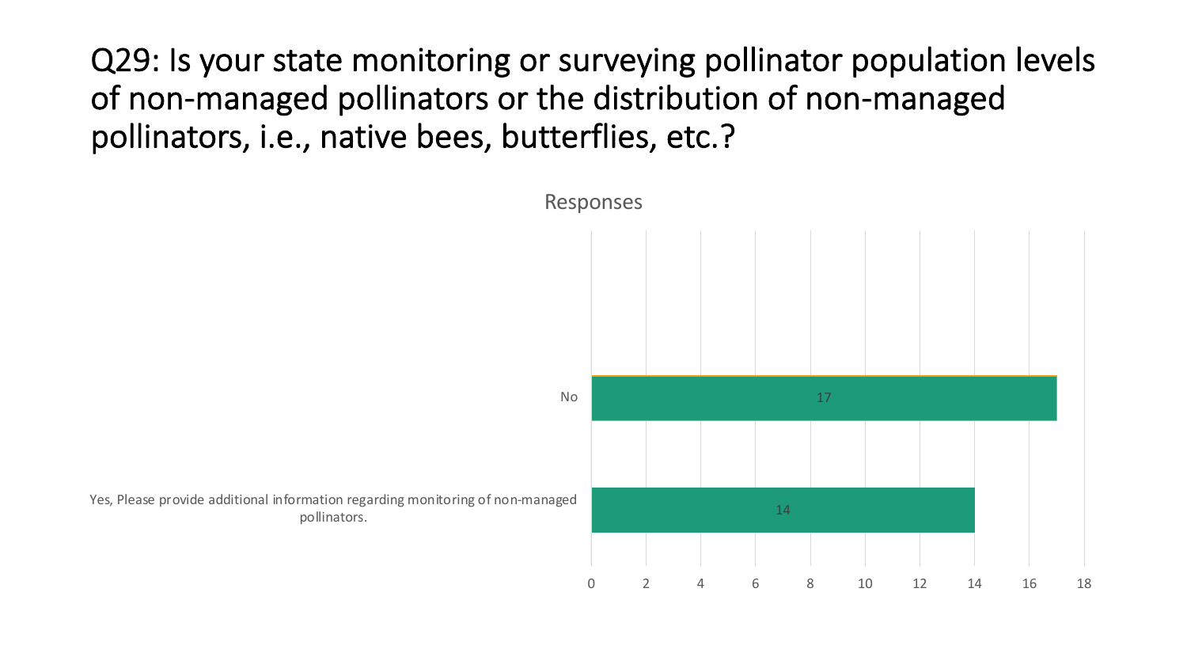# Q29: Is your state monitoring or surveying pollinator population levels of non-managed pollinators or the distribution of non-managed pollinators, i.e., native bees, butterflies, etc.?

**Responses**

| Response | Count |
|---|---|
| No | 17 |
| Yes, Please provide additional information regarding monitoring of non-managed pollinators. | 14 |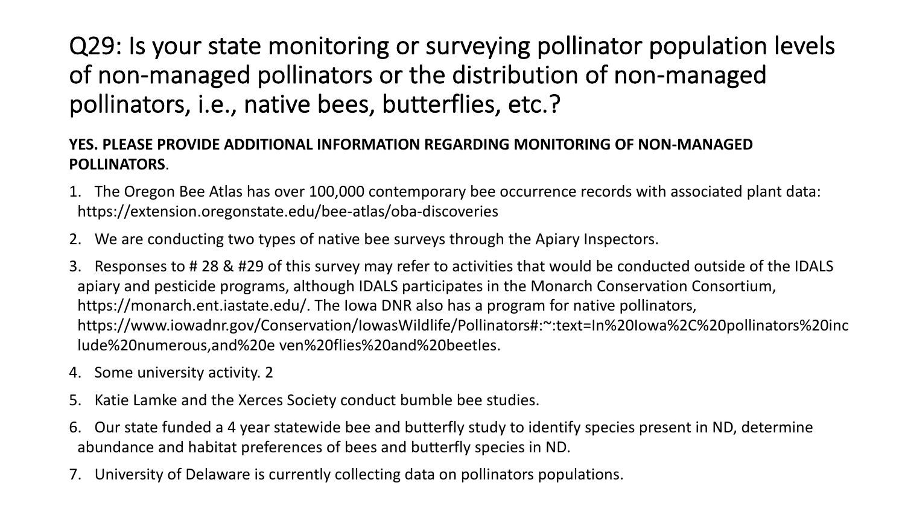# Q29: Is your state monitoring or surveying pollinator population levels of non-managed pollinators or the distribution of non-managed pollinators, i.e., native bees, butterflies, etc.?

**YES. PLEASE PROVIDE ADDITIONAL INFORMATION REGARDING MONITORING OF NON-MANAGED POLLINATORS**.

1. The Oregon Bee Atlas has over 100,000 contemporary bee occurrence records with associated plant data: https://extension.oregonstate.edu/bee-atlas/oba-discoveries
2. We are conducting two types of native bee surveys through the Apiary Inspectors.
3. Responses to # 28 & #29 of this survey may refer to activities that would be conducted outside of the IDALS apiary and pesticide programs, although IDALS participates in the Monarch Conservation Consortium, https://monarch.ent.iastate.edu/. The Iowa DNR also has a program for native pollinators, https://www.iowadnr.gov/Conservation/IowasWildlife/Pollinators#:~:text=In%20Iowa%2C%20pollinators%20include%20numerous,and%20e ven%20flies%20and%20beetles.
4. Some university activity. 2
5. Katie Lamke and the Xerces Society conduct bumble bee studies.
6. Our state funded a 4 year statewide bee and butterfly study to identify species present in ND, determine abundance and habitat preferences of bees and butterfly species in ND.
7. University of Delaware is currently collecting data on pollinators populations.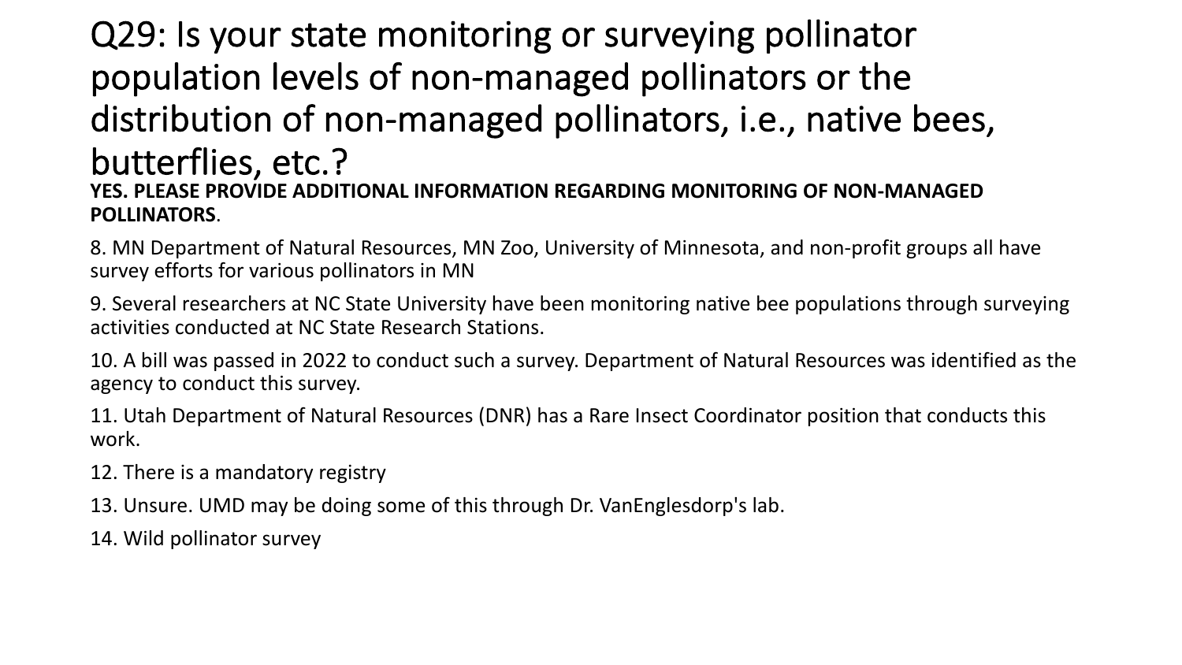# Q29: Is your state monitoring or surveying pollinator population levels of non-managed pollinators or the distribution of non-managed pollinators, i.e., native bees, butterflies, etc.?

**YES. PLEASE PROVIDE ADDITIONAL INFORMATION REGARDING MONITORING OF NON-MANAGED POLLINATORS**.

8. MN Department of Natural Resources, MN Zoo, University of Minnesota, and non-profit groups all have survey efforts for various pollinators in MN

9. Several researchers at NC State University have been monitoring native bee populations through surveying activities conducted at NC State Research Stations.

10. A bill was passed in 2022 to conduct such a survey. Department of Natural Resources was identified as the agency to conduct this survey.

11. Utah Department of Natural Resources (DNR) has a Rare Insect Coordinator position that conducts this work.

12. There is a mandatory registry

13. Unsure. UMD may be doing some of this through Dr. VanEnglesdorp's lab.

14. Wild pollinator survey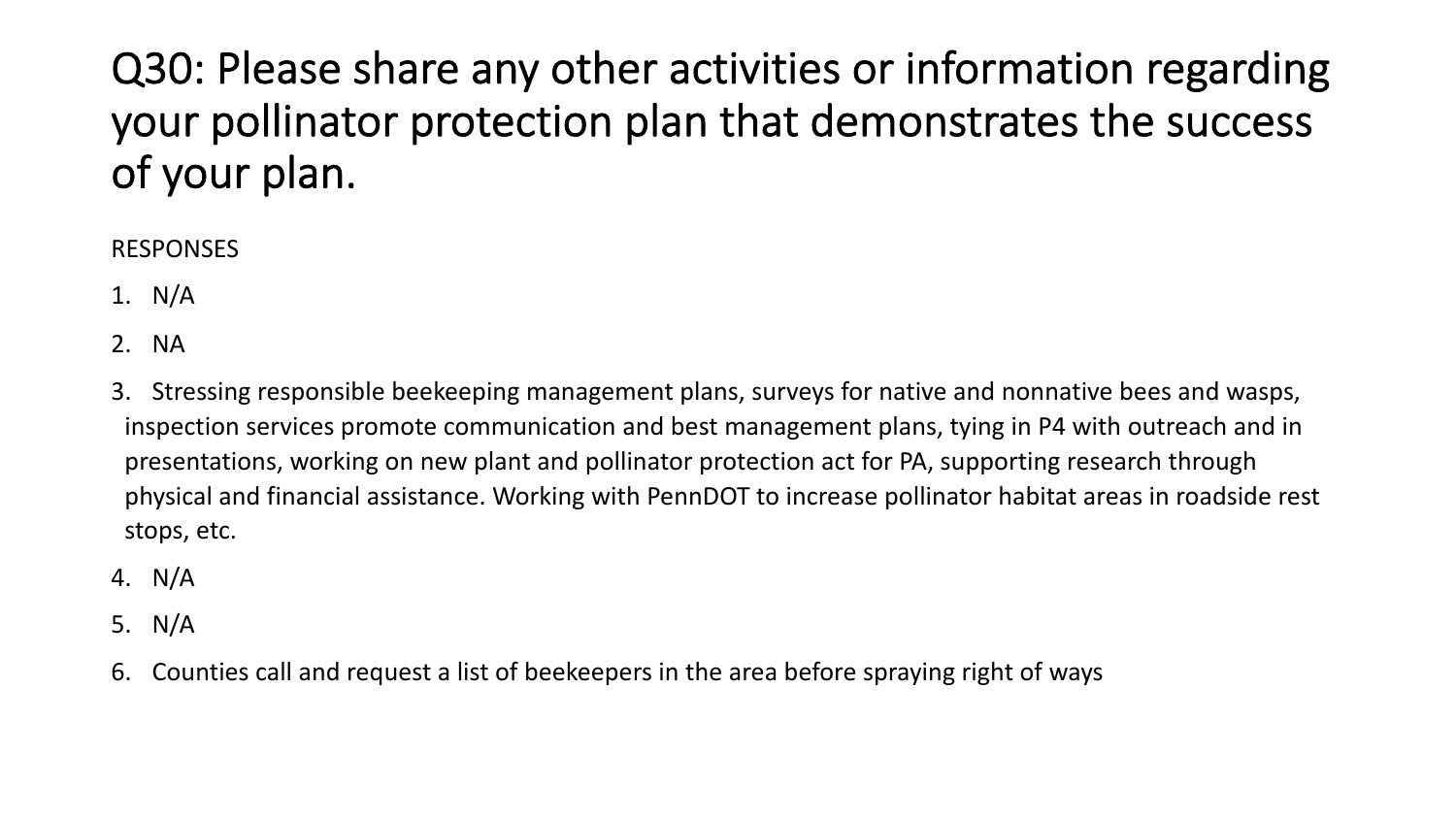# Q30: Please share any other activities or information regarding your pollinator protection plan that demonstrates the success of your plan.

RESPONSES

1. N/A
2. NA
3. Stressing responsible beekeeping management plans, surveys for native and nonnative bees and wasps, inspection services promote communication and best management plans, tying in P4 with outreach and in presentations, working on new plant and pollinator protection act for PA, supporting research through physical and financial assistance. Working with PennDOT to increase pollinator habitat areas in roadside rest stops, etc.
4. N/A
5. N/A
6. Counties call and request a list of beekeepers in the area before spraying right of ways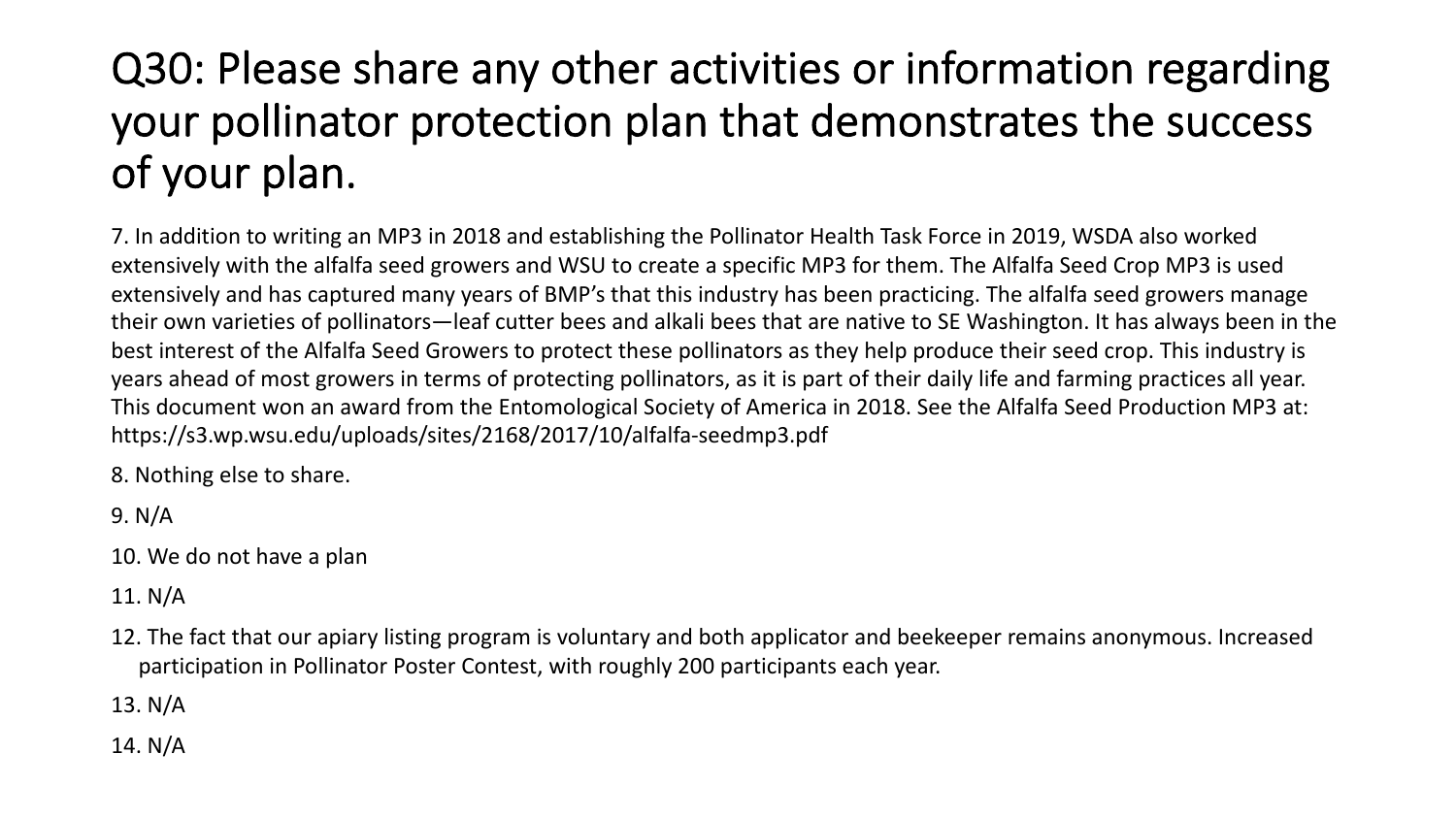# Q30: Please share any other activities or information regarding your pollinator protection plan that demonstrates the success of your plan.

7. In addition to writing an MP3 in 2018 and establishing the Pollinator Health Task Force in 2019, WSDA also worked extensively with the alfalfa seed growers and WSU to create a specific MP3 for them. The Alfalfa Seed Crop MP3 is used extensively and has captured many years of BMP's that this industry has been practicing. The alfalfa seed growers manage their own varieties of pollinators—leaf cutter bees and alkali bees that are native to SE Washington. It has always been in the best interest of the Alfalfa Seed Growers to protect these pollinators as they help produce their seed crop. This industry is years ahead of most growers in terms of protecting pollinators, as it is part of their daily life and farming practices all year. This document won an award from the Entomological Society of America in 2018. See the Alfalfa Seed Production MP3 at: https://s3.wp.wsu.edu/uploads/sites/2168/2017/10/alfalfa-seedmp3.pdf

8. Nothing else to share.

9. N/A

10. We do not have a plan

11. N/A

12. The fact that our apiary listing program is voluntary and both applicator and beekeeper remains anonymous. Increased participation in Pollinator Poster Contest, with roughly 200 participants each year.

13. N/A

14. N/A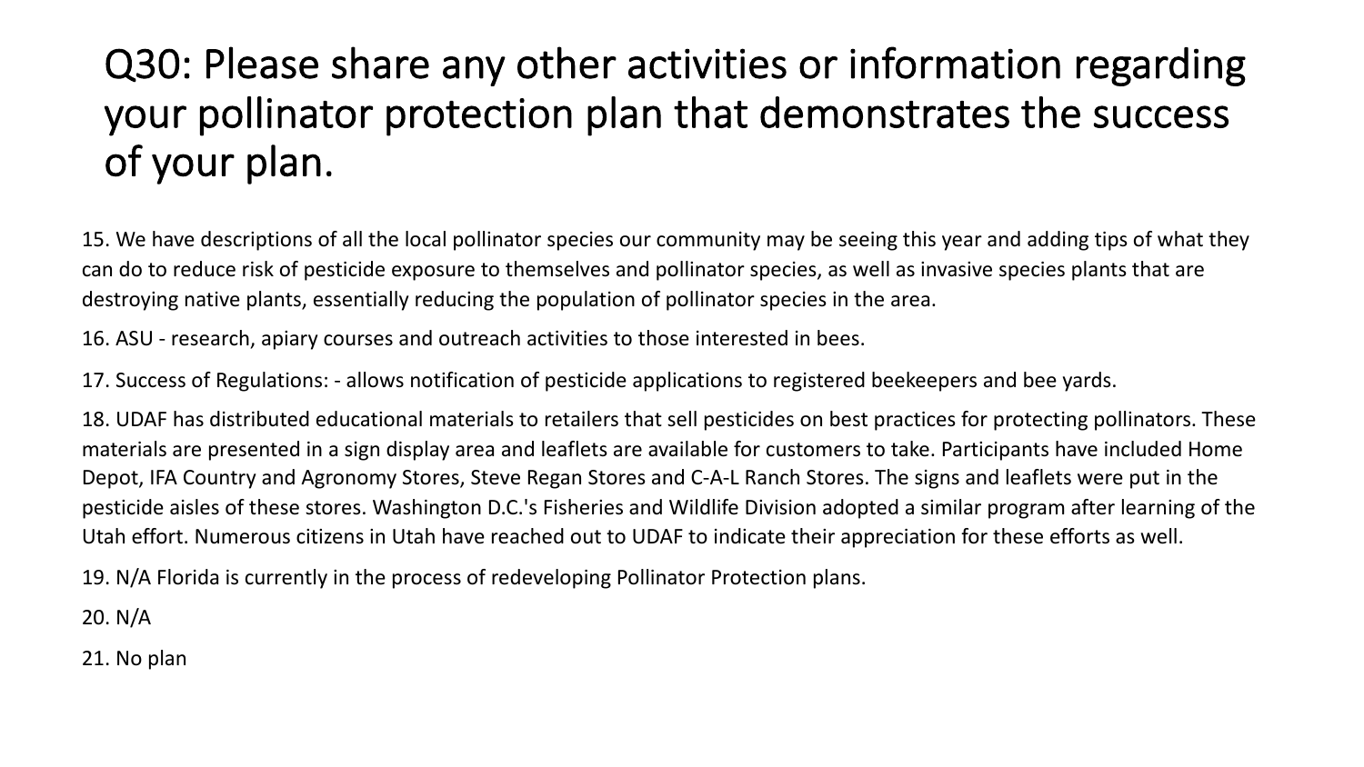# Q30: Please share any other activities or information regarding your pollinator protection plan that demonstrates the success of your plan.

15. We have descriptions of all the local pollinator species our community may be seeing this year and adding tips of what they can do to reduce risk of pesticide exposure to themselves and pollinator species, as well as invasive species plants that are destroying native plants, essentially reducing the population of pollinator species in the area.

16. ASU - research, apiary courses and outreach activities to those interested in bees.

17. Success of Regulations: - allows notification of pesticide applications to registered beekeepers and bee yards.

18. UDAF has distributed educational materials to retailers that sell pesticides on best practices for protecting pollinators. These materials are presented in a sign display area and leaflets are available for customers to take. Participants have included Home Depot, IFA Country and Agronomy Stores, Steve Regan Stores and C-A-L Ranch Stores. The signs and leaflets were put in the pesticide aisles of these stores. Washington D.C.'s Fisheries and Wildlife Division adopted a similar program after learning of the Utah effort. Numerous citizens in Utah have reached out to UDAF to indicate their appreciation for these efforts as well.

19. N/A Florida is currently in the process of redeveloping Pollinator Protection plans.

20. N/A

21. No plan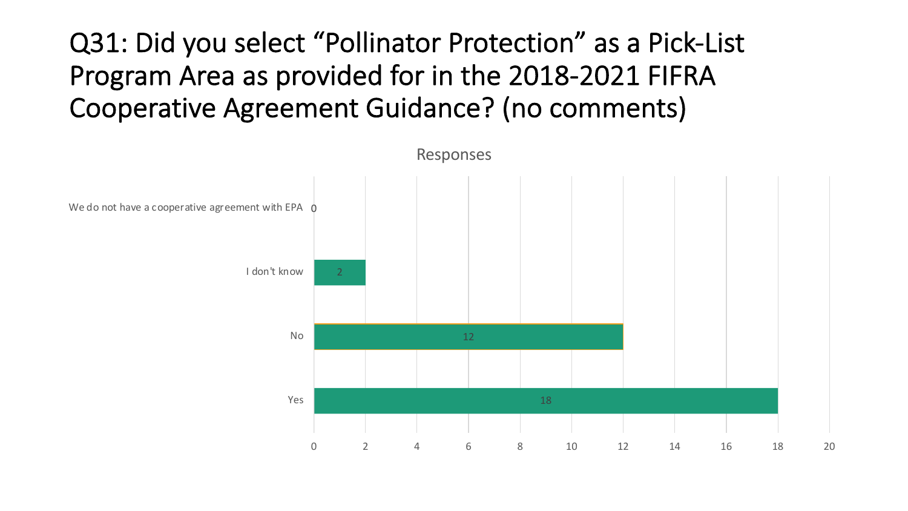# Q31: Did you select "Pollinator Protection" as a Pick-List Program Area as provided for in the 2018-2021 FIFRA Cooperative Agreement Guidance? (no comments)

Responses

| Response | Count |
|---|---|
| We do not have a cooperative agreement with EPA | 0 |
| I don't know | 2 |
| No | 12 |
| Yes | 18 |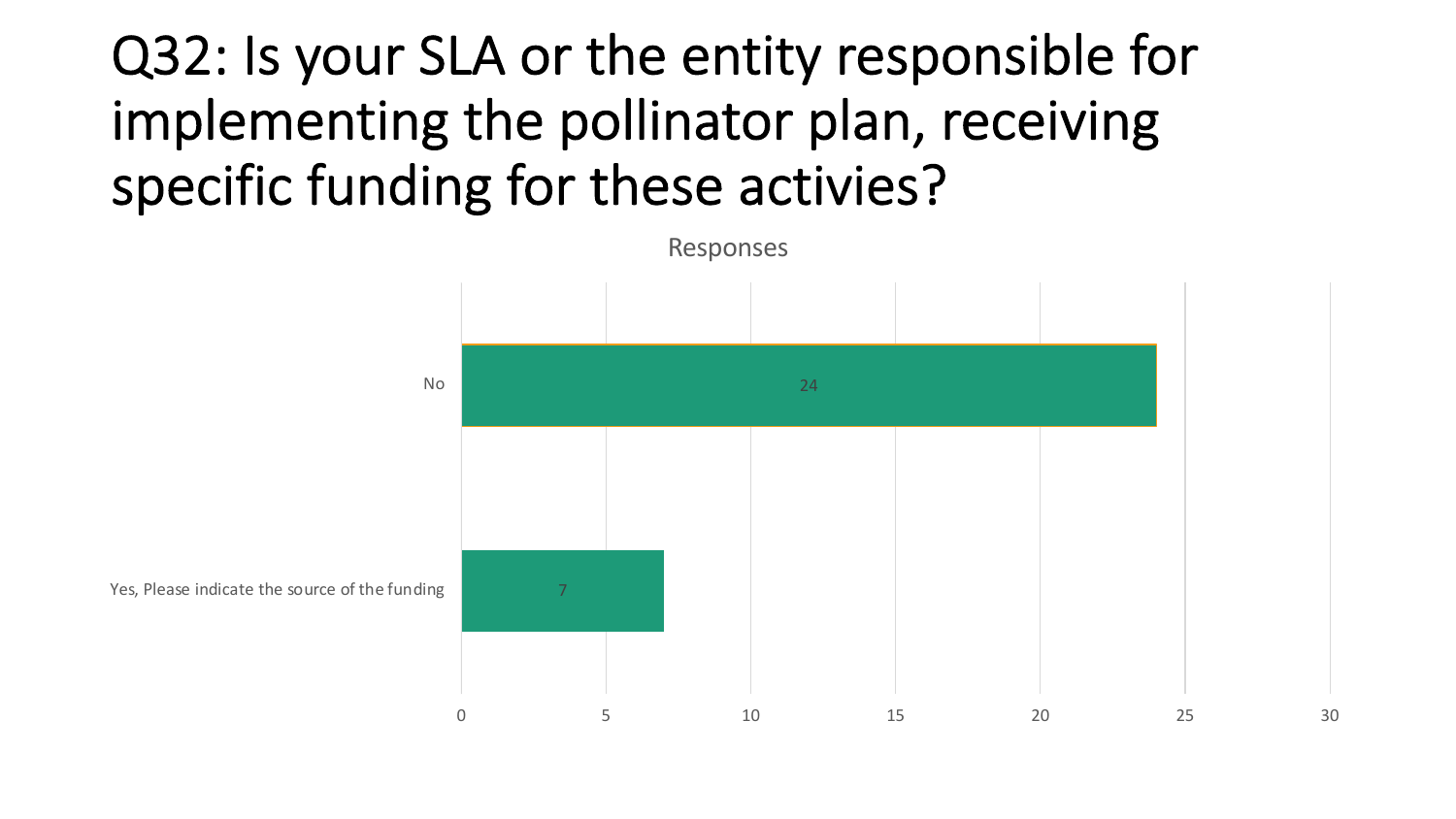# Q32: Is your SLA or the entity responsible for implementing the pollinator plan, receiving specific funding for these activities?

Responses

| Response | Count |
|---|---|
| No | 24 |
| Yes, Please indicate the source of the funding | 7 |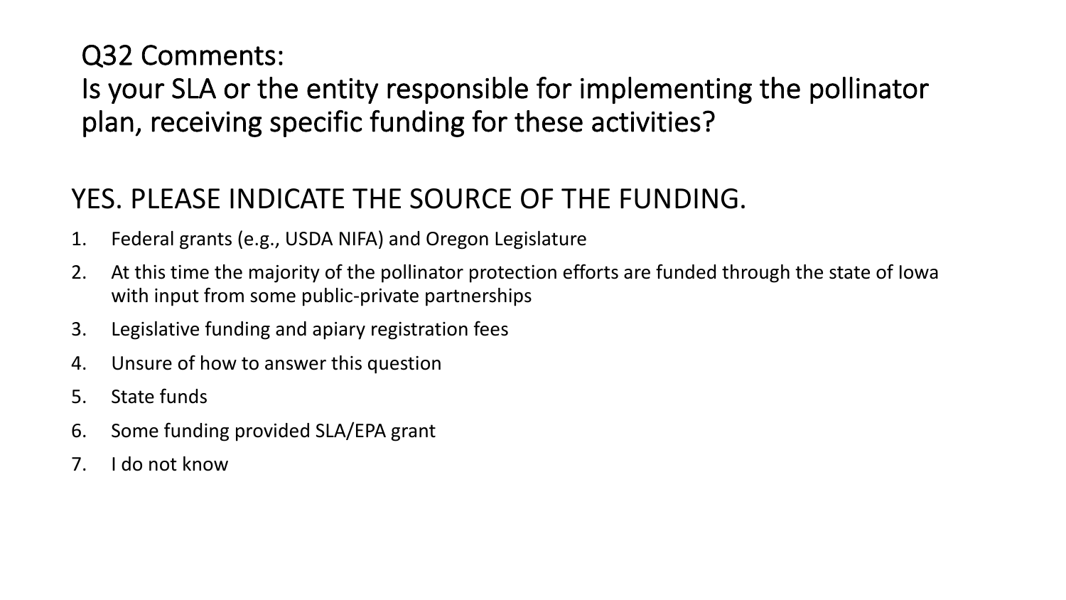# Q32 Comments:
# Is your SLA or the entity responsible for implementing the pollinator plan, receiving specific funding for these activities?

## YES. PLEASE INDICATE THE SOURCE OF THE FUNDING.

1. Federal grants (e.g., USDA NIFA) and Oregon Legislature
2. At this time the majority of the pollinator protection efforts are funded through the state of Iowa with input from some public-private partnerships
3. Legislative funding and apiary registration fees
4. Unsure of how to answer this question
5. State funds
6. Some funding provided SLA/EPA grant
7. I do not know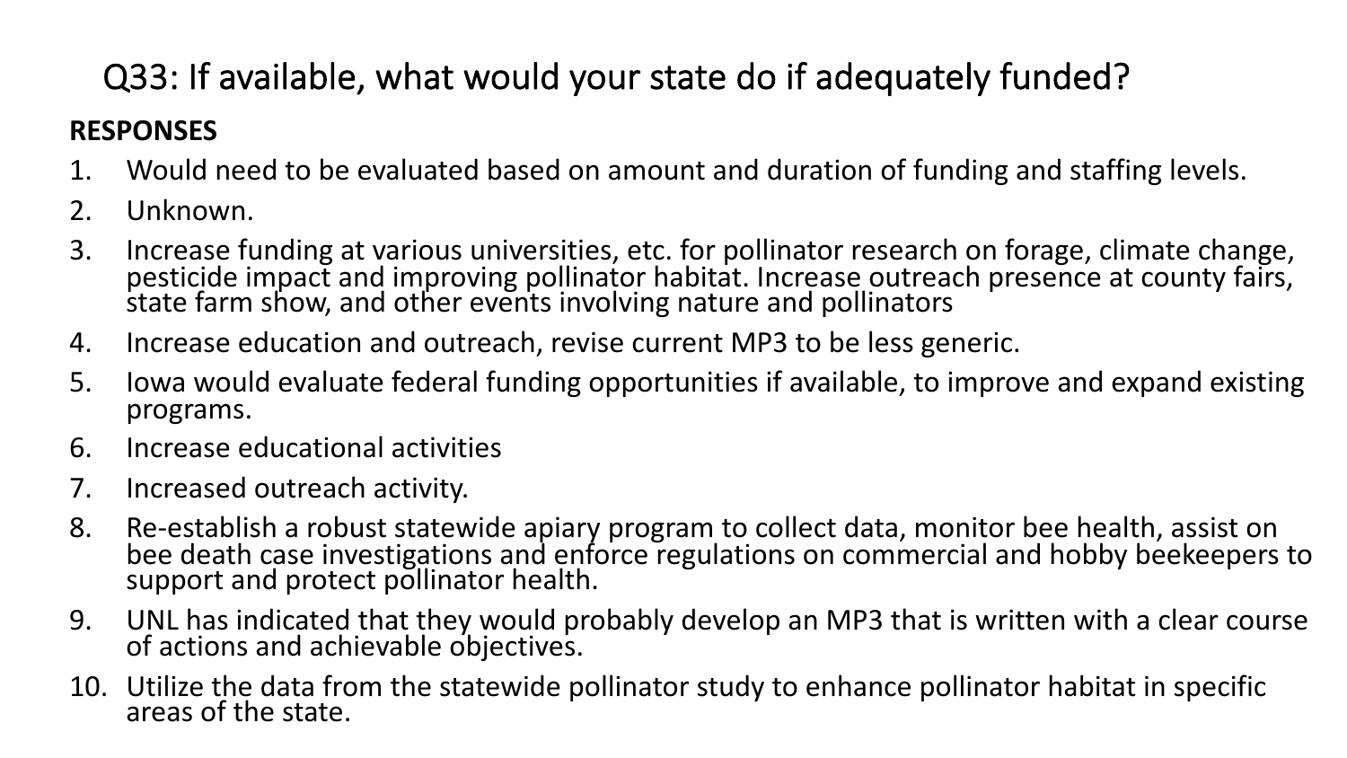# Q33: If available, what would your state do if adequately funded?

**RESPONSES**

1. Would need to be evaluated based on amount and duration of funding and staffing levels.
2. Unknown.
3. Increase funding at various universities, etc. for pollinator research on forage, climate change, pesticide impact and improving pollinator habitat. Increase outreach presence at county fairs, state farm show, and other events involving nature and pollinators
4. Increase education and outreach, revise current MP3 to be less generic.
5. Iowa would evaluate federal funding opportunities if available, to improve and expand existing programs.
6. Increase educational activities
7. Increased outreach activity.
8. Re-establish a robust statewide apiary program to collect data, monitor bee health, assist on bee death case investigations and enforce regulations on commercial and hobby beekeepers to support and protect pollinator health.
9. UNL has indicated that they would probably develop an MP3 that is written with a clear course of actions and achievable objectives.
10. Utilize the data from the statewide pollinator study to enhance pollinator habitat in specific areas of the state.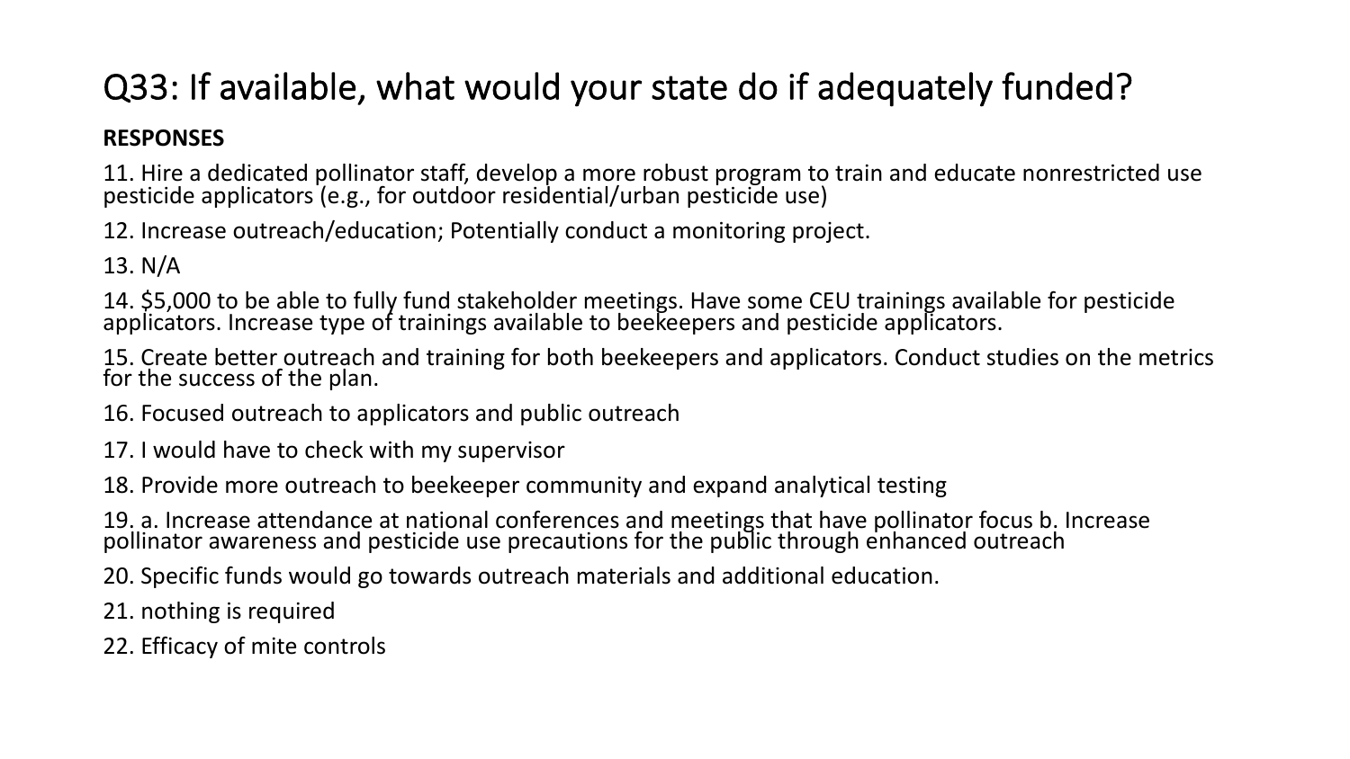# Q33: If available, what would your state do if adequately funded?

**RESPONSES**

11. Hire a dedicated pollinator staff, develop a more robust program to train and educate nonrestricted use pesticide applicators (e.g., for outdoor residential/urban pesticide use)

12. Increase outreach/education; Potentially conduct a monitoring project.

13. N/A

14. $5,000 to be able to fully fund stakeholder meetings. Have some CEU trainings available for pesticide applicators. Increase type of trainings available to beekeepers and pesticide applicators.

15. Create better outreach and training for both beekeepers and applicators. Conduct studies on the metrics for the success of the plan.

16. Focused outreach to applicators and public outreach

17. I would have to check with my supervisor

18. Provide more outreach to beekeeper community and expand analytical testing

19. a. Increase attendance at national conferences and meetings that have pollinator focus b. Increase pollinator awareness and pesticide use precautions for the public through enhanced outreach

20. Specific funds would go towards outreach materials and additional education.

21. nothing is required

22. Efficacy of mite controls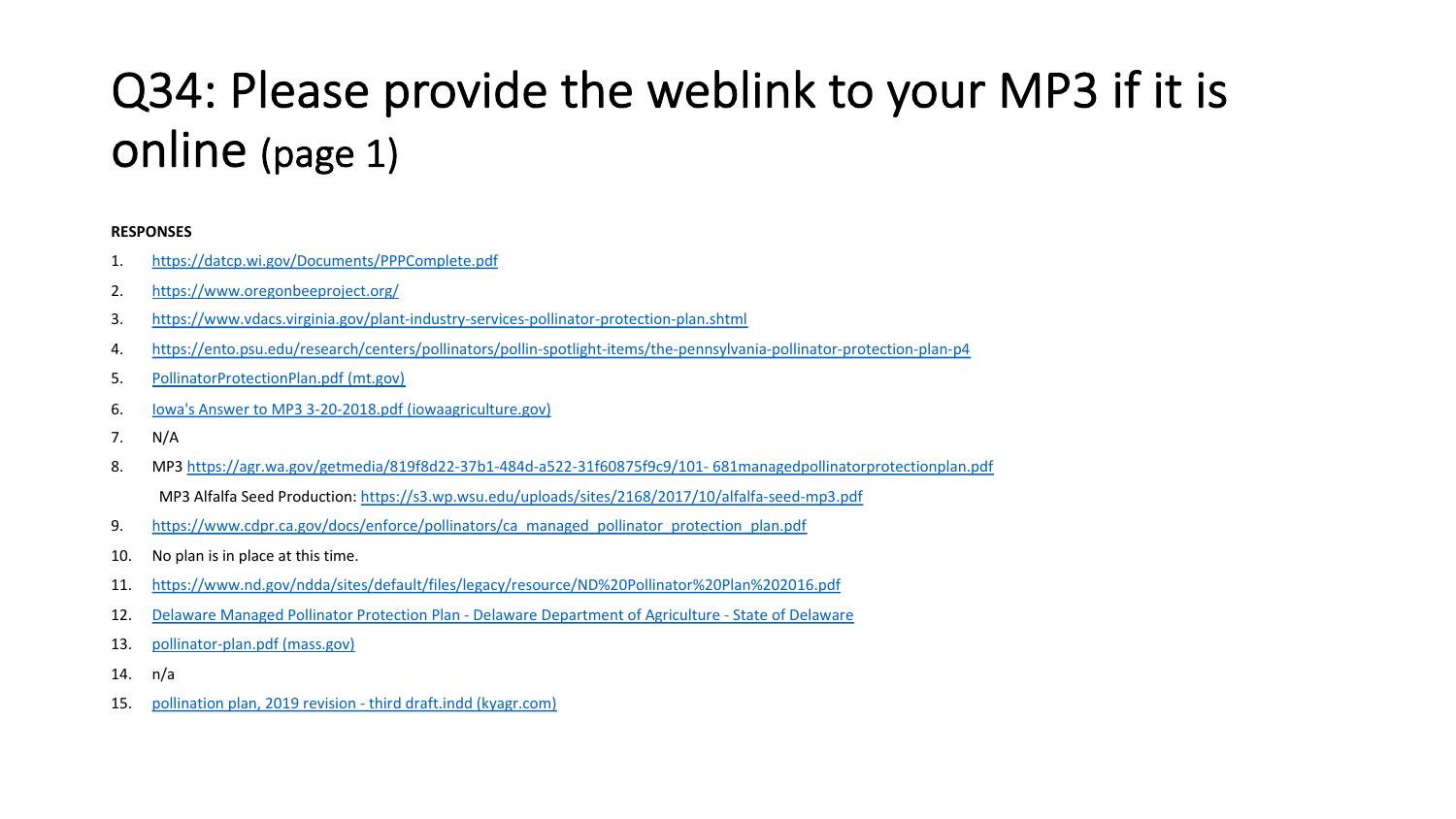# Q34: Please provide the weblink to your MP3 if it is online (page 1)

**RESPONSES**

1. https://datcp.wi.gov/Documents/PPPComplete.pdf
2. https://www.oregonbeeproject.org/
3. https://www.vdacs.virginia.gov/plant-industry-services-pollinator-protection-plan.shtml
4. https://ento.psu.edu/research/centers/pollinators/pollin-spotlight-items/the-pennsylvania-pollinator-protection-plan-p4
5. PollinatorProtectionPlan.pdf (mt.gov)
6. Iowa's Answer to MP3 3-20-2018.pdf (iowaagriculture.gov)
7. N/A
8. MP3 https://agr.wa.gov/getmedia/819f8d22-37b1-484d-a522-31f60875f9c9/101- 681managedpollinatorprotectionplan.pdf

   MP3 Alfalfa Seed Production: https://s3.wp.wsu.edu/uploads/sites/2168/2017/10/alfalfa-seed-mp3.pdf
9. https://www.cdpr.ca.gov/docs/enforce/pollinators/ca_managed_pollinator_protection_plan.pdf
10. No plan is in place at this time.
11. https://www.nd.gov/ndda/sites/default/files/legacy/resource/ND%20Pollinator%20Plan%202016.pdf
12. Delaware Managed Pollinator Protection Plan - Delaware Department of Agriculture - State of Delaware
13. pollinator-plan.pdf (mass.gov)
14. n/a
15. pollination plan, 2019 revision - third draft.indd (kyagr.com)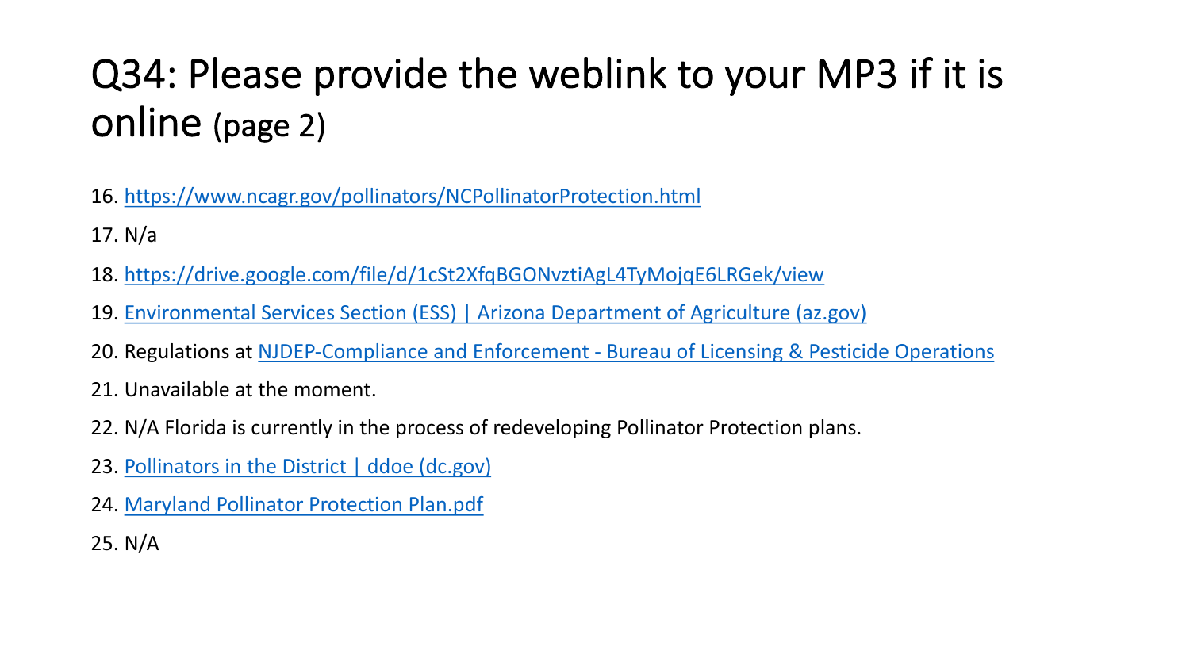# Q34: Please provide the weblink to your MP3 if it is online (page 2)

16. https://www.ncagr.gov/pollinators/NCPollinatorProtection.html

17. N/a

18. https://drive.google.com/file/d/1cSt2XfqBGONvztiAgL4TyMojqE6LRGek/view

19. Environmental Services Section (ESS) | Arizona Department of Agriculture (az.gov)

20. Regulations at NJDEP-Compliance and Enforcement - Bureau of Licensing & Pesticide Operations

21. Unavailable at the moment.

22. N/A Florida is currently in the process of redeveloping Pollinator Protection plans.

23. Pollinators in the District | ddoe (dc.gov)

24. Maryland Pollinator Protection Plan.pdf

25. N/A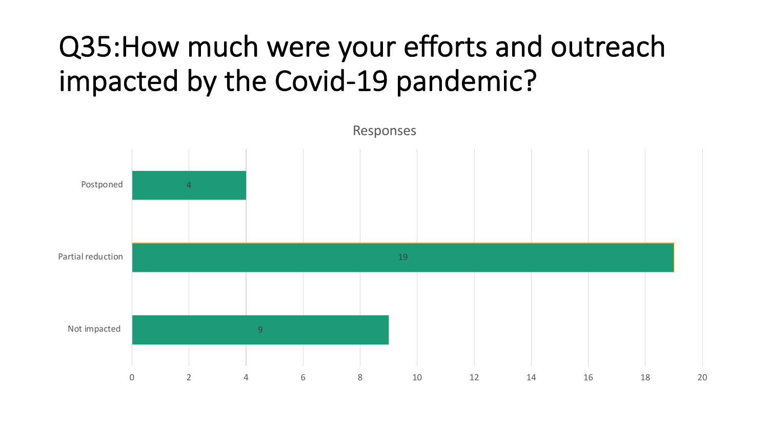# Q35:How much were your efforts and outreach impacted by the Covid-19 pandemic?

Responses

| Response | Count |
|---|---|
| Postponed | 4 |
| Partial reduction | 19 |
| Not impacted | 9 |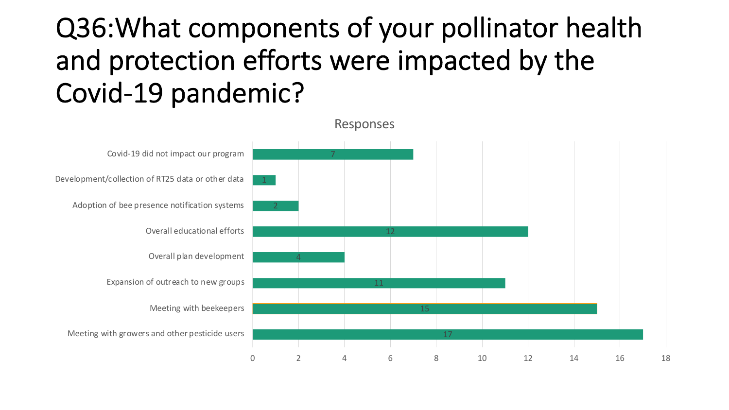# Q36:What components of your pollinator health and protection efforts were impacted by the Covid-19 pandemic?

Responses

| Component | Responses |
|---|---|
| Covid-19 did not impact our program | 7 |
| Development/collection of RT25 data or other data | 1 |
| Adoption of bee presence notification systems | 2 |
| Overall educational efforts | 12 |
| Overall plan development | 4 |
| Expansion of outreach to new groups | 11 |
| Meeting with beekeepers | 15 |
| Meeting with growers and other pesticide users | 17 |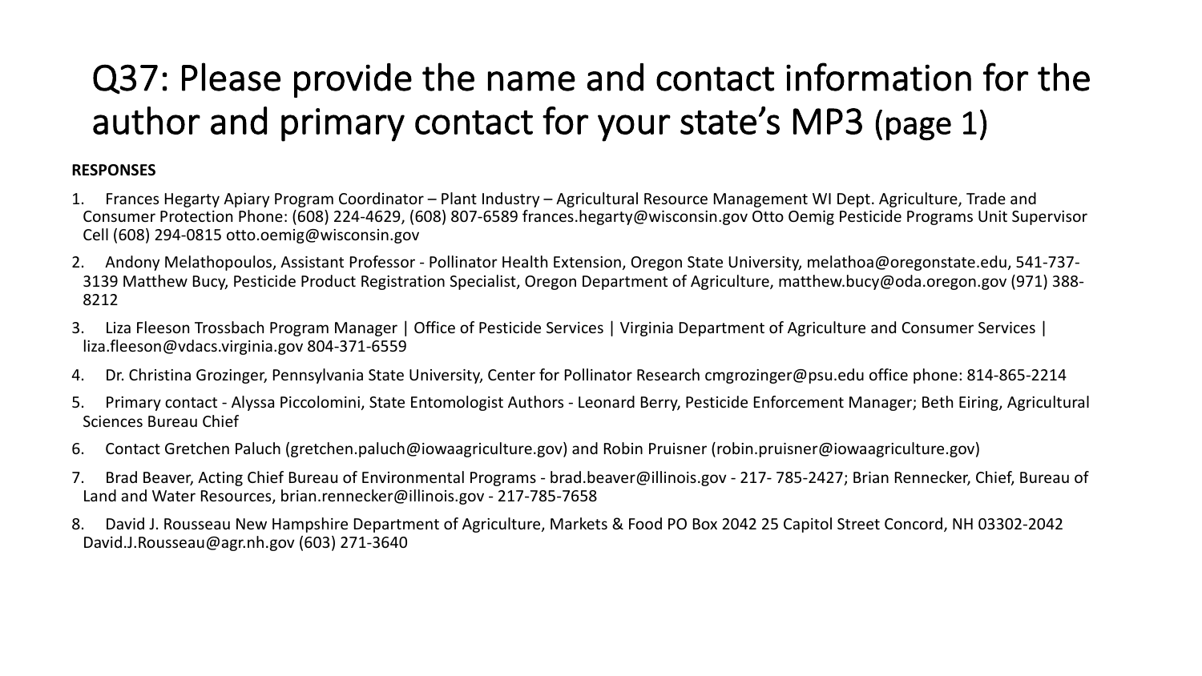# Q37: Please provide the name and contact information for the author and primary contact for your state's MP3 (page 1)

**RESPONSES**

1. Frances Hegarty Apiary Program Coordinator – Plant Industry – Agricultural Resource Management WI Dept. Agriculture, Trade and Consumer Protection Phone: (608) 224-4629, (608) 807-6589 frances.hegarty@wisconsin.gov Otto Oemig Pesticide Programs Unit Supervisor Cell (608) 294-0815 otto.oemig@wisconsin.gov
2. Andony Melathopoulos, Assistant Professor - Pollinator Health Extension, Oregon State University, melathoa@oregonstate.edu, 541-737-3139 Matthew Bucy, Pesticide Product Registration Specialist, Oregon Department of Agriculture, matthew.bucy@oda.oregon.gov (971) 388-8212
3. Liza Fleeson Trossbach Program Manager | Office of Pesticide Services | Virginia Department of Agriculture and Consumer Services | liza.fleeson@vdacs.virginia.gov 804-371-6559
4. Dr. Christina Grozinger, Pennsylvania State University, Center for Pollinator Research cmgrozinger@psu.edu office phone: 814-865-2214
5. Primary contact - Alyssa Piccolomini, State Entomologist Authors - Leonard Berry, Pesticide Enforcement Manager; Beth Eiring, Agricultural Sciences Bureau Chief
6. Contact Gretchen Paluch (gretchen.paluch@iowaagriculture.gov) and Robin Pruisner (robin.pruisner@iowaagriculture.gov)
7. Brad Beaver, Acting Chief Bureau of Environmental Programs - brad.beaver@illinois.gov - 217- 785-2427; Brian Rennecker, Chief, Bureau of Land and Water Resources, brian.rennecker@illinois.gov - 217-785-7658
8. David J. Rousseau New Hampshire Department of Agriculture, Markets & Food PO Box 2042 25 Capitol Street Concord, NH 03302-2042 David.J.Rousseau@agr.nh.gov (603) 271-3640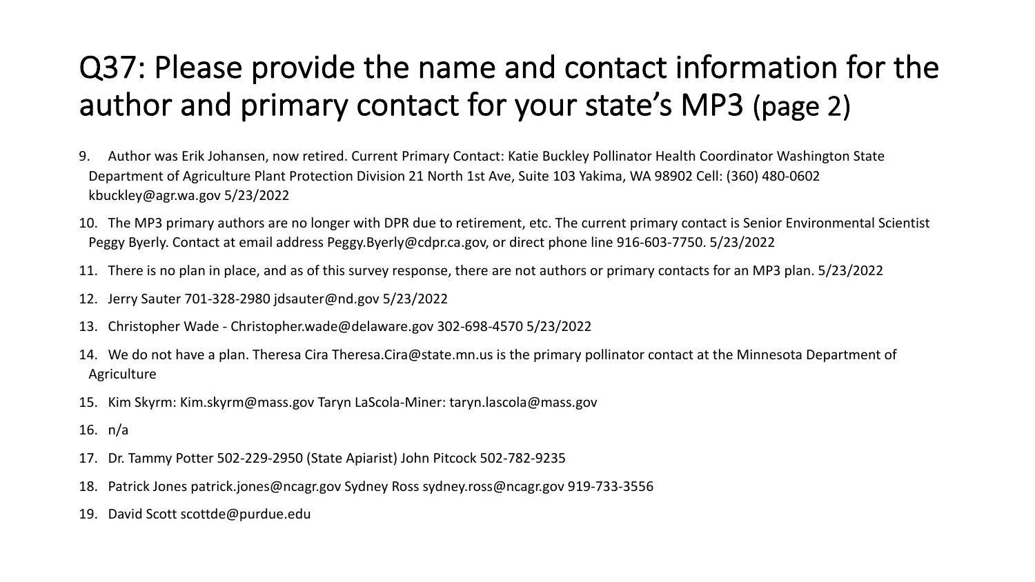# Q37: Please provide the name and contact information for the author and primary contact for your state's MP3 (page 2)

9. Author was Erik Johansen, now retired. Current Primary Contact: Katie Buckley Pollinator Health Coordinator Washington State Department of Agriculture Plant Protection Division 21 North 1st Ave, Suite 103 Yakima, WA 98902 Cell: (360) 480-0602 kbuckley@agr.wa.gov 5/23/2022
10. The MP3 primary authors are no longer with DPR due to retirement, etc. The current primary contact is Senior Environmental Scientist Peggy Byerly. Contact at email address Peggy.Byerly@cdpr.ca.gov, or direct phone line 916-603-7750. 5/23/2022
11. There is no plan in place, and as of this survey response, there are not authors or primary contacts for an MP3 plan. 5/23/2022
12. Jerry Sauter 701-328-2980 jdsauter@nd.gov 5/23/2022
13. Christopher Wade - Christopher.wade@delaware.gov 302-698-4570 5/23/2022
14. We do not have a plan. Theresa Cira Theresa.Cira@state.mn.us is the primary pollinator contact at the Minnesota Department of Agriculture
15. Kim Skyrm: Kim.skyrm@mass.gov Taryn LaScola-Miner: taryn.lascola@mass.gov
16. n/a
17. Dr. Tammy Potter 502-229-2950 (State Apiarist) John Pitcock 502-782-9235
18. Patrick Jones patrick.jones@ncagr.gov Sydney Ross sydney.ross@ncagr.gov 919-733-3556
19. David Scott scottde@purdue.edu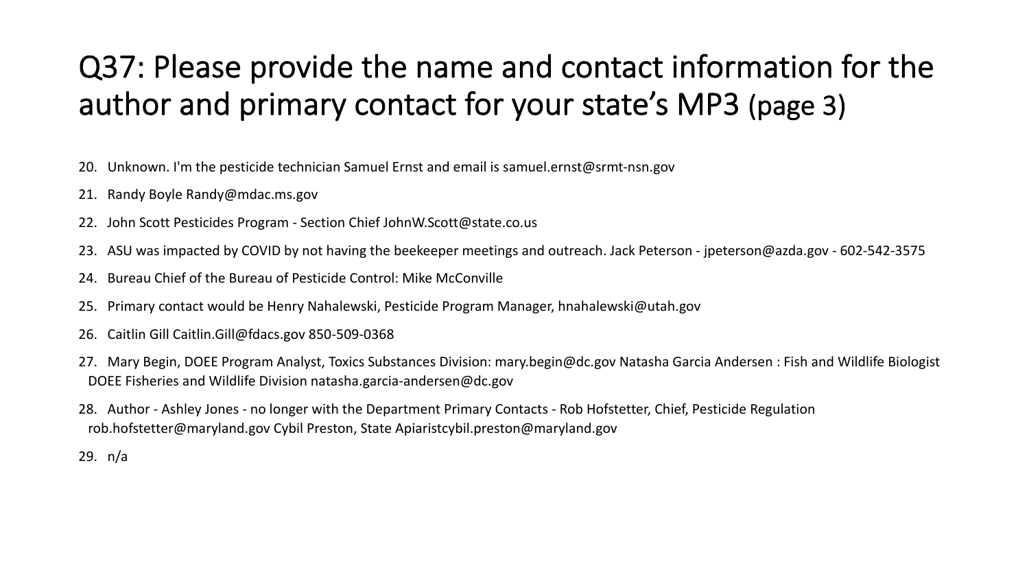# Q37: Please provide the name and contact information for the author and primary contact for your state's MP3 (page 3)

20. Unknown. I'm the pesticide technician Samuel Ernst and email is samuel.ernst@srmt-nsn.gov
21. Randy Boyle Randy@mdac.ms.gov
22. John Scott Pesticides Program - Section Chief JohnW.Scott@state.co.us
23. ASU was impacted by COVID by not having the beekeeper meetings and outreach. Jack Peterson - jpeterson@azda.gov - 602-542-3575
24. Bureau Chief of the Bureau of Pesticide Control: Mike McConville
25. Primary contact would be Henry Nahalewski, Pesticide Program Manager, hnahalewski@utah.gov
26. Caitlin Gill Caitlin.Gill@fdacs.gov 850-509-0368
27. Mary Begin, DOEE Program Analyst, Toxics Substances Division: mary.begin@dc.gov Natasha Garcia Andersen : Fish and Wildlife Biologist DOEE Fisheries and Wildlife Division natasha.garcia-andersen@dc.gov
28. Author - Ashley Jones - no longer with the Department Primary Contacts - Rob Hofstetter, Chief, Pesticide Regulation rob.hofstetter@maryland.gov Cybil Preston, State Apiaristcybil.preston@maryland.gov
29. n/a